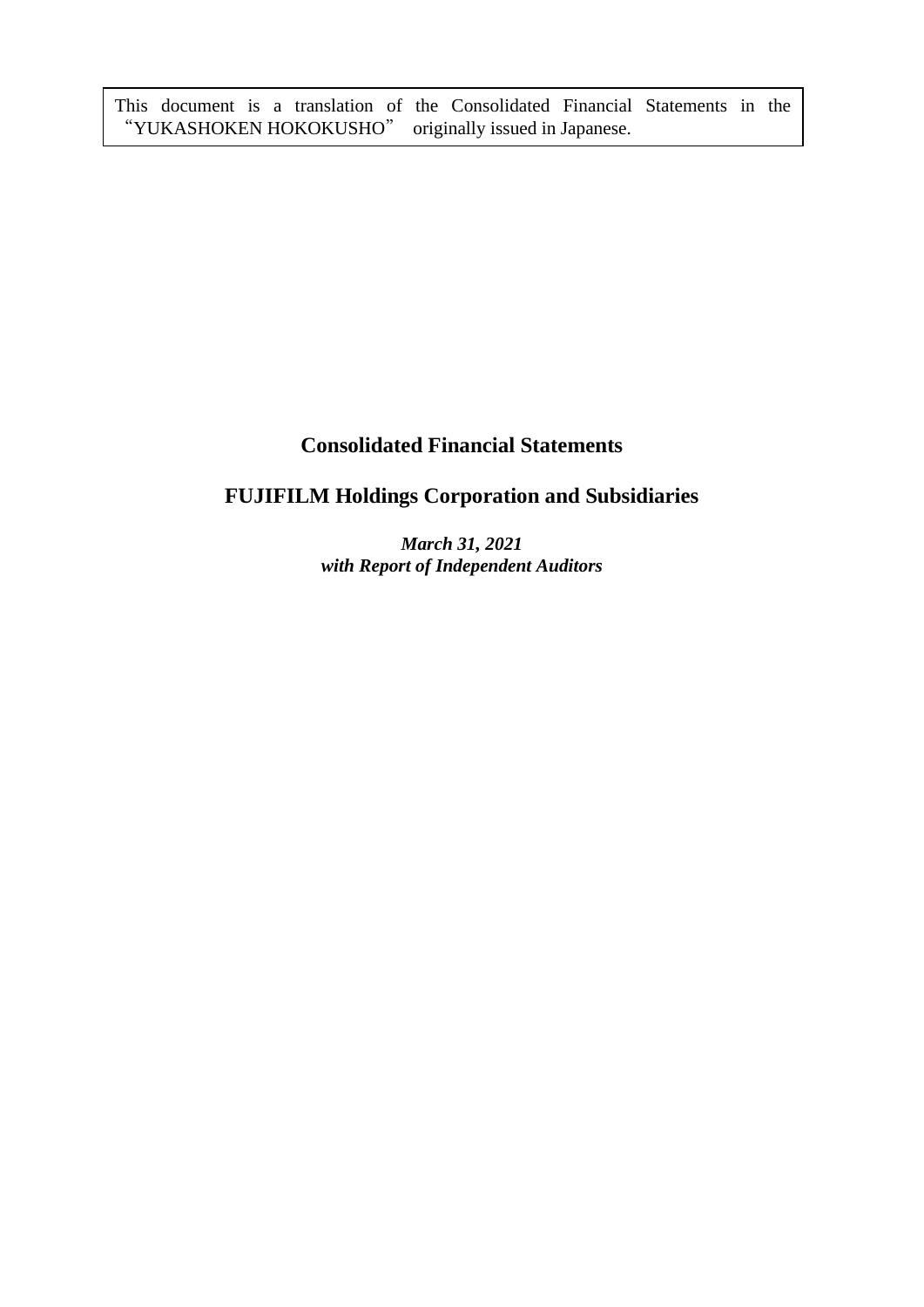This document is a translation of the Consolidated Financial Statements in the "YUKASHOKEN HOKOKUSHO" originally issued in Japanese.

# Consolidated Financial Statements

## FUJIFILM Holdings Corporation and Subsidiaries

***March 31, 2021***
***with Report of Independent Auditors***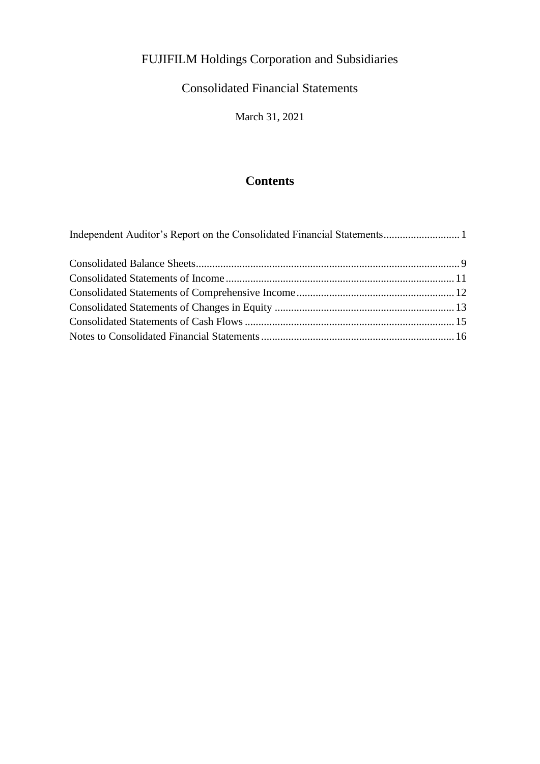FUJIFILM Holdings Corporation and Subsidiaries

Consolidated Financial Statements

March 31, 2021

## Contents

| | |
|---|---|
| Independent Auditor's Report on the Consolidated Financial Statements | 1 |
| Consolidated Balance Sheets | 9 |
| Consolidated Statements of Income | 11 |
| Consolidated Statements of Comprehensive Income | 12 |
| Consolidated Statements of Changes in Equity | 13 |
| Consolidated Statements of Cash Flows | 15 |
| Notes to Consolidated Financial Statements | 16 |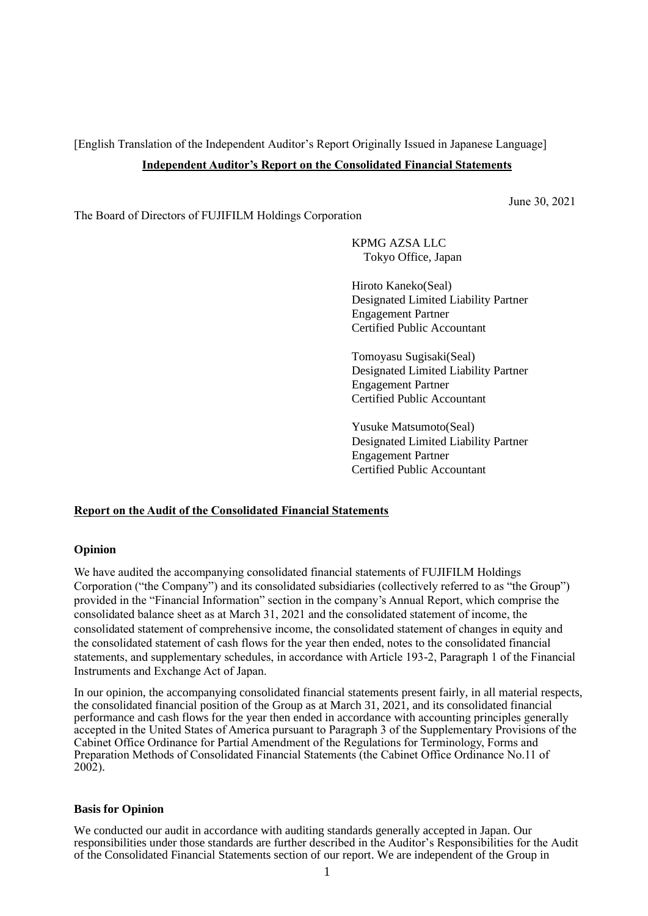[English Translation of the Independent Auditor's Report Originally Issued in Japanese Language]

**Independent Auditor's Report on the Consolidated Financial Statements**

June 30, 2021

The Board of Directors of FUJIFILM Holdings Corporation

KPMG AZSA LLC
Tokyo Office, Japan

Hiroto Kaneko(Seal)
Designated Limited Liability Partner
Engagement Partner
Certified Public Accountant

Tomoyasu Sugisaki(Seal)
Designated Limited Liability Partner
Engagement Partner
Certified Public Accountant

Yusuke Matsumoto(Seal)
Designated Limited Liability Partner
Engagement Partner
Certified Public Accountant

## Report on the Audit of the Consolidated Financial Statements

### Opinion

We have audited the accompanying consolidated financial statements of FUJIFILM Holdings Corporation ("the Company") and its consolidated subsidiaries (collectively referred to as "the Group") provided in the "Financial Information" section in the company's Annual Report, which comprise the consolidated balance sheet as at March 31, 2021 and the consolidated statement of income, the consolidated statement of comprehensive income, the consolidated statement of changes in equity and the consolidated statement of cash flows for the year then ended, notes to the consolidated financial statements, and supplementary schedules, in accordance with Article 193-2, Paragraph 1 of the Financial Instruments and Exchange Act of Japan.

In our opinion, the accompanying consolidated financial statements present fairly, in all material respects, the consolidated financial position of the Group as at March 31, 2021, and its consolidated financial performance and cash flows for the year then ended in accordance with accounting principles generally accepted in the United States of America pursuant to Paragraph 3 of the Supplementary Provisions of the Cabinet Office Ordinance for Partial Amendment of the Regulations for Terminology, Forms and Preparation Methods of Consolidated Financial Statements (the Cabinet Office Ordinance No.11 of 2002).

### Basis for Opinion

We conducted our audit in accordance with auditing standards generally accepted in Japan. Our responsibilities under those standards are further described in the Auditor's Responsibilities for the Audit of the Consolidated Financial Statements section of our report. We are independent of the Group in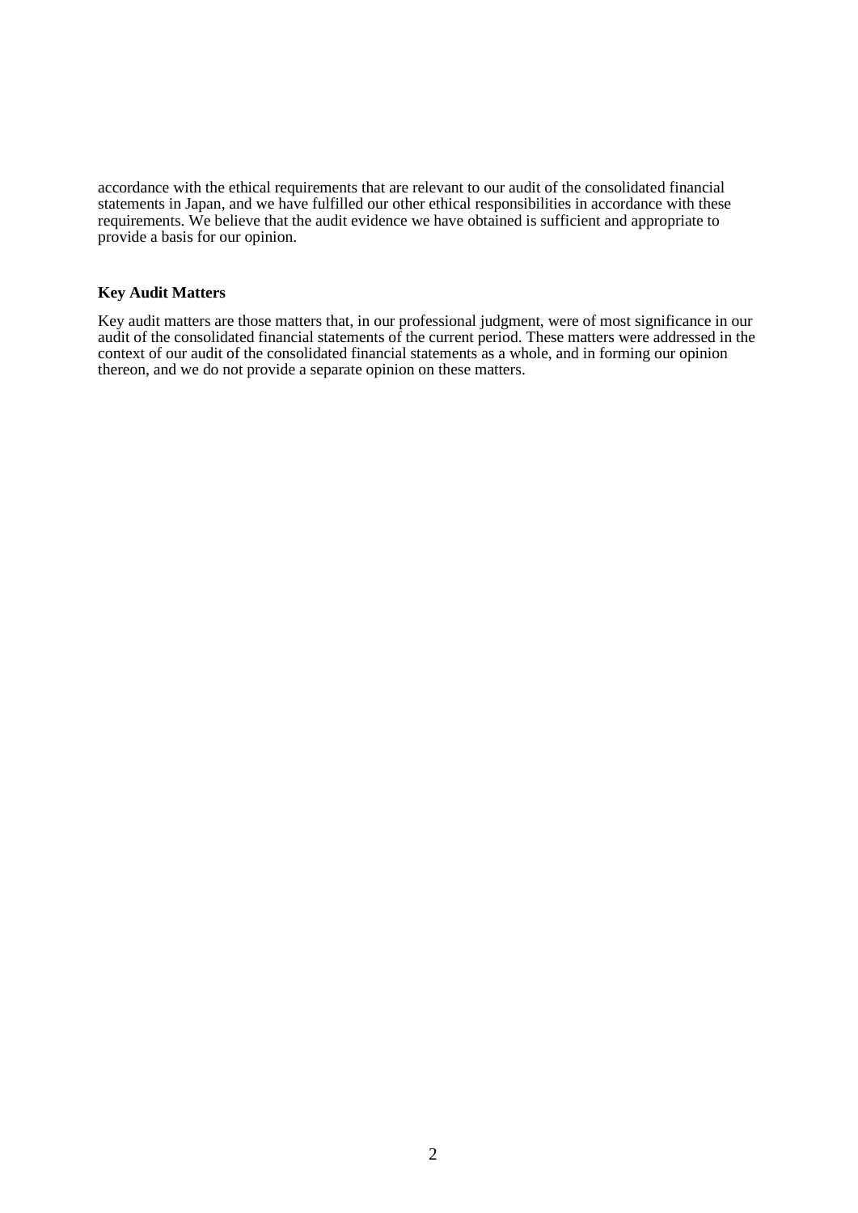accordance with the ethical requirements that are relevant to our audit of the consolidated financial statements in Japan, and we have fulfilled our other ethical responsibilities in accordance with these requirements. We believe that the audit evidence we have obtained is sufficient and appropriate to provide a basis for our opinion.

**Key Audit Matters**

Key audit matters are those matters that, in our professional judgment, were of most significance in our audit of the consolidated financial statements of the current period. These matters were addressed in the context of our audit of the consolidated financial statements as a whole, and in forming our opinion thereon, and we do not provide a separate opinion on these matters.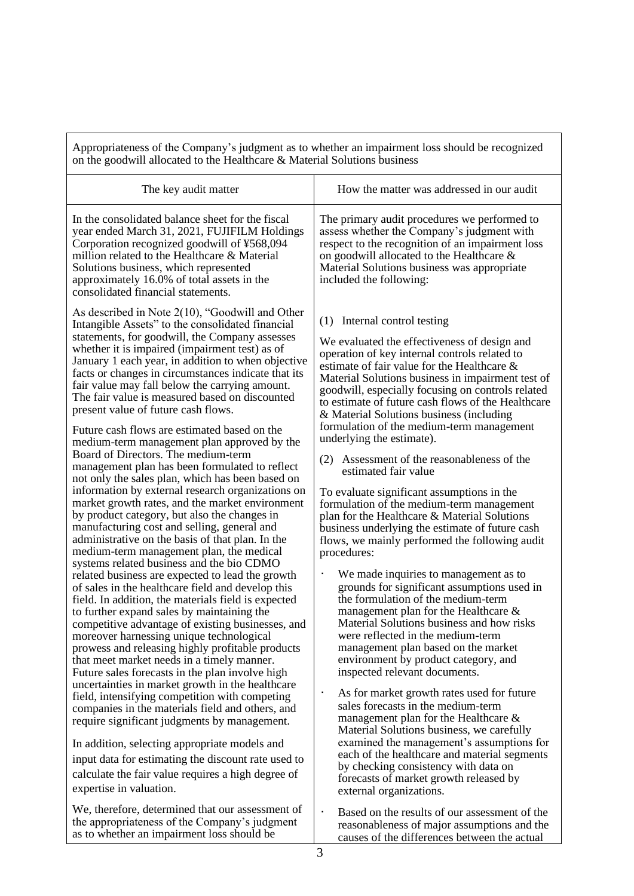| Appropriateness of the Company's judgment as to whether an impairment loss should be recognized on the goodwill allocated to the Healthcare & Material Solutions business | |
|---|---|
| **The key audit matter** | **How the matter was addressed in our audit** |
| In the consolidated balance sheet for the fiscal year ended March 31, 2021, FUJIFILM Holdings Corporation recognized goodwill of ¥568,094 million related to the Healthcare & Material Solutions business, which represented approximately 16.0% of total assets in the consolidated financial statements.<br><br>As described in Note 2(10), "Goodwill and Other Intangible Assets" to the consolidated financial statements, for goodwill, the Company assesses whether it is impaired (impairment test) as of January 1 each year, in addition to when objective facts or changes in circumstances indicate that its fair value may fall below the carrying amount. The fair value is measured based on discounted present value of future cash flows.<br><br>Future cash flows are estimated based on the medium-term management plan approved by the Board of Directors. The medium-term management plan has been formulated to reflect not only the sales plan, which has been based on information by external research organizations on market growth rates, and the market environment by product category, but also the changes in manufacturing cost and selling, general and administrative on the basis of that plan. In the medium-term management plan, the medical systems related business and the bio CDMO related business are expected to lead the growth of sales in the healthcare field and develop this field. In addition, the materials field is expected to further expand sales by maintaining the competitive advantage of existing businesses, and moreover harnessing unique technological prowess and releasing highly profitable products that meet market needs in a timely manner. Future sales forecasts in the plan involve high uncertainties in market growth in the healthcare field, intensifying competition with competing companies in the materials field and others, and require significant judgments by management.<br><br>In addition, selecting appropriate models and input data for estimating the discount rate used to calculate the fair value requires a high degree of expertise in valuation.<br><br>We, therefore, determined that our assessment of the appropriateness of the Company's judgment as to whether an impairment loss should be | The primary audit procedures we performed to assess whether the Company's judgment with respect to the recognition of an impairment loss on goodwill allocated to the Healthcare & Material Solutions business was appropriate included the following:<br><br>(1) Internal control testing<br><br>We evaluated the effectiveness of design and operation of key internal controls related to estimate of fair value for the Healthcare & Material Solutions business in impairment test of goodwill, especially focusing on controls related to estimate of future cash flows of the Healthcare & Material Solutions business (including formulation of the medium-term management underlying the estimate).<br><br>(2) Assessment of the reasonableness of the estimated fair value<br><br>To evaluate significant assumptions in the formulation of the medium-term management plan for the Healthcare & Material Solutions business underlying the estimate of future cash flows, we mainly performed the following audit procedures:<br><br>· We made inquiries to management as to grounds for significant assumptions used in the formulation of the medium-term management plan for the Healthcare & Material Solutions business and how risks were reflected in the medium-term management plan based on the market environment by product category, and inspected relevant documents.<br><br>· As for market growth rates used for future sales forecasts in the medium-term management plan for the Healthcare & Material Solutions business, we carefully examined the management's assumptions for each of the healthcare and material segments by checking consistency with data on forecasts of market growth released by external organizations.<br><br>· Based on the results of our assessment of the reasonableness of major assumptions and the causes of the differences between the actual |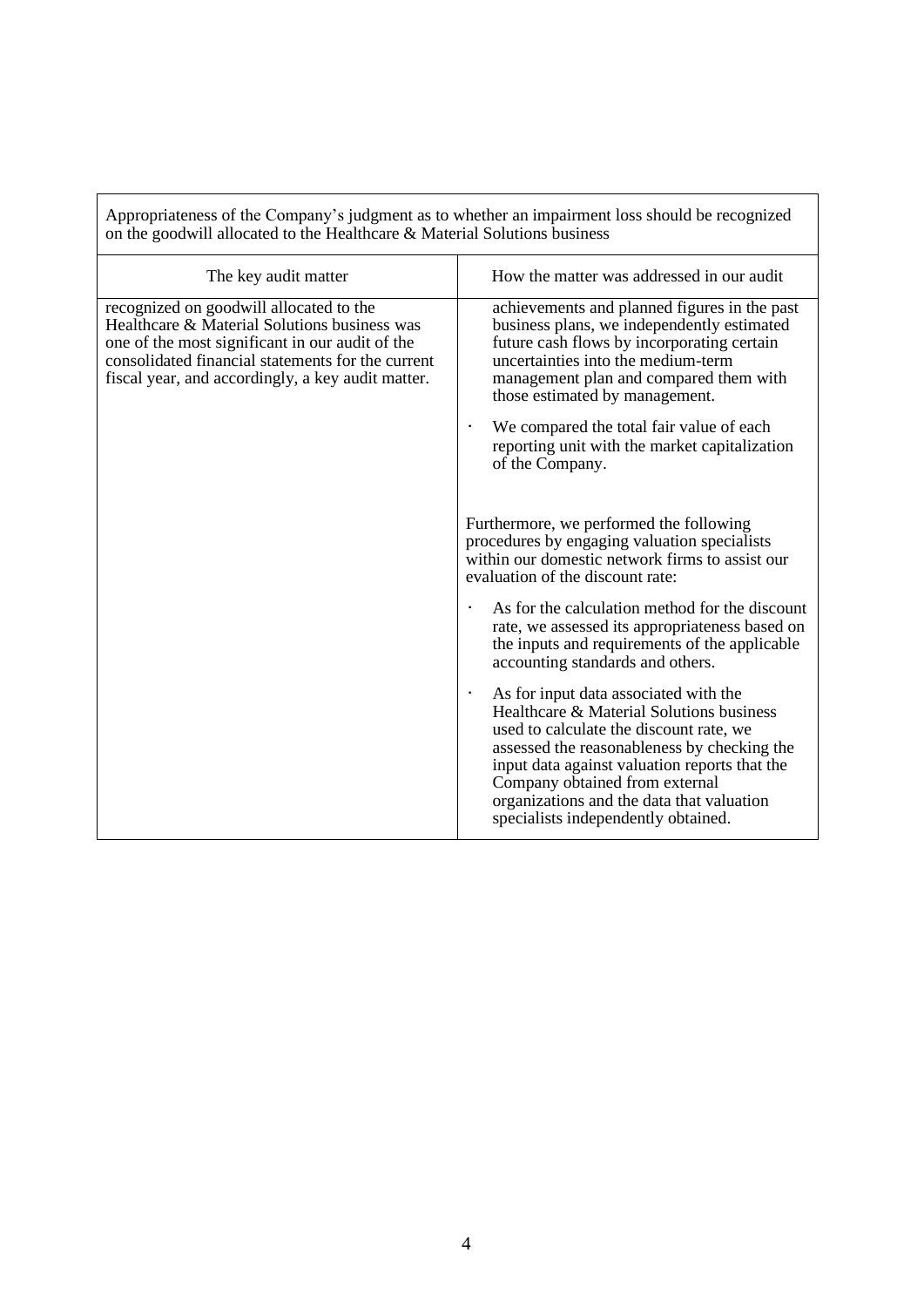| Appropriateness of the Company's judgment as to whether an impairment loss should be recognized on the goodwill allocated to the Healthcare & Material Solutions business | |
| --- | --- |
| The key audit matter | How the matter was addressed in our audit |
| recognized on goodwill allocated to the Healthcare & Material Solutions business was one of the most significant in our audit of the consolidated financial statements for the current fiscal year, and accordingly, a key audit matter. | achievements and planned figures in the past business plans, we independently estimated future cash flows by incorporating certain uncertainties into the medium-term management plan and compared them with those estimated by management.<br><br>・ We compared the total fair value of each reporting unit with the market capitalization of the Company.<br><br>Furthermore, we performed the following procedures by engaging valuation specialists within our domestic network firms to assist our evaluation of the discount rate:<br><br>・ As for the calculation method for the discount rate, we assessed its appropriateness based on the inputs and requirements of the applicable accounting standards and others.<br><br>・ As for input data associated with the Healthcare & Material Solutions business used to calculate the discount rate, we assessed the reasonableness by checking the input data against valuation reports that the Company obtained from external organizations and the data that valuation specialists independently obtained. |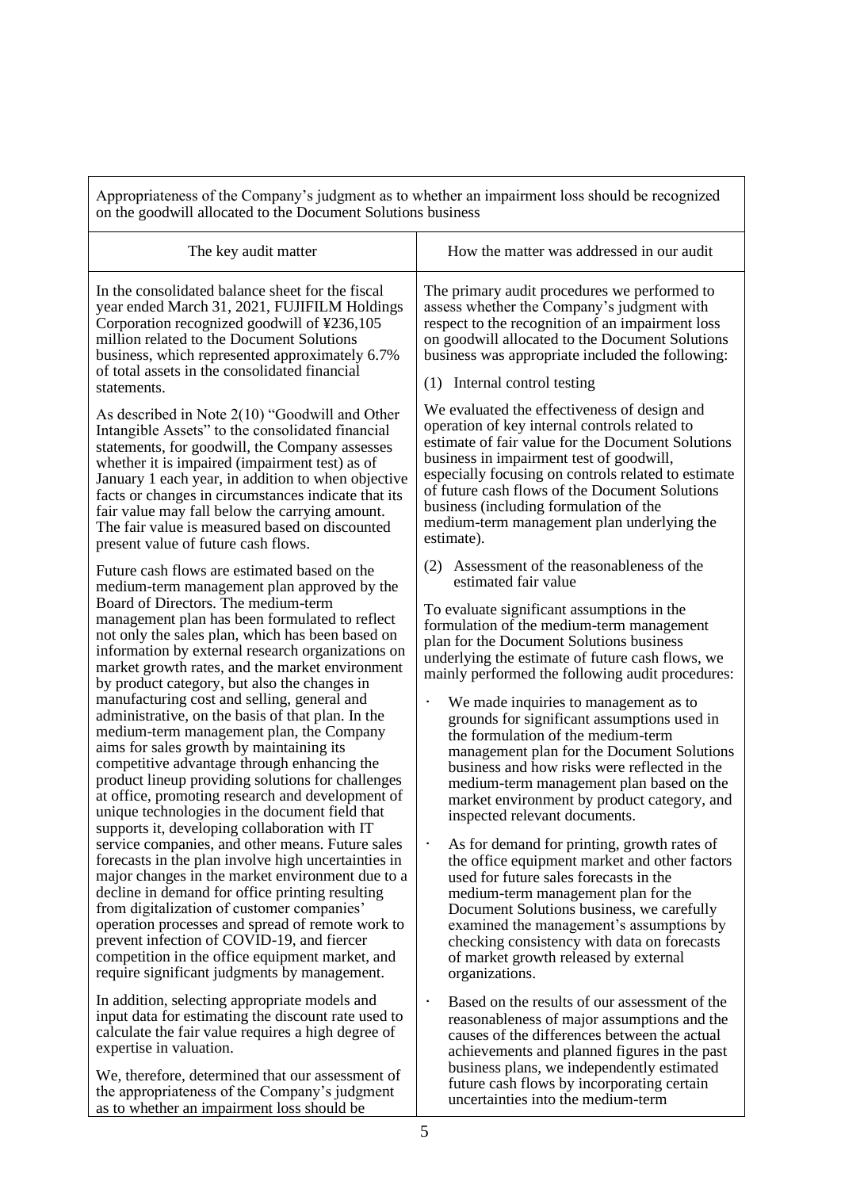| Appropriateness of the Company's judgment as to whether an impairment loss should be recognized on the goodwill allocated to the Document Solutions business | |
|---|---|
| The key audit matter | How the matter was addressed in our audit |
| In the consolidated balance sheet for the fiscal year ended March 31, 2021, FUJIFILM Holdings Corporation recognized goodwill of ¥236,105 million related to the Document Solutions business, which represented approximately 6.7% of total assets in the consolidated financial statements.<br><br>As described in Note 2(10) "Goodwill and Other Intangible Assets" to the consolidated financial statements, for goodwill, the Company assesses whether it is impaired (impairment test) as of January 1 each year, in addition to when objective facts or changes in circumstances indicate that its fair value may fall below the carrying amount. The fair value is measured based on discounted present value of future cash flows.<br><br>Future cash flows are estimated based on the medium-term management plan approved by the Board of Directors. The medium-term management plan has been formulated to reflect not only the sales plan, which has been based on information by external research organizations on market growth rates, and the market environment by product category, but also the changes in manufacturing cost and selling, general and administrative, on the basis of that plan. In the medium-term management plan, the Company aims for sales growth by maintaining its competitive advantage through enhancing the product lineup providing solutions for challenges at office, promoting research and development of unique technologies in the document field that supports it, developing collaboration with IT service companies, and other means. Future sales forecasts in the plan involve high uncertainties in major changes in the market environment due to a decline in demand for office printing resulting from digitalization of customer companies' operation processes and spread of remote work to prevent infection of COVID-19, and fiercer competition in the office equipment market, and require significant judgments by management.<br><br>In addition, selecting appropriate models and input data for estimating the discount rate used to calculate the fair value requires a high degree of expertise in valuation.<br><br>We, therefore, determined that our assessment of the appropriateness of the Company's judgment as to whether an impairment loss should be | The primary audit procedures we performed to assess whether the Company's judgment with respect to the recognition of an impairment loss on goodwill allocated to the Document Solutions business was appropriate included the following:<br><br>(1) Internal control testing<br><br>We evaluated the effectiveness of design and operation of key internal controls related to estimate of fair value for the Document Solutions business in impairment test of goodwill, especially focusing on controls related to estimate of future cash flows of the Document Solutions business (including formulation of the medium-term management plan underlying the estimate).<br><br>(2) Assessment of the reasonableness of the estimated fair value<br><br>To evaluate significant assumptions in the formulation of the medium-term management plan for the Document Solutions business underlying the estimate of future cash flows, we mainly performed the following audit procedures:<br><br>· We made inquiries to management as to grounds for significant assumptions used in the formulation of the medium-term management plan for the Document Solutions business and how risks were reflected in the medium-term management plan based on the market environment by product category, and inspected relevant documents.<br><br>· As for demand for printing, growth rates of the office equipment market and other factors used for future sales forecasts in the medium-term management plan for the Document Solutions business, we carefully examined the management's assumptions by checking consistency with data on forecasts of market growth released by external organizations.<br><br>· Based on the results of our assessment of the reasonableness of major assumptions and the causes of the differences between the actual achievements and planned figures in the past business plans, we independently estimated future cash flows by incorporating certain uncertainties into the medium-term |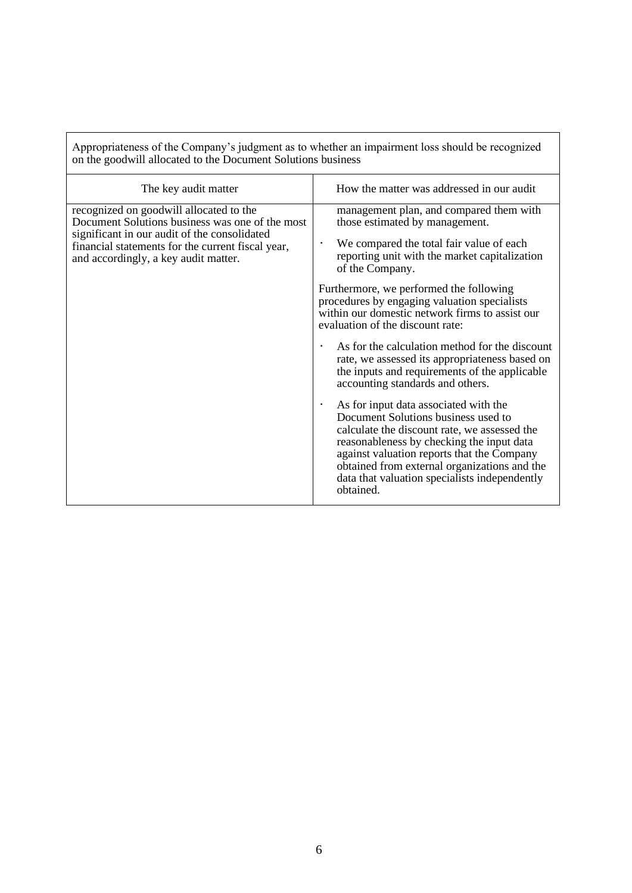| Appropriateness of the Company's judgment as to whether an impairment loss should be recognized on the goodwill allocated to the Document Solutions business | |
| --- | --- |
| The key audit matter | How the matter was addressed in our audit |
| recognized on goodwill allocated to the Document Solutions business was one of the most significant in our audit of the consolidated financial statements for the current fiscal year, and accordingly, a key audit matter. | management plan, and compared them with those estimated by management.<br><br>· We compared the total fair value of each reporting unit with the market capitalization of the Company.<br><br>Furthermore, we performed the following procedures by engaging valuation specialists within our domestic network firms to assist our evaluation of the discount rate:<br><br>· As for the calculation method for the discount rate, we assessed its appropriateness based on the inputs and requirements of the applicable accounting standards and others.<br><br>· As for input data associated with the Document Solutions business used to calculate the discount rate, we assessed the reasonableness by checking the input data against valuation reports that the Company obtained from external organizations and the data that valuation specialists independently obtained. |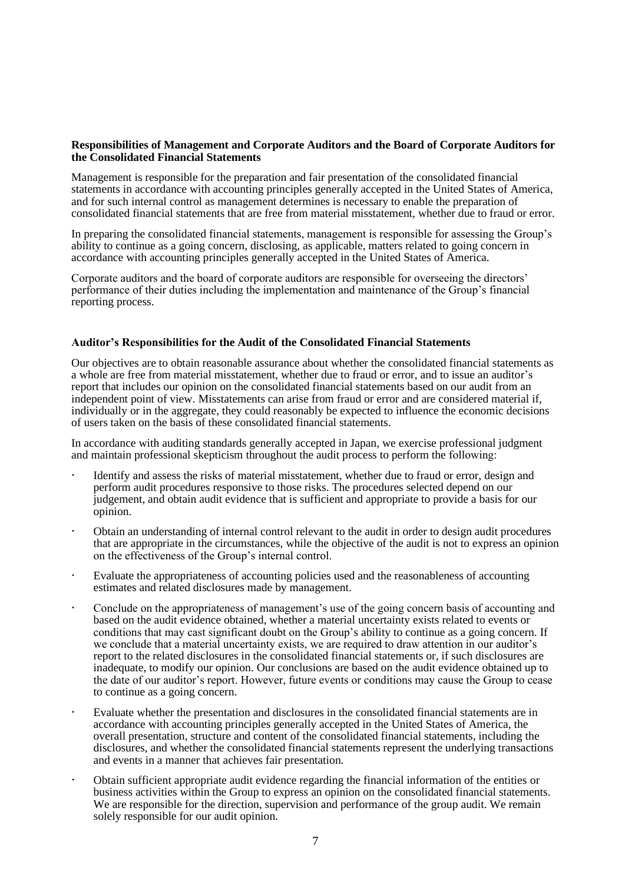**Responsibilities of Management and Corporate Auditors and the Board of Corporate Auditors for the Consolidated Financial Statements**

Management is responsible for the preparation and fair presentation of the consolidated financial statements in accordance with accounting principles generally accepted in the United States of America, and for such internal control as management determines is necessary to enable the preparation of consolidated financial statements that are free from material misstatement, whether due to fraud or error.

In preparing the consolidated financial statements, management is responsible for assessing the Group's ability to continue as a going concern, disclosing, as applicable, matters related to going concern in accordance with accounting principles generally accepted in the United States of America.

Corporate auditors and the board of corporate auditors are responsible for overseeing the directors' performance of their duties including the implementation and maintenance of the Group's financial reporting process.

**Auditor's Responsibilities for the Audit of the Consolidated Financial Statements**

Our objectives are to obtain reasonable assurance about whether the consolidated financial statements as a whole are free from material misstatement, whether due to fraud or error, and to issue an auditor's report that includes our opinion on the consolidated financial statements based on our audit from an independent point of view. Misstatements can arise from fraud or error and are considered material if, individually or in the aggregate, they could reasonably be expected to influence the economic decisions of users taken on the basis of these consolidated financial statements.

In accordance with auditing standards generally accepted in Japan, we exercise professional judgment and maintain professional skepticism throughout the audit process to perform the following:

- Identify and assess the risks of material misstatement, whether due to fraud or error, design and perform audit procedures responsive to those risks. The procedures selected depend on our judgement, and obtain audit evidence that is sufficient and appropriate to provide a basis for our opinion.
- Obtain an understanding of internal control relevant to the audit in order to design audit procedures that are appropriate in the circumstances, while the objective of the audit is not to express an opinion on the effectiveness of the Group's internal control.
- Evaluate the appropriateness of accounting policies used and the reasonableness of accounting estimates and related disclosures made by management.
- Conclude on the appropriateness of management's use of the going concern basis of accounting and based on the audit evidence obtained, whether a material uncertainty exists related to events or conditions that may cast significant doubt on the Group's ability to continue as a going concern. If we conclude that a material uncertainty exists, we are required to draw attention in our auditor's report to the related disclosures in the consolidated financial statements or, if such disclosures are inadequate, to modify our opinion. Our conclusions are based on the audit evidence obtained up to the date of our auditor's report. However, future events or conditions may cause the Group to cease to continue as a going concern.
- Evaluate whether the presentation and disclosures in the consolidated financial statements are in accordance with accounting principles generally accepted in the United States of America, the overall presentation, structure and content of the consolidated financial statements, including the disclosures, and whether the consolidated financial statements represent the underlying transactions and events in a manner that achieves fair presentation.
- Obtain sufficient appropriate audit evidence regarding the financial information of the entities or business activities within the Group to express an opinion on the consolidated financial statements. We are responsible for the direction, supervision and performance of the group audit. We remain solely responsible for our audit opinion.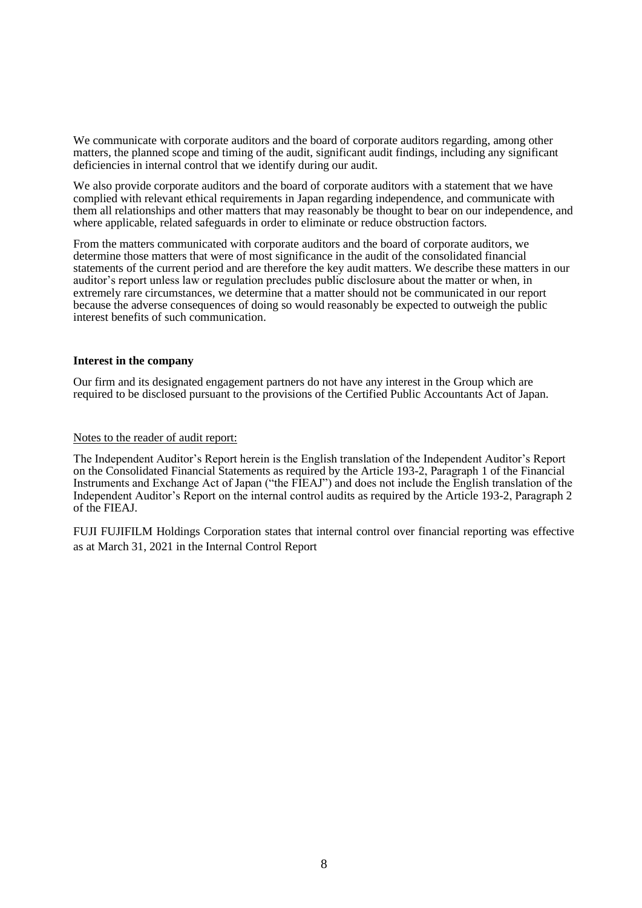We communicate with corporate auditors and the board of corporate auditors regarding, among other matters, the planned scope and timing of the audit, significant audit findings, including any significant deficiencies in internal control that we identify during our audit.

We also provide corporate auditors and the board of corporate auditors with a statement that we have complied with relevant ethical requirements in Japan regarding independence, and communicate with them all relationships and other matters that may reasonably be thought to bear on our independence, and where applicable, related safeguards in order to eliminate or reduce obstruction factors.

From the matters communicated with corporate auditors and the board of corporate auditors, we determine those matters that were of most significance in the audit of the consolidated financial statements of the current period and are therefore the key audit matters. We describe these matters in our auditor's report unless law or regulation precludes public disclosure about the matter or when, in extremely rare circumstances, we determine that a matter should not be communicated in our report because the adverse consequences of doing so would reasonably be expected to outweigh the public interest benefits of such communication.

**Interest in the company**

Our firm and its designated engagement partners do not have any interest in the Group which are required to be disclosed pursuant to the provisions of the Certified Public Accountants Act of Japan.

Notes to the reader of audit report:

The Independent Auditor's Report herein is the English translation of the Independent Auditor's Report on the Consolidated Financial Statements as required by the Article 193-2, Paragraph 1 of the Financial Instruments and Exchange Act of Japan ("the FIEAJ") and does not include the English translation of the Independent Auditor's Report on the internal control audits as required by the Article 193-2, Paragraph 2 of the FIEAJ.

FUJI FUJIFILM Holdings Corporation states that internal control over financial reporting was effective as at March 31, 2021 in the Internal Control Report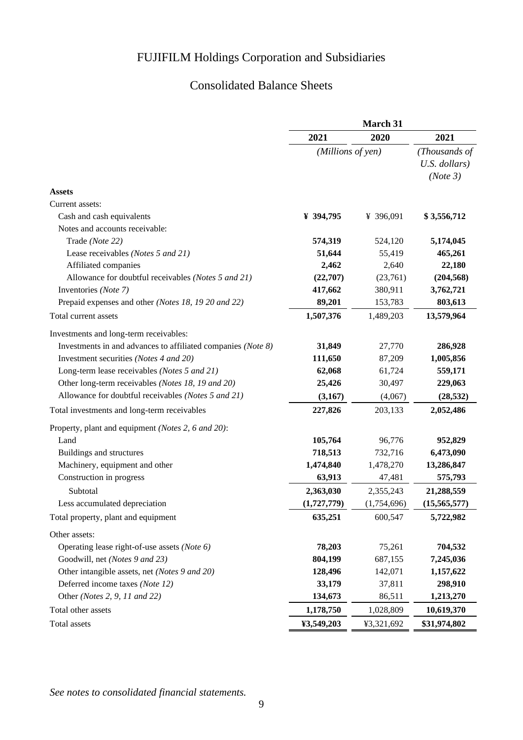# FUJIFILM Holdings Corporation and Subsidiaries

## Consolidated Balance Sheets

| | March 31 | | |
|---|---|---|---|
| | **2021** | **2020** | **2021** |
| | *(Millions of yen)* | | *(Thousands of U.S. dollars) (Note 3)* |
| **Assets** | | | |
| Current assets: | | | |
| Cash and cash equivalents | **¥ 394,795** | ¥ 396,091 | **$ 3,556,712** |
| Notes and accounts receivable: | | | |
| Trade *(Note 22)* | **574,319** | 524,120 | **5,174,045** |
| Lease receivables *(Notes 5 and 21)* | **51,644** | 55,419 | **465,261** |
| Affiliated companies | **2,462** | 2,640 | **22,180** |
| Allowance for doubtful receivables *(Notes 5 and 21)* | **(22,707)** | (23,761) | **(204,568)** |
| Inventories *(Note 7)* | **417,662** | 380,911 | **3,762,721** |
| Prepaid expenses and other *(Notes 18, 19 20 and 22)* | **89,201** | 153,783 | **803,613** |
| Total current assets | **1,507,376** | 1,489,203 | **13,579,964** |
| Investments and long-term receivables: | | | |
| Investments in and advances to affiliated companies *(Note 8)* | **31,849** | 27,770 | **286,928** |
| Investment securities *(Notes 4 and 20)* | **111,650** | 87,209 | **1,005,856** |
| Long-term lease receivables *(Notes 5 and 21)* | **62,068** | 61,724 | **559,171** |
| Other long-term receivables *(Notes 18, 19 and 20)* | **25,426** | 30,497 | **229,063** |
| Allowance for doubtful receivables *(Notes 5 and 21)* | **(3,167)** | (4,067) | **(28,532)** |
| Total investments and long-term receivables | **227,826** | 203,133 | **2,052,486** |
| Property, plant and equipment *(Notes 2, 6 and 20)*: | | | |
| Land | **105,764** | 96,776 | **952,829** |
| Buildings and structures | **718,513** | 732,716 | **6,473,090** |
| Machinery, equipment and other | **1,474,840** | 1,478,270 | **13,286,847** |
| Construction in progress | **63,913** | 47,481 | **575,793** |
| Subtotal | **2,363,030** | 2,355,243 | **21,288,559** |
| Less accumulated depreciation | **(1,727,779)** | (1,754,696) | **(15,565,577)** |
| Total property, plant and equipment | **635,251** | 600,547 | **5,722,982** |
| Other assets: | | | |
| Operating lease right-of-use assets *(Note 6)* | **78,203** | 75,261 | **704,532** |
| Goodwill, net *(Notes 9 and 23)* | **804,199** | 687,155 | **7,245,036** |
| Other intangible assets, net *(Notes 9 and 20)* | **128,496** | 142,071 | **1,157,622** |
| Deferred income taxes *(Note 12)* | **33,179** | 37,811 | **298,910** |
| Other *(Notes 2, 9, 11 and 22)* | **134,673** | 86,511 | **1,213,270** |
| Total other assets | **1,178,750** | 1,028,809 | **10,619,370** |
| Total assets | **¥3,549,203** | ¥3,321,692 | **$31,974,802** |

*See notes to consolidated financial statements.*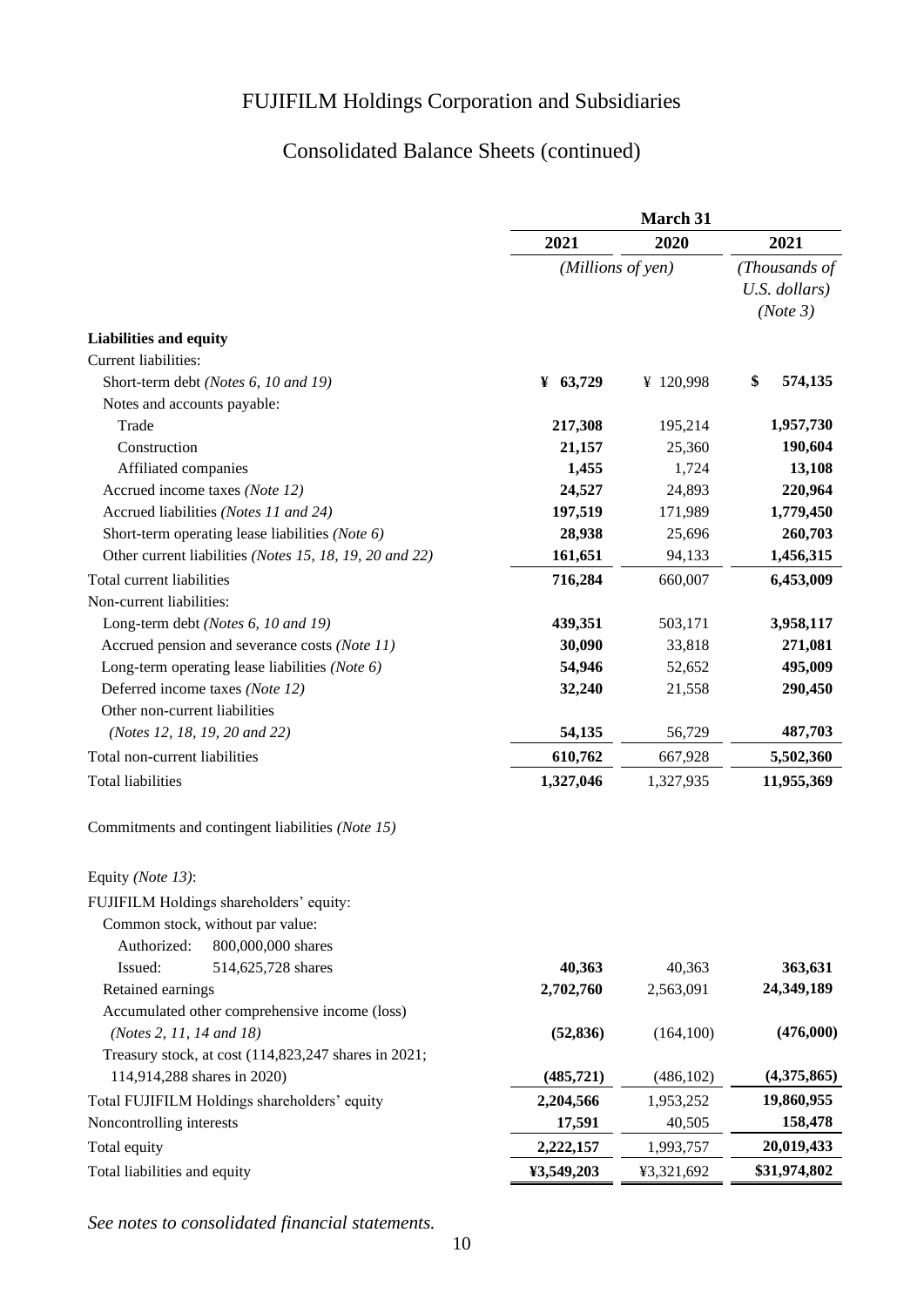# FUJIFILM Holdings Corporation and Subsidiaries

## Consolidated Balance Sheets (continued)

| | March 31 | | |
|---|---|---|---|
| | 2021 | 2020 | 2021 |
| | *(Millions of yen)* | | *(Thousands of U.S. dollars) (Note 3)* |
| **Liabilities and equity** | | | |
| Current liabilities: | | | |
| Short-term debt *(Notes 6, 10 and 19)* | **¥ 63,729** | ¥ 120,998 | **$ 574,135** |
| Notes and accounts payable: | | | |
| Trade | **217,308** | 195,214 | **1,957,730** |
| Construction | **21,157** | 25,360 | **190,604** |
| Affiliated companies | **1,455** | 1,724 | **13,108** |
| Accrued income taxes *(Note 12)* | **24,527** | 24,893 | **220,964** |
| Accrued liabilities *(Notes 11 and 24)* | **197,519** | 171,989 | **1,779,450** |
| Short-term operating lease liabilities *(Note 6)* | **28,938** | 25,696 | **260,703** |
| Other current liabilities *(Notes 15, 18, 19, 20 and 22)* | **161,651** | 94,133 | **1,456,315** |
| Total current liabilities | **716,284** | 660,007 | **6,453,009** |
| Non-current liabilities: | | | |
| Long-term debt *(Notes 6, 10 and 19)* | **439,351** | 503,171 | **3,958,117** |
| Accrued pension and severance costs *(Note 11)* | **30,090** | 33,818 | **271,081** |
| Long-term operating lease liabilities *(Note 6)* | **54,946** | 52,652 | **495,009** |
| Deferred income taxes *(Note 12)* | **32,240** | 21,558 | **290,450** |
| Other non-current liabilities *(Notes 12, 18, 19, 20 and 22)* | **54,135** | 56,729 | **487,703** |
| Total non-current liabilities | **610,762** | 667,928 | **5,502,360** |
| Total liabilities | **1,327,046** | 1,327,935 | **11,955,369** |
| | | | |
| Commitments and contingent liabilities *(Note 15)* | | | |
| | | | |
| Equity *(Note 13)*: | | | |
| FUJIFILM Holdings shareholders' equity: | | | |
| Common stock, without par value: | | | |
| Authorized: 800,000,000 shares | | | |
| Issued: 514,625,728 shares | **40,363** | 40,363 | **363,631** |
| Retained earnings | **2,702,760** | 2,563,091 | **24,349,189** |
| Accumulated other comprehensive income (loss) *(Notes 2, 11, 14 and 18)* | **(52,836)** | (164,100) | **(476,000)** |
| Treasury stock, at cost (114,823,247 shares in 2021; 114,914,288 shares in 2020) | **(485,721)** | (486,102) | **(4,375,865)** |
| Total FUJIFILM Holdings shareholders' equity | **2,204,566** | 1,953,252 | **19,860,955** |
| Noncontrolling interests | **17,591** | 40,505 | **158,478** |
| Total equity | **2,222,157** | 1,993,757 | **20,019,433** |
| Total liabilities and equity | **¥3,549,203** | ¥3,321,692 | **$31,974,802** |

*See notes to consolidated financial statements.*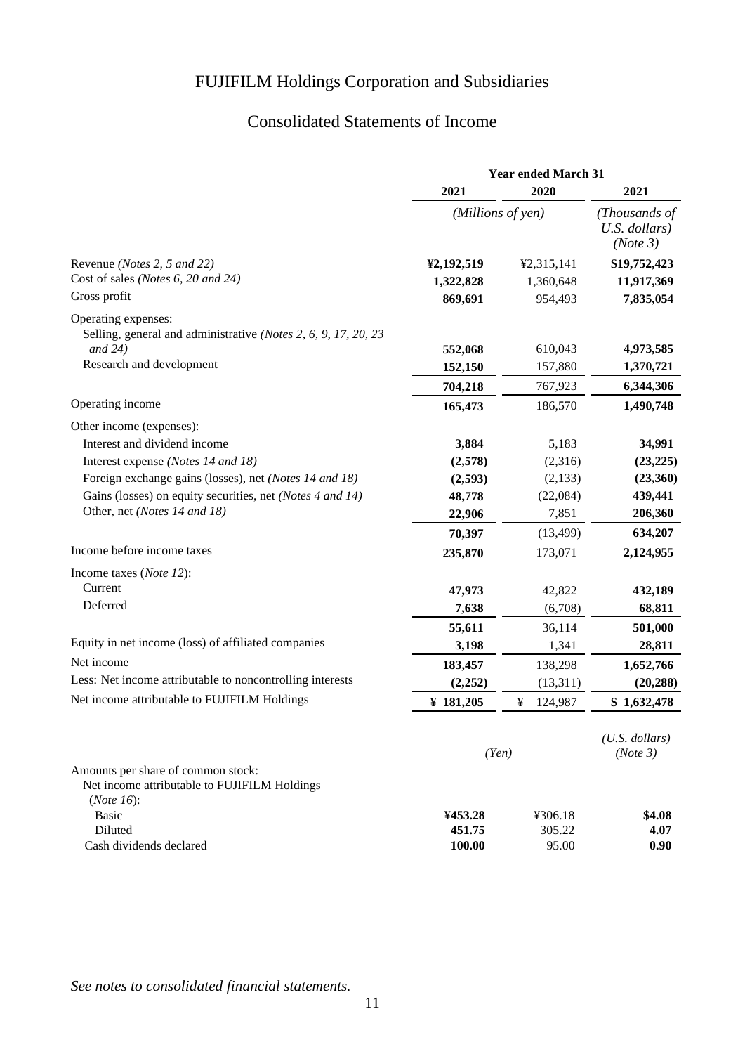# FUJIFILM Holdings Corporation and Subsidiaries

## Consolidated Statements of Income

| | Year ended March 31 | | |
|---|---|---|---|
| | **2021** | **2020** | **2021** |
| | *(Millions of yen)* | | *(Thousands of U.S. dollars) (Note 3)* |
| Revenue *(Notes 2, 5 and 22)* | **¥2,192,519** | ¥2,315,141 | **$19,752,423** |
| Cost of sales *(Notes 6, 20 and 24)* | **1,322,828** | 1,360,648 | **11,917,369** |
| Gross profit | **869,691** | 954,493 | **7,835,054** |
| Operating expenses: | | | |
| Selling, general and administrative *(Notes 2, 6, 9, 17, 20, 23 and 24)* | **552,068** | 610,043 | **4,973,585** |
| Research and development | **152,150** | 157,880 | **1,370,721** |
| | **704,218** | 767,923 | **6,344,306** |
| Operating income | **165,473** | 186,570 | **1,490,748** |
| Other income (expenses): | | | |
| Interest and dividend income | **3,884** | 5,183 | **34,991** |
| Interest expense *(Notes 14 and 18)* | **(2,578)** | (2,316) | **(23,225)** |
| Foreign exchange gains (losses), net *(Notes 14 and 18)* | **(2,593)** | (2,133) | **(23,360)** |
| Gains (losses) on equity securities, net *(Notes 4 and 14)* | **48,778** | (22,084) | **439,441** |
| Other, net *(Notes 14 and 18)* | **22,906** | 7,851 | **206,360** |
| | **70,397** | (13,499) | **634,207** |
| Income before income taxes | **235,870** | 173,071 | **2,124,955** |
| Income taxes (*Note 12*): | | | |
| Current | **47,973** | 42,822 | **432,189** |
| Deferred | **7,638** | (6,708) | **68,811** |
| | **55,611** | 36,114 | **501,000** |
| Equity in net income (loss) of affiliated companies | **3,198** | 1,341 | **28,811** |
| Net income | **183,457** | 138,298 | **1,652,766** |
| Less: Net income attributable to noncontrolling interests | **(2,252)** | (13,311) | **(20,288)** |
| Net income attributable to FUJIFILM Holdings | **¥ 181,205** | ¥ 124,987 | **$ 1,632,478** |
| | *(Yen)* | | *(U.S. dollars) (Note 3)* |
| Amounts per share of common stock: | | | |
| Net income attributable to FUJIFILM Holdings (*Note 16*): | | | |
| Basic | **¥453.28** | ¥306.18 | **$4.08** |
| Diluted | **451.75** | 305.22 | **4.07** |
| Cash dividends declared | **100.00** | 95.00 | **0.90** |

*See notes to consolidated financial statements.*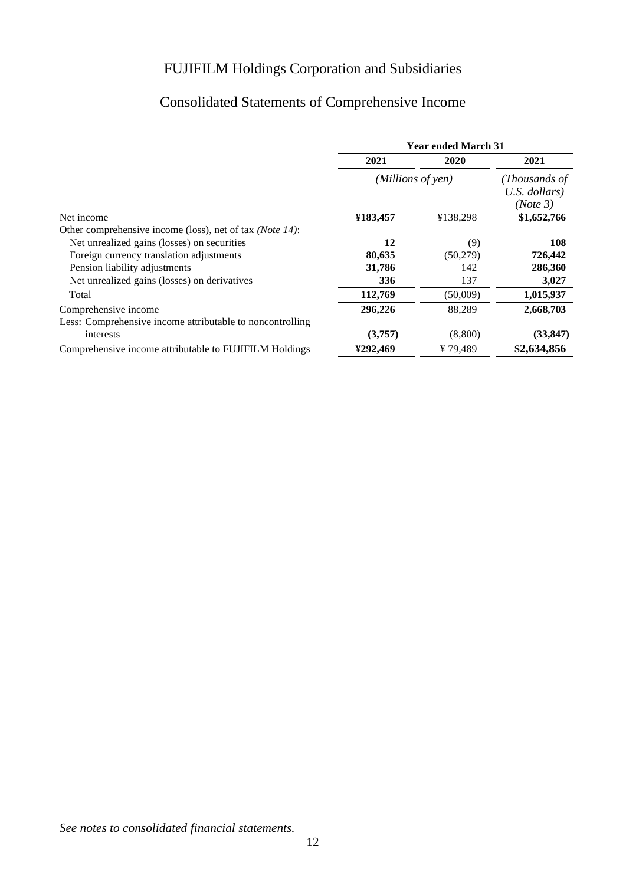# FUJIFILM Holdings Corporation and Subsidiaries

## Consolidated Statements of Comprehensive Income

| | Year ended March 31 | | |
|---|---|---|---|
| | **2021** | **2020** | **2021** |
| | *(Millions of yen)* | | *(Thousands of U.S. dollars) (Note 3)* |
| Net income | **¥183,457** | ¥138,298 | **$1,652,766** |
| Other comprehensive income (loss), net of tax *(Note 14)*: | | | |
| Net unrealized gains (losses) on securities | **12** | (9) | **108** |
| Foreign currency translation adjustments | **80,635** | (50,279) | **726,442** |
| Pension liability adjustments | **31,786** | 142 | **286,360** |
| Net unrealized gains (losses) on derivatives | **336** | 137 | **3,027** |
| Total | **112,769** | (50,009) | **1,015,937** |
| Comprehensive income | **296,226** | 88,289 | **2,668,703** |
| Less: Comprehensive income attributable to noncontrolling interests | **(3,757)** | (8,800) | **(33,847)** |
| Comprehensive income attributable to FUJIFILM Holdings | **¥292,469** | ¥ 79,489 | **$2,634,856** |

*See notes to consolidated financial statements.*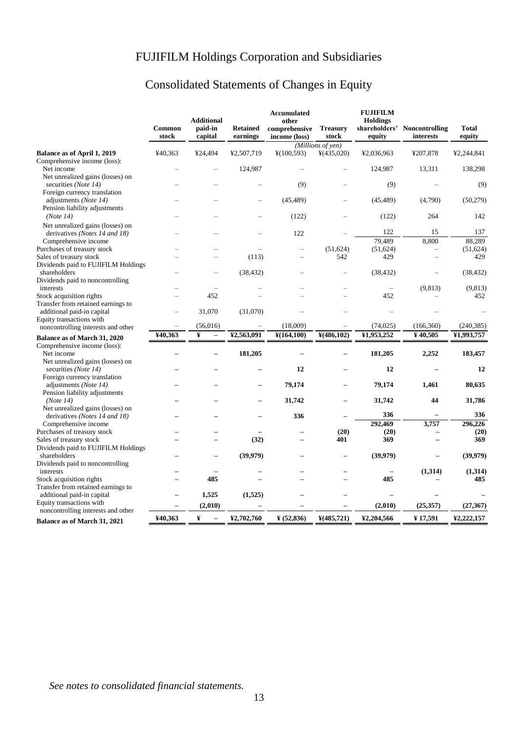# FUJIFILM Holdings Corporation and Subsidiaries

## Consolidated Statements of Changes in Equity

| | Common stock | Additional paid-in capital | Retained earnings | Accumulated other comprehensive income (loss) | Treasury stock | FUJIFILM Holdings shareholders' equity | Noncontrolling interests | Total equity |
|---|---|---|---|---|---|---|---|---|
| | | | | | *(Millions of yen)* | | | |
| **Balance as of April 1, 2019** | ¥40,363 | ¥24,494 | ¥2,507,719 | ¥(100,593) | ¥(435,020) | ¥2,036,963 | ¥207,878 | ¥2,244,841 |
| Comprehensive income (loss): | | | | | | | | |
| Net income | – | – | 124,987 | – | – | 124,987 | 13,311 | 138,298 |
| Net unrealized gains (losses) on securities *(Note 14)* | – | – | – | (9) | – | (9) | – | (9) |
| Foreign currency translation adjustments *(Note 14)* | – | – | – | (45,489) | – | (45,489) | (4,790) | (50,279) |
| Pension liability adjustments *(Note 14)* | – | – | – | (122) | – | (122) | 264 | 142 |
| Net unrealized gains (losses) on derivatives *(Notes 14 and 18)* | – | – | – | 122 | – | 122 | 15 | 137 |
| Comprehensive income | | | | | | 79,489 | 8,800 | 88,289 |
| Purchases of treasury stock | – | – | – | – | (51,624) | (51,624) | – | (51,624) |
| Sales of treasury stock | – | – | (113) | – | 542 | 429 | – | 429 |
| Dividends paid to FUJIFILM Holdings shareholders | – | – | (38,432) | – | – | (38,432) | – | (38,432) |
| Dividends paid to noncontrolling interests | – | – | – | – | – | – | (9,813) | (9,813) |
| Stock acquisition rights | – | 452 | – | – | – | 452 | – | 452 |
| Transfer from retained earnings to additional paid-in capital | – | 31,070 | (31,070) | – | – | – | – | – |
| Equity transactions with noncontrolling interests and other | – | (56,016) | – | (18,009) | – | (74,025) | (166,360) | (240,385) |
| **Balance as of March 31, 2020** | **¥40,363** | **¥ –** | **¥2,563,091** | **¥(164,100)** | **¥(486,102)** | **¥1,953,252** | **¥ 40,505** | **¥1,993,757** |
| Comprehensive income (loss): | | | | | | | | |
| Net income | **–** | **–** | **181,205** | **–** | **–** | **181,205** | **2,252** | **183,457** |
| Net unrealized gains (losses) on securities *(Note 14)* | **–** | **–** | **–** | **12** | **–** | **12** | **–** | **12** |
| Foreign currency translation adjustments *(Note 14)* | **–** | **–** | **–** | **79,174** | **–** | **79,174** | **1,461** | **80,635** |
| Pension liability adjustments *(Note 14)* | **–** | **–** | **–** | **31,742** | **–** | **31,742** | **44** | **31,786** |
| Net unrealized gains (losses) on derivatives *(Notes 14 and 18)* | **–** | **–** | **–** | **336** | **–** | **336** | **–** | **336** |
| Comprehensive income | | | | | | **292,469** | **3,757** | **296,226** |
| Purchases of treasury stock | **–** | **–** | **–** | **–** | **(20)** | **(20)** | **–** | **(20)** |
| Sales of treasury stock | **–** | **–** | **(32)** | **–** | **401** | **369** | **–** | **369** |
| Dividends paid to FUJIFILM Holdings shareholders | **–** | **–** | **(39,979)** | **–** | **–** | **(39,979)** | **–** | **(39,979)** |
| Dividends paid to noncontrolling interests | **–** | **–** | **–** | **–** | **–** | **–** | **(1,314)** | **(1,314)** |
| Stock acquisition rights | **–** | **485** | **–** | **–** | **–** | **485** | **–** | **485** |
| Transfer from retained earnings to additional paid-in capital | **–** | **1,525** | **(1,525)** | **–** | **–** | **–** | **–** | **–** |
| Equity transactions with noncontrolling interests and other | **–** | **(2,010)** | **–** | **–** | **–** | **(2,010)** | **(25,357)** | **(27,367)** |
| **Balance as of March 31, 2021** | **¥40,363** | **¥ –** | **¥2,702,760** | **¥ (52,836)** | **¥(485,721)** | **¥2,204,566** | **¥ 17,591** | **¥2,222,157** |

*See notes to consolidated financial statements.*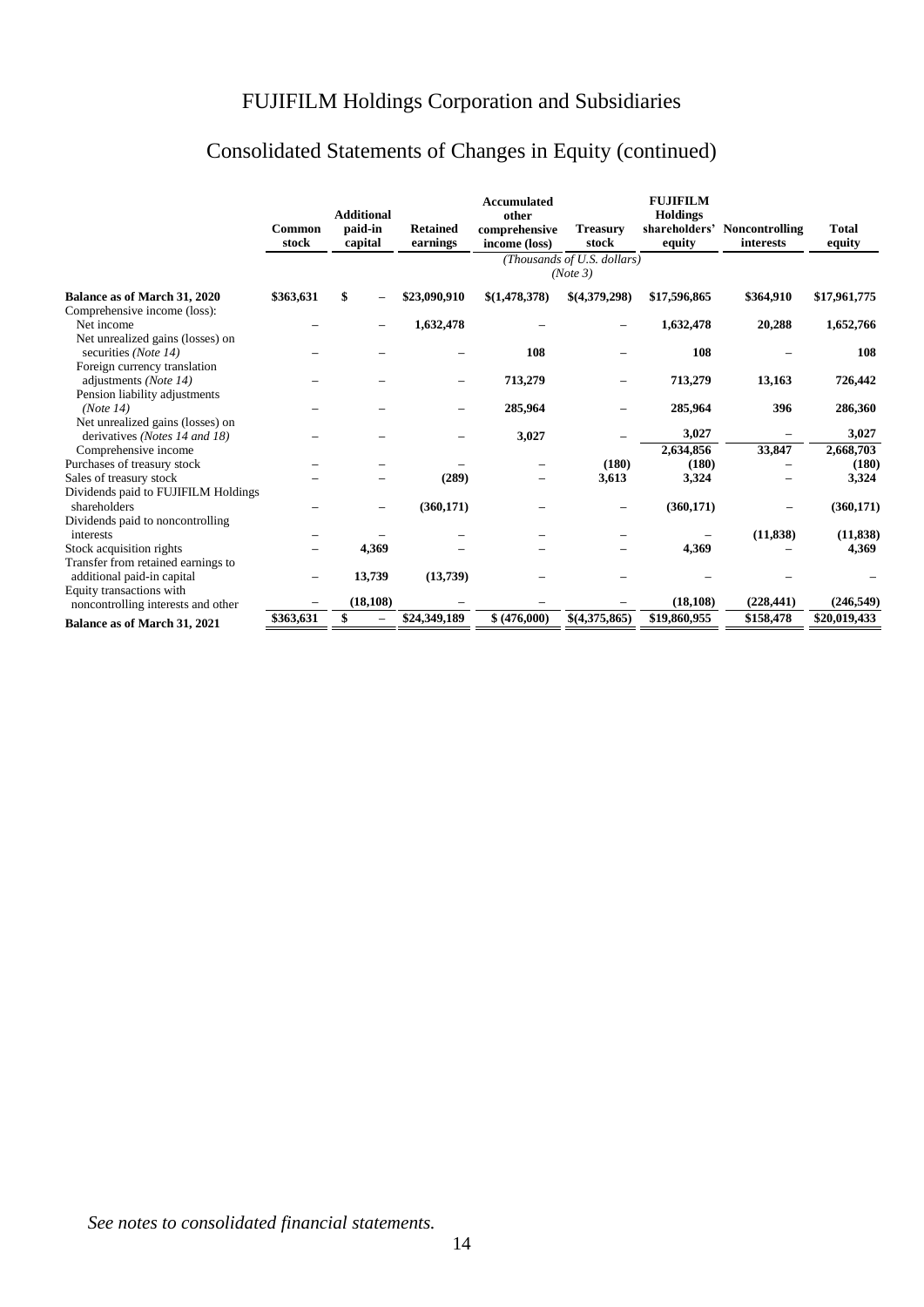# FUJIFILM Holdings Corporation and Subsidiaries

## Consolidated Statements of Changes in Equity (continued)

| | Common stock | Additional paid-in capital | Retained earnings | Accumulated other comprehensive income (loss) | Treasury stock | FUJIFILM Holdings shareholders' equity | Noncontrolling interests | Total equity |
|---|---|---|---|---|---|---|---|---|
| | | | | | *(Thousands of U.S. dollars) (Note 3)* | | | |
| **Balance as of March 31, 2020** | **$363,631** | **$ –** | **$23,090,910** | **$(1,478,378)** | **$(4,379,298)** | **$17,596,865** | **$364,910** | **$17,961,775** |
| Comprehensive income (loss): | | | | | | | | |
| Net income | – | – | **1,632,478** | – | – | **1,632,478** | **20,288** | **1,652,766** |
| Net unrealized gains (losses) on securities *(Note 14)* | – | – | – | **108** | – | **108** | – | **108** |
| Foreign currency translation adjustments *(Note 14)* | – | – | – | **713,279** | – | **713,279** | **13,163** | **726,442** |
| Pension liability adjustments *(Note 14)* | – | – | – | **285,964** | – | **285,964** | **396** | **286,360** |
| Net unrealized gains (losses) on derivatives *(Notes 14 and 18)* | – | – | – | **3,027** | – | **3,027** | – | **3,027** |
| Comprehensive income | | | | | | **2,634,856** | **33,847** | **2,668,703** |
| Purchases of treasury stock | – | – | – | – | **(180)** | **(180)** | – | **(180)** |
| Sales of treasury stock | – | – | **(289)** | – | **3,613** | **3,324** | – | **3,324** |
| Dividends paid to FUJIFILM Holdings shareholders | – | – | **(360,171)** | – | – | **(360,171)** | – | **(360,171)** |
| Dividends paid to noncontrolling interests | – | – | – | – | – | – | **(11,838)** | **(11,838)** |
| Stock acquisition rights | – | **4,369** | – | – | – | **4,369** | – | **4,369** |
| Transfer from retained earnings to additional paid-in capital | – | **13,739** | **(13,739)** | – | – | – | – | – |
| Equity transactions with noncontrolling interests and other | – | **(18,108)** | – | – | – | **(18,108)** | **(228,441)** | **(246,549)** |
| **Balance as of March 31, 2021** | **$363,631** | **$ –** | **$24,349,189** | **$ (476,000)** | **$(4,375,865)** | **$19,860,955** | **$158,478** | **$20,019,433** |

*See notes to consolidated financial statements.*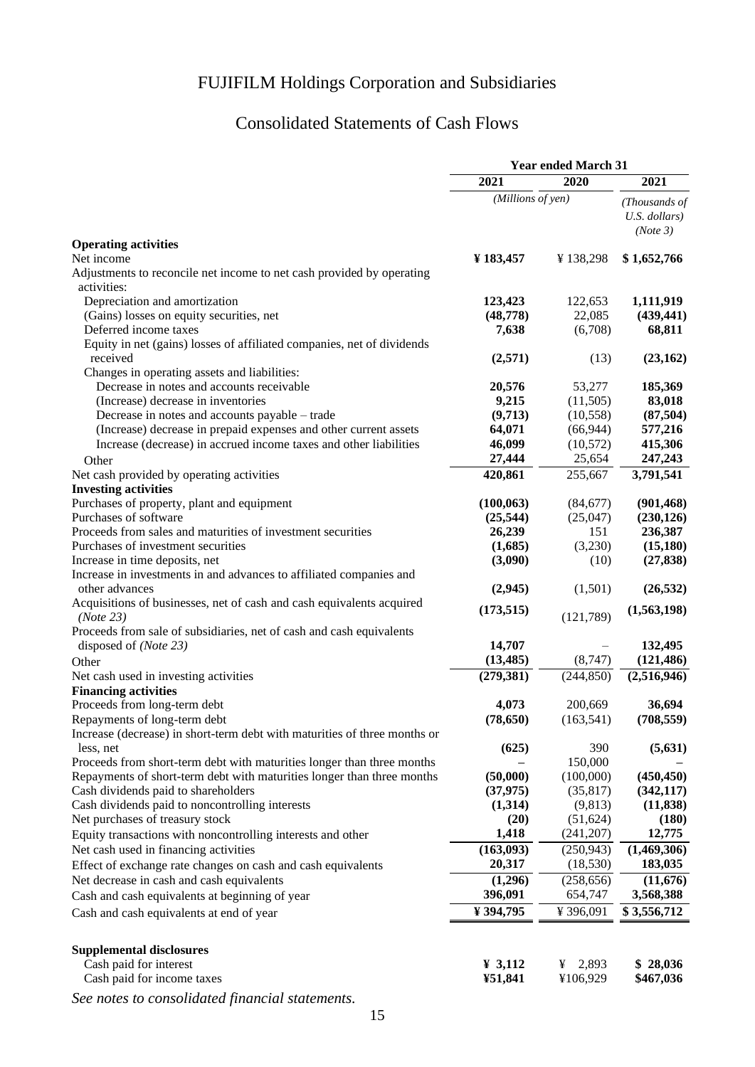# FUJIFILM Holdings Corporation and Subsidiaries

## Consolidated Statements of Cash Flows

| | Year ended March 31 | | |
|---|---|---|---|
| | **2021** | **2020** | **2021** |
| | *(Millions of yen)* | | *(Thousands of U.S. dollars) (Note 3)* |
| **Operating activities** | | | |
| Net income | **¥ 183,457** | ¥ 138,298 | **$ 1,652,766** |
| Adjustments to reconcile net income to net cash provided by operating activities: | | | |
| Depreciation and amortization | **123,423** | 122,653 | **1,111,919** |
| (Gains) losses on equity securities, net | **(48,778)** | 22,085 | **(439,441)** |
| Deferred income taxes | **7,638** | (6,708) | **68,811** |
| Equity in net (gains) losses of affiliated companies, net of dividends received | **(2,571)** | (13) | **(23,162)** |
| Changes in operating assets and liabilities: | | | |
| Decrease in notes and accounts receivable | **20,576** | 53,277 | **185,369** |
| (Increase) decrease in inventories | **9,215** | (11,505) | **83,018** |
| Decrease in notes and accounts payable – trade | **(9,713)** | (10,558) | **(87,504)** |
| (Increase) decrease in prepaid expenses and other current assets | **64,071** | (66,944) | **577,216** |
| Increase (decrease) in accrued income taxes and other liabilities | **46,099** | (10,572) | **415,306** |
| Other | **27,444** | 25,654 | **247,243** |
| Net cash provided by operating activities | **420,861** | 255,667 | **3,791,541** |
| **Investing activities** | | | |
| Purchases of property, plant and equipment | **(100,063)** | (84,677) | **(901,468)** |
| Purchases of software | **(25,544)** | (25,047) | **(230,126)** |
| Proceeds from sales and maturities of investment securities | **26,239** | 151 | **236,387** |
| Purchases of investment securities | **(1,685)** | (3,230) | **(15,180)** |
| Increase in time deposits, net | **(3,090)** | (10) | **(27,838)** |
| Increase in investments in and advances to affiliated companies and other advances | **(2,945)** | (1,501) | **(26,532)** |
| Acquisitions of businesses, net of cash and cash equivalents acquired *(Note 23)* | **(173,515)** | (121,789) | **(1,563,198)** |
| Proceeds from sale of subsidiaries, net of cash and cash equivalents disposed of *(Note 23)* | **14,707** | – | **132,495** |
| Other | **(13,485)** | (8,747) | **(121,486)** |
| Net cash used in investing activities | **(279,381)** | (244,850) | **(2,516,946)** |
| **Financing activities** | | | |
| Proceeds from long-term debt | **4,073** | 200,669 | **36,694** |
| Repayments of long-term debt | **(78,650)** | (163,541) | **(708,559)** |
| Increase (decrease) in short-term debt with maturities of three months or less, net | **(625)** | 390 | **(5,631)** |
| Proceeds from short-term debt with maturities longer than three months | **–** | 150,000 | **–** |
| Repayments of short-term debt with maturities longer than three months | **(50,000)** | (100,000) | **(450,450)** |
| Cash dividends paid to shareholders | **(37,975)** | (35,817) | **(342,117)** |
| Cash dividends paid to noncontrolling interests | **(1,314)** | (9,813) | **(11,838)** |
| Net purchases of treasury stock | **(20)** | (51,624) | **(180)** |
| Equity transactions with noncontrolling interests and other | **1,418** | (241,207) | **12,775** |
| Net cash used in financing activities | **(163,093)** | (250,943) | **(1,469,306)** |
| Effect of exchange rate changes on cash and cash equivalents | **20,317** | (18,530) | **183,035** |
| Net decrease in cash and cash equivalents | **(1,296)** | (258,656) | **(11,676)** |
| Cash and cash equivalents at beginning of year | **396,091** | 654,747 | **3,568,388** |
| Cash and cash equivalents at end of year | **¥ 394,795** | ¥ 396,091 | **$ 3,556,712** |
| | | | |
| **Supplemental disclosures** | | | |
| Cash paid for interest | **¥ 3,112** | ¥ 2,893 | **$ 28,036** |
| Cash paid for income taxes | **¥51,841** | ¥106,929 | **$467,036** |

*See notes to consolidated financial statements.*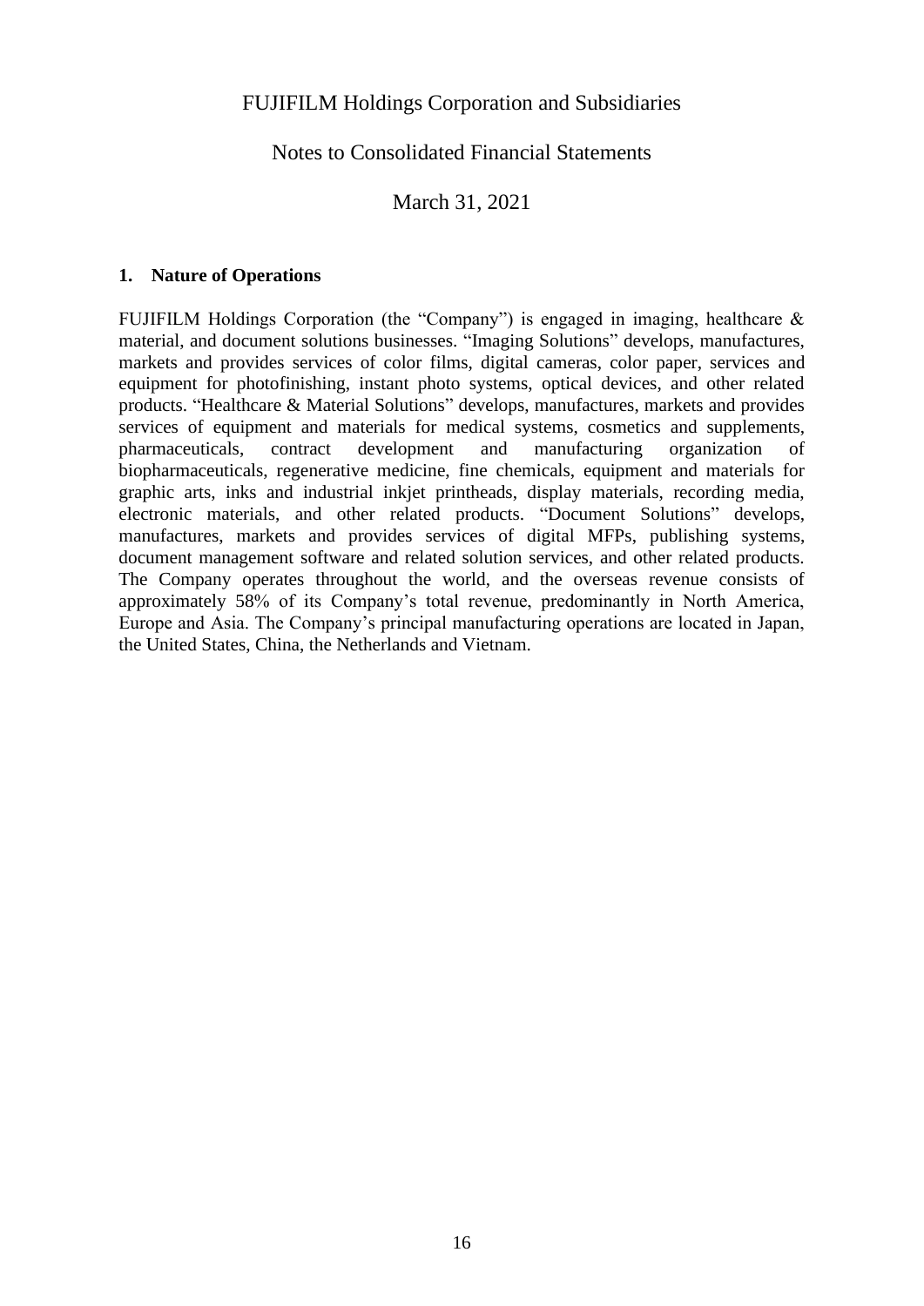# FUJIFILM Holdings Corporation and Subsidiaries

## Notes to Consolidated Financial Statements

## March 31, 2021

### 1. Nature of Operations

FUJIFILM Holdings Corporation (the "Company") is engaged in imaging, healthcare & material, and document solutions businesses. "Imaging Solutions" develops, manufactures, markets and provides services of color films, digital cameras, color paper, services and equipment for photofinishing, instant photo systems, optical devices, and other related products. "Healthcare & Material Solutions" develops, manufactures, markets and provides services of equipment and materials for medical systems, cosmetics and supplements, pharmaceuticals, contract development and manufacturing organization of biopharmaceuticals, regenerative medicine, fine chemicals, equipment and materials for graphic arts, inks and industrial inkjet printheads, display materials, recording media, electronic materials, and other related products. "Document Solutions" develops, manufactures, markets and provides services of digital MFPs, publishing systems, document management software and related solution services, and other related products. The Company operates throughout the world, and the overseas revenue consists of approximately 58% of its Company's total revenue, predominantly in North America, Europe and Asia. The Company's principal manufacturing operations are located in Japan, the United States, China, the Netherlands and Vietnam.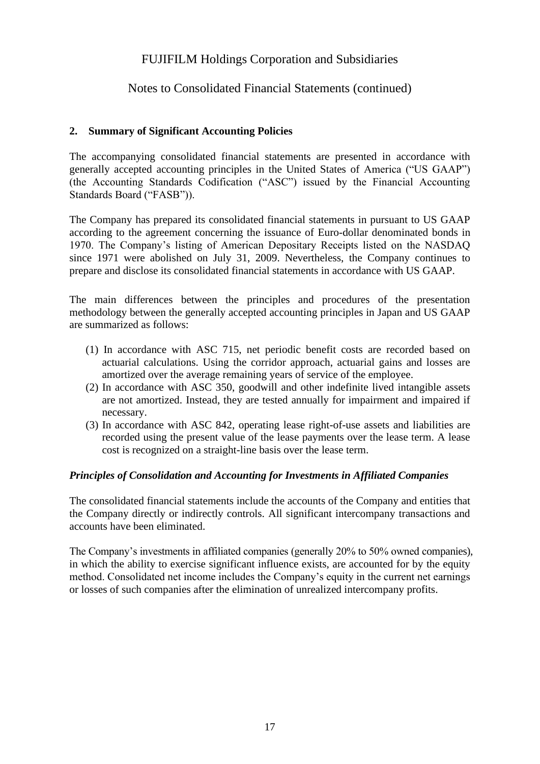## 2. Summary of Significant Accounting Policies

The accompanying consolidated financial statements are presented in accordance with generally accepted accounting principles in the United States of America ("US GAAP") (the Accounting Standards Codification ("ASC") issued by the Financial Accounting Standards Board ("FASB")).

The Company has prepared its consolidated financial statements in pursuant to US GAAP according to the agreement concerning the issuance of Euro-dollar denominated bonds in 1970. The Company's listing of American Depositary Receipts listed on the NASDAQ since 1971 were abolished on July 31, 2009. Nevertheless, the Company continues to prepare and disclose its consolidated financial statements in accordance with US GAAP.

The main differences between the principles and procedures of the presentation methodology between the generally accepted accounting principles in Japan and US GAAP are summarized as follows:

(1) In accordance with ASC 715, net periodic benefit costs are recorded based on actuarial calculations. Using the corridor approach, actuarial gains and losses are amortized over the average remaining years of service of the employee.
(2) In accordance with ASC 350, goodwill and other indefinite lived intangible assets are not amortized. Instead, they are tested annually for impairment and impaired if necessary.
(3) In accordance with ASC 842, operating lease right-of-use assets and liabilities are recorded using the present value of the lease payments over the lease term. A lease cost is recognized on a straight-line basis over the lease term.

### *Principles of Consolidation and Accounting for Investments in Affiliated Companies*

The consolidated financial statements include the accounts of the Company and entities that the Company directly or indirectly controls. All significant intercompany transactions and accounts have been eliminated.

The Company's investments in affiliated companies (generally 20% to 50% owned companies), in which the ability to exercise significant influence exists, are accounted for by the equity method. Consolidated net income includes the Company's equity in the current net earnings or losses of such companies after the elimination of unrealized intercompany profits.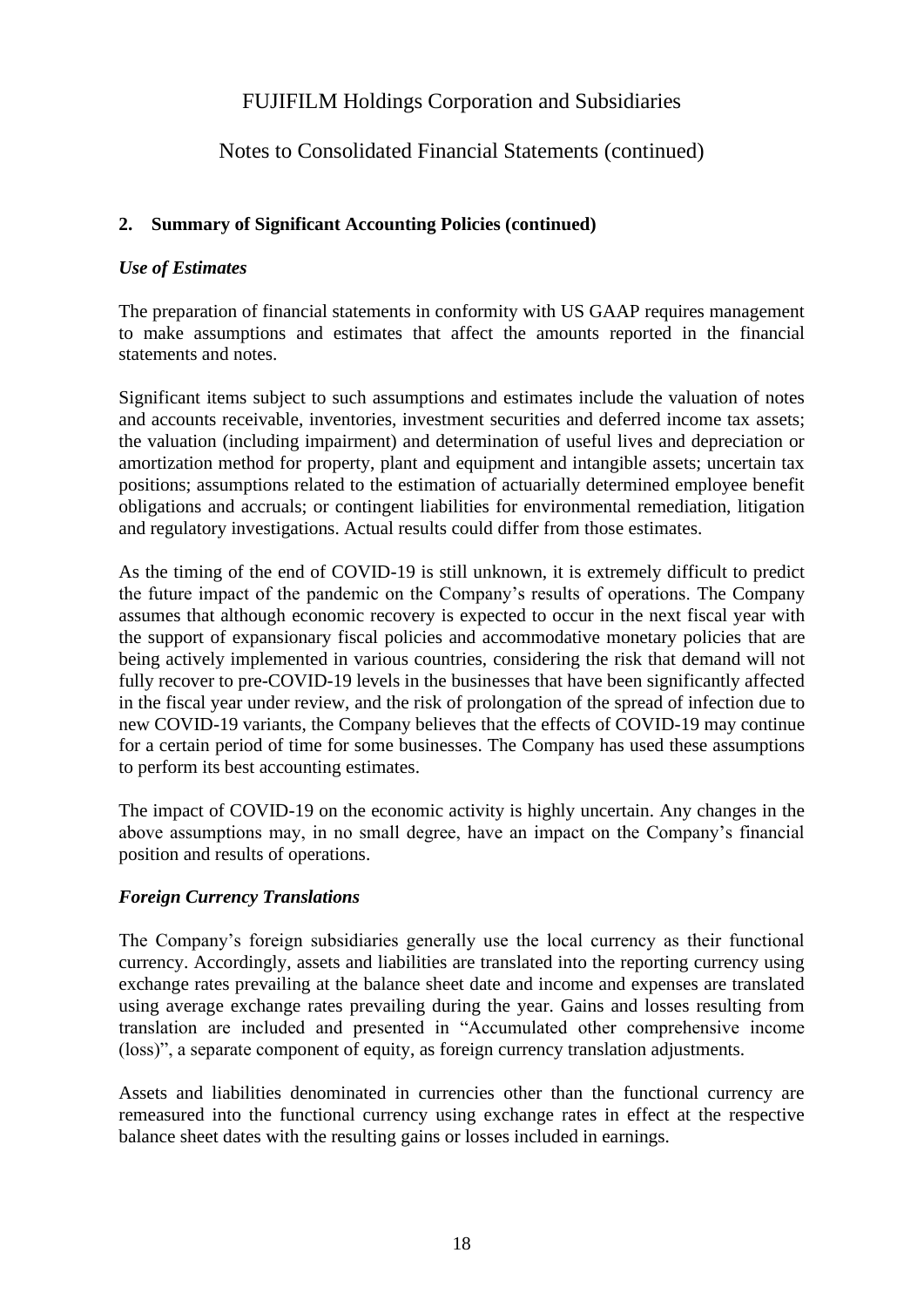## 2. Summary of Significant Accounting Policies (continued)

### *Use of Estimates*

The preparation of financial statements in conformity with US GAAP requires management to make assumptions and estimates that affect the amounts reported in the financial statements and notes.

Significant items subject to such assumptions and estimates include the valuation of notes and accounts receivable, inventories, investment securities and deferred income tax assets; the valuation (including impairment) and determination of useful lives and depreciation or amortization method for property, plant and equipment and intangible assets; uncertain tax positions; assumptions related to the estimation of actuarially determined employee benefit obligations and accruals; or contingent liabilities for environmental remediation, litigation and regulatory investigations. Actual results could differ from those estimates.

As the timing of the end of COVID-19 is still unknown, it is extremely difficult to predict the future impact of the pandemic on the Company's results of operations. The Company assumes that although economic recovery is expected to occur in the next fiscal year with the support of expansionary fiscal policies and accommodative monetary policies that are being actively implemented in various countries, considering the risk that demand will not fully recover to pre-COVID-19 levels in the businesses that have been significantly affected in the fiscal year under review, and the risk of prolongation of the spread of infection due to new COVID-19 variants, the Company believes that the effects of COVID-19 may continue for a certain period of time for some businesses. The Company has used these assumptions to perform its best accounting estimates.

The impact of COVID-19 on the economic activity is highly uncertain. Any changes in the above assumptions may, in no small degree, have an impact on the Company's financial position and results of operations.

### *Foreign Currency Translations*

The Company's foreign subsidiaries generally use the local currency as their functional currency. Accordingly, assets and liabilities are translated into the reporting currency using exchange rates prevailing at the balance sheet date and income and expenses are translated using average exchange rates prevailing during the year. Gains and losses resulting from translation are included and presented in "Accumulated other comprehensive income (loss)", a separate component of equity, as foreign currency translation adjustments.

Assets and liabilities denominated in currencies other than the functional currency are remeasured into the functional currency using exchange rates in effect at the respective balance sheet dates with the resulting gains or losses included in earnings.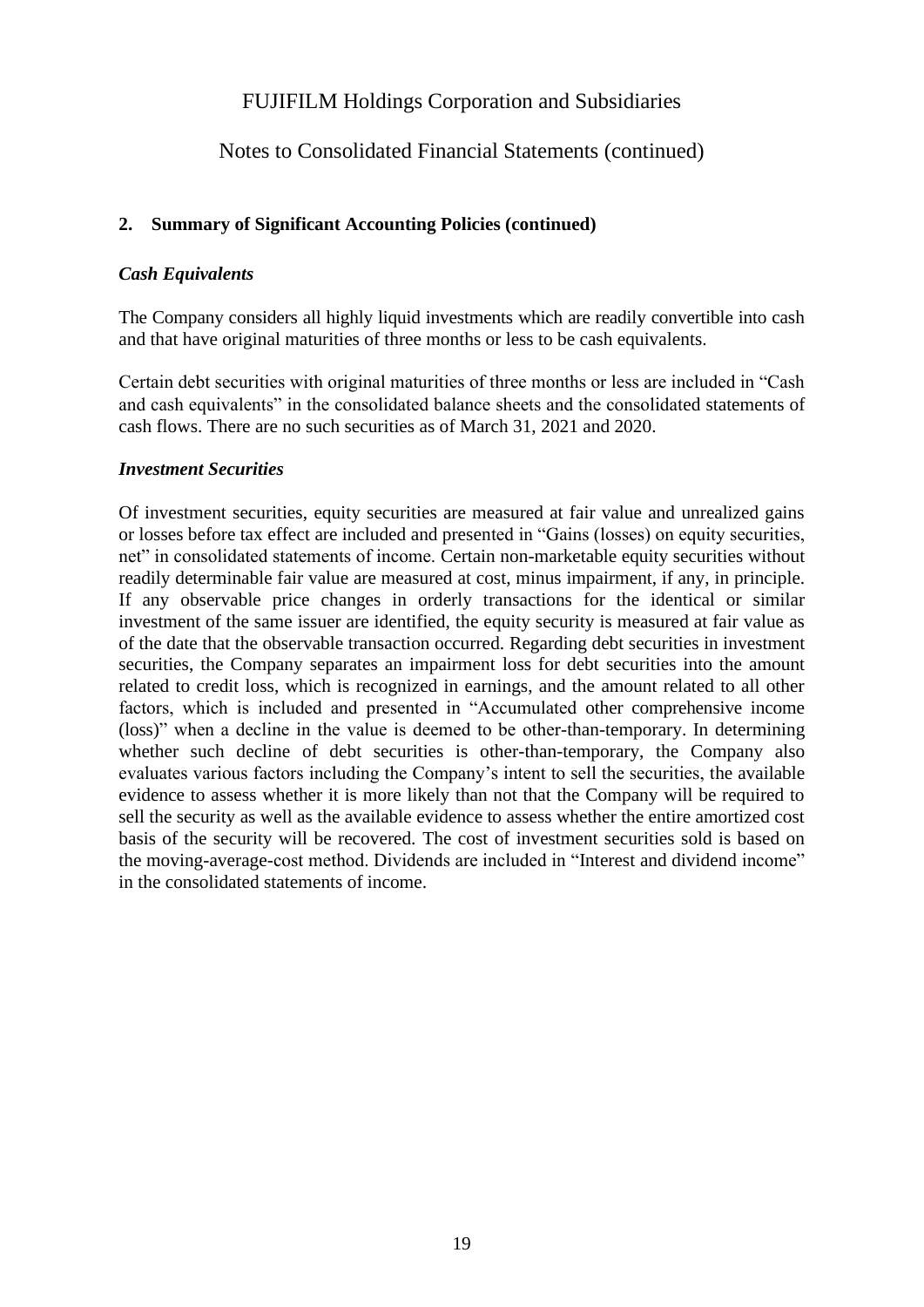## 2. Summary of Significant Accounting Policies (continued)

### *Cash Equivalents*

The Company considers all highly liquid investments which are readily convertible into cash and that have original maturities of three months or less to be cash equivalents.

Certain debt securities with original maturities of three months or less are included in "Cash and cash equivalents" in the consolidated balance sheets and the consolidated statements of cash flows. There are no such securities as of March 31, 2021 and 2020.

### *Investment Securities*

Of investment securities, equity securities are measured at fair value and unrealized gains or losses before tax effect are included and presented in "Gains (losses) on equity securities, net" in consolidated statements of income. Certain non-marketable equity securities without readily determinable fair value are measured at cost, minus impairment, if any, in principle. If any observable price changes in orderly transactions for the identical or similar investment of the same issuer are identified, the equity security is measured at fair value as of the date that the observable transaction occurred. Regarding debt securities in investment securities, the Company separates an impairment loss for debt securities into the amount related to credit loss, which is recognized in earnings, and the amount related to all other factors, which is included and presented in "Accumulated other comprehensive income (loss)" when a decline in the value is deemed to be other-than-temporary. In determining whether such decline of debt securities is other-than-temporary, the Company also evaluates various factors including the Company's intent to sell the securities, the available evidence to assess whether it is more likely than not that the Company will be required to sell the security as well as the available evidence to assess whether the entire amortized cost basis of the security will be recovered. The cost of investment securities sold is based on the moving-average-cost method. Dividends are included in "Interest and dividend income" in the consolidated statements of income.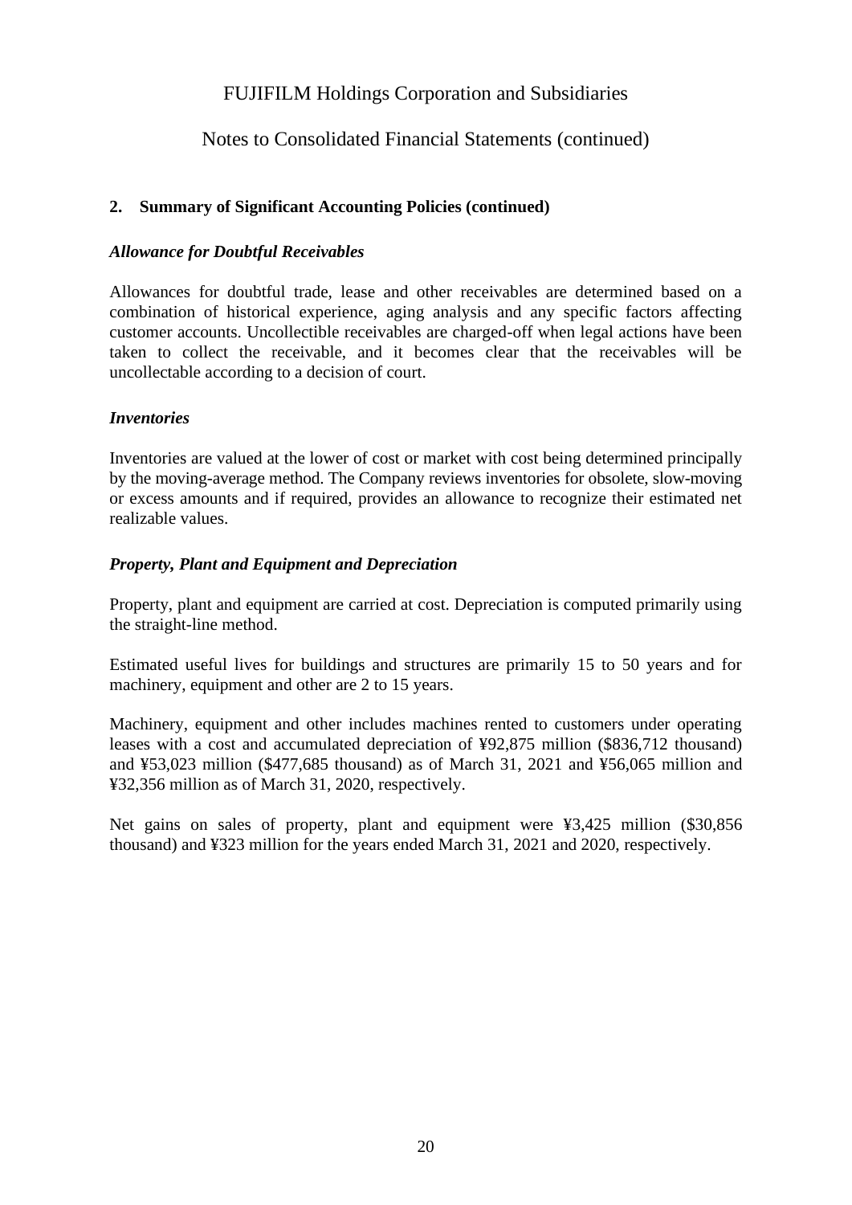## 2. Summary of Significant Accounting Policies (continued)

### *Allowance for Doubtful Receivables*

Allowances for doubtful trade, lease and other receivables are determined based on a combination of historical experience, aging analysis and any specific factors affecting customer accounts. Uncollectible receivables are charged-off when legal actions have been taken to collect the receivable, and it becomes clear that the receivables will be uncollectable according to a decision of court.

### *Inventories*

Inventories are valued at the lower of cost or market with cost being determined principally by the moving-average method. The Company reviews inventories for obsolete, slow-moving or excess amounts and if required, provides an allowance to recognize their estimated net realizable values.

### *Property, Plant and Equipment and Depreciation*

Property, plant and equipment are carried at cost. Depreciation is computed primarily using the straight-line method.

Estimated useful lives for buildings and structures are primarily 15 to 50 years and for machinery, equipment and other are 2 to 15 years.

Machinery, equipment and other includes machines rented to customers under operating leases with a cost and accumulated depreciation of ¥92,875 million ($836,712 thousand) and ¥53,023 million ($477,685 thousand) as of March 31, 2021 and ¥56,065 million and ¥32,356 million as of March 31, 2020, respectively.

Net gains on sales of property, plant and equipment were ¥3,425 million ($30,856 thousand) and ¥323 million for the years ended March 31, 2021 and 2020, respectively.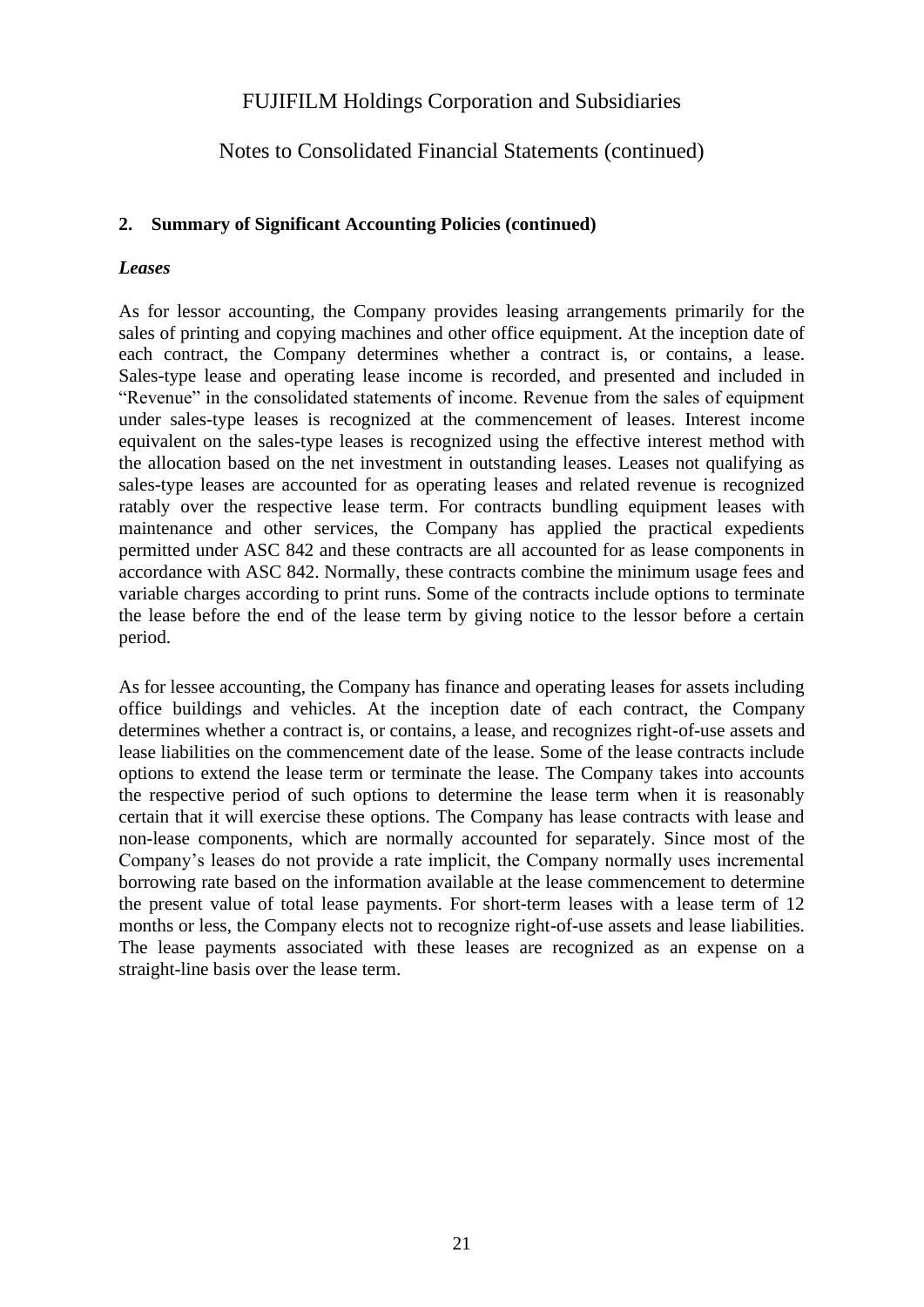## 2. Summary of Significant Accounting Policies (continued)

***Leases***

As for lessor accounting, the Company provides leasing arrangements primarily for the sales of printing and copying machines and other office equipment. At the inception date of each contract, the Company determines whether a contract is, or contains, a lease. Sales-type lease and operating lease income is recorded, and presented and included in "Revenue" in the consolidated statements of income. Revenue from the sales of equipment under sales-type leases is recognized at the commencement of leases. Interest income equivalent on the sales-type leases is recognized using the effective interest method with the allocation based on the net investment in outstanding leases. Leases not qualifying as sales-type leases are accounted for as operating leases and related revenue is recognized ratably over the respective lease term. For contracts bundling equipment leases with maintenance and other services, the Company has applied the practical expedients permitted under ASC 842 and these contracts are all accounted for as lease components in accordance with ASC 842. Normally, these contracts combine the minimum usage fees and variable charges according to print runs. Some of the contracts include options to terminate the lease before the end of the lease term by giving notice to the lessor before a certain period.

As for lessee accounting, the Company has finance and operating leases for assets including office buildings and vehicles. At the inception date of each contract, the Company determines whether a contract is, or contains, a lease, and recognizes right-of-use assets and lease liabilities on the commencement date of the lease. Some of the lease contracts include options to extend the lease term or terminate the lease. The Company takes into accounts the respective period of such options to determine the lease term when it is reasonably certain that it will exercise these options. The Company has lease contracts with lease and non-lease components, which are normally accounted for separately. Since most of the Company's leases do not provide a rate implicit, the Company normally uses incremental borrowing rate based on the information available at the lease commencement to determine the present value of total lease payments. For short-term leases with a lease term of 12 months or less, the Company elects not to recognize right-of-use assets and lease liabilities. The lease payments associated with these leases are recognized as an expense on a straight-line basis over the lease term.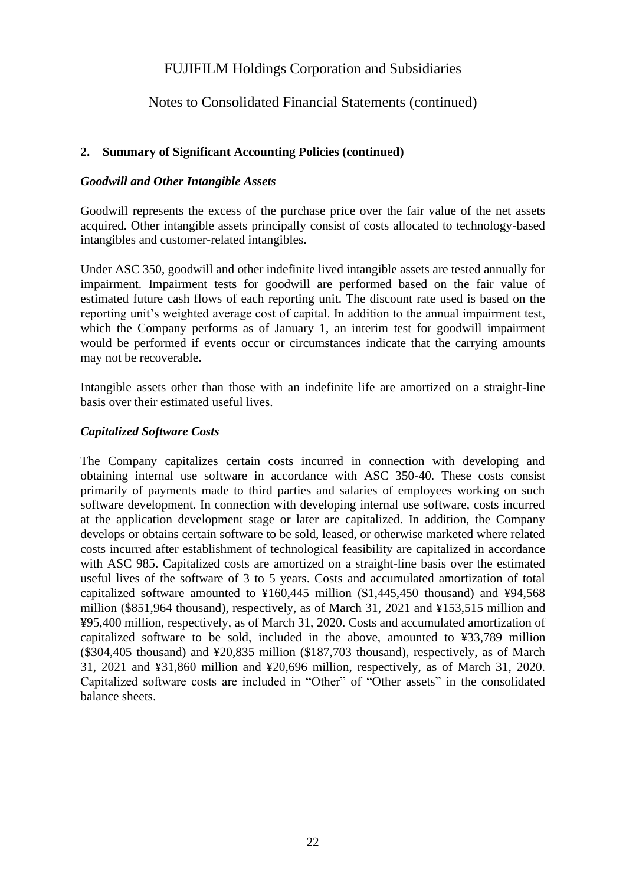## 2. Summary of Significant Accounting Policies (continued)

### *Goodwill and Other Intangible Assets*

Goodwill represents the excess of the purchase price over the fair value of the net assets acquired. Other intangible assets principally consist of costs allocated to technology-based intangibles and customer-related intangibles.

Under ASC 350, goodwill and other indefinite lived intangible assets are tested annually for impairment. Impairment tests for goodwill are performed based on the fair value of estimated future cash flows of each reporting unit. The discount rate used is based on the reporting unit's weighted average cost of capital. In addition to the annual impairment test, which the Company performs as of January 1, an interim test for goodwill impairment would be performed if events occur or circumstances indicate that the carrying amounts may not be recoverable.

Intangible assets other than those with an indefinite life are amortized on a straight-line basis over their estimated useful lives.

### *Capitalized Software Costs*

The Company capitalizes certain costs incurred in connection with developing and obtaining internal use software in accordance with ASC 350-40. These costs consist primarily of payments made to third parties and salaries of employees working on such software development. In connection with developing internal use software, costs incurred at the application development stage or later are capitalized. In addition, the Company develops or obtains certain software to be sold, leased, or otherwise marketed where related costs incurred after establishment of technological feasibility are capitalized in accordance with ASC 985. Capitalized costs are amortized on a straight-line basis over the estimated useful lives of the software of 3 to 5 years. Costs and accumulated amortization of total capitalized software amounted to ¥160,445 million ($1,445,450 thousand) and ¥94,568 million ($851,964 thousand), respectively, as of March 31, 2021 and ¥153,515 million and ¥95,400 million, respectively, as of March 31, 2020. Costs and accumulated amortization of capitalized software to be sold, included in the above, amounted to ¥33,789 million ($304,405 thousand) and ¥20,835 million ($187,703 thousand), respectively, as of March 31, 2021 and ¥31,860 million and ¥20,696 million, respectively, as of March 31, 2020. Capitalized software costs are included in "Other" of "Other assets" in the consolidated balance sheets.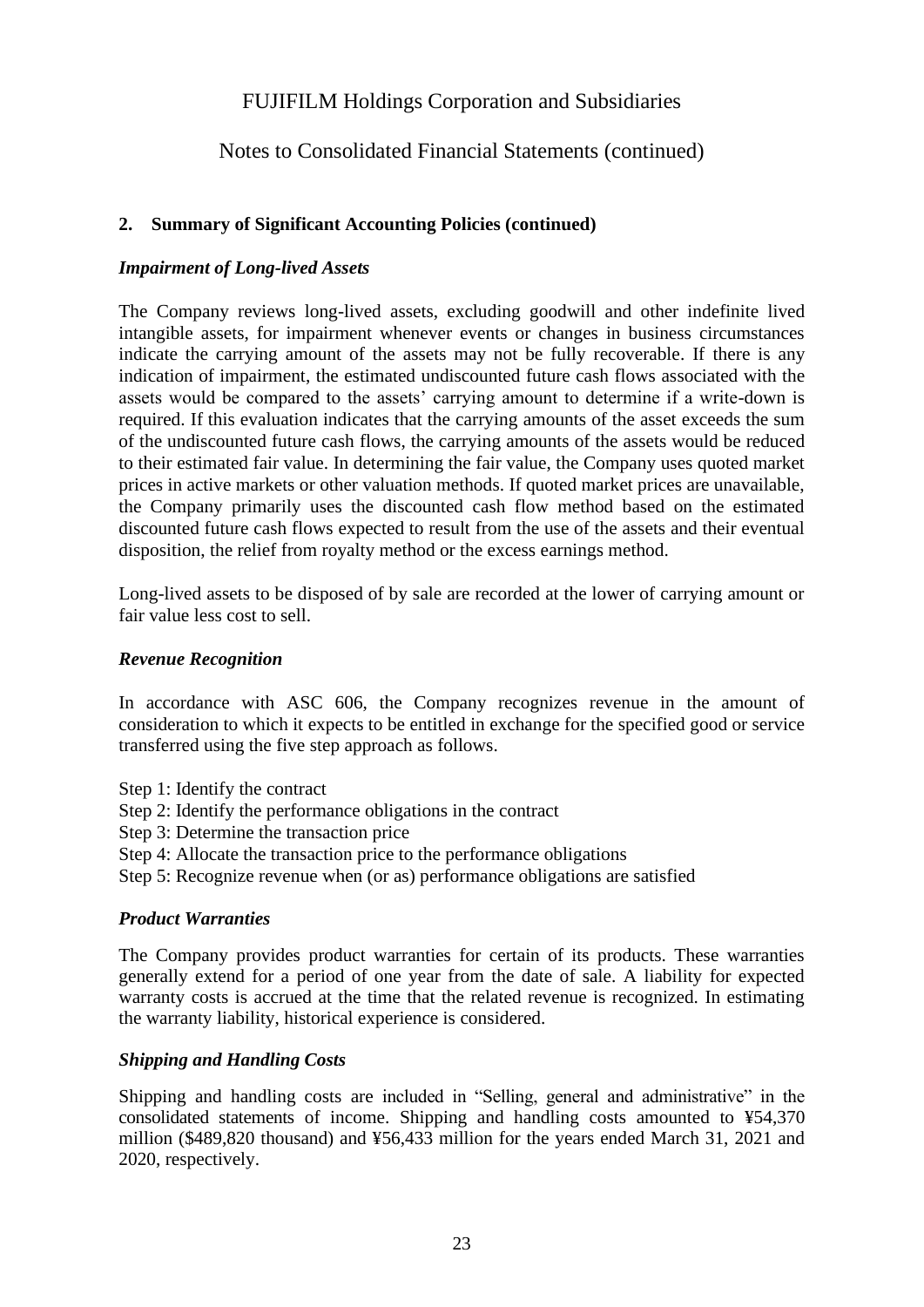## 2. Summary of Significant Accounting Policies (continued)

### *Impairment of Long-lived Assets*

The Company reviews long-lived assets, excluding goodwill and other indefinite lived intangible assets, for impairment whenever events or changes in business circumstances indicate the carrying amount of the assets may not be fully recoverable. If there is any indication of impairment, the estimated undiscounted future cash flows associated with the assets would be compared to the assets' carrying amount to determine if a write-down is required. If this evaluation indicates that the carrying amounts of the asset exceeds the sum of the undiscounted future cash flows, the carrying amounts of the assets would be reduced to their estimated fair value. In determining the fair value, the Company uses quoted market prices in active markets or other valuation methods. If quoted market prices are unavailable, the Company primarily uses the discounted cash flow method based on the estimated discounted future cash flows expected to result from the use of the assets and their eventual disposition, the relief from royalty method or the excess earnings method.

Long-lived assets to be disposed of by sale are recorded at the lower of carrying amount or fair value less cost to sell.

### *Revenue Recognition*

In accordance with ASC 606, the Company recognizes revenue in the amount of consideration to which it expects to be entitled in exchange for the specified good or service transferred using the five step approach as follows.

Step 1: Identify the contract
Step 2: Identify the performance obligations in the contract
Step 3: Determine the transaction price
Step 4: Allocate the transaction price to the performance obligations
Step 5: Recognize revenue when (or as) performance obligations are satisfied

### *Product Warranties*

The Company provides product warranties for certain of its products. These warranties generally extend for a period of one year from the date of sale. A liability for expected warranty costs is accrued at the time that the related revenue is recognized. In estimating the warranty liability, historical experience is considered.

### *Shipping and Handling Costs*

Shipping and handling costs are included in "Selling, general and administrative" in the consolidated statements of income. Shipping and handling costs amounted to ¥54,370 million ($489,820 thousand) and ¥56,433 million for the years ended March 31, 2021 and 2020, respectively.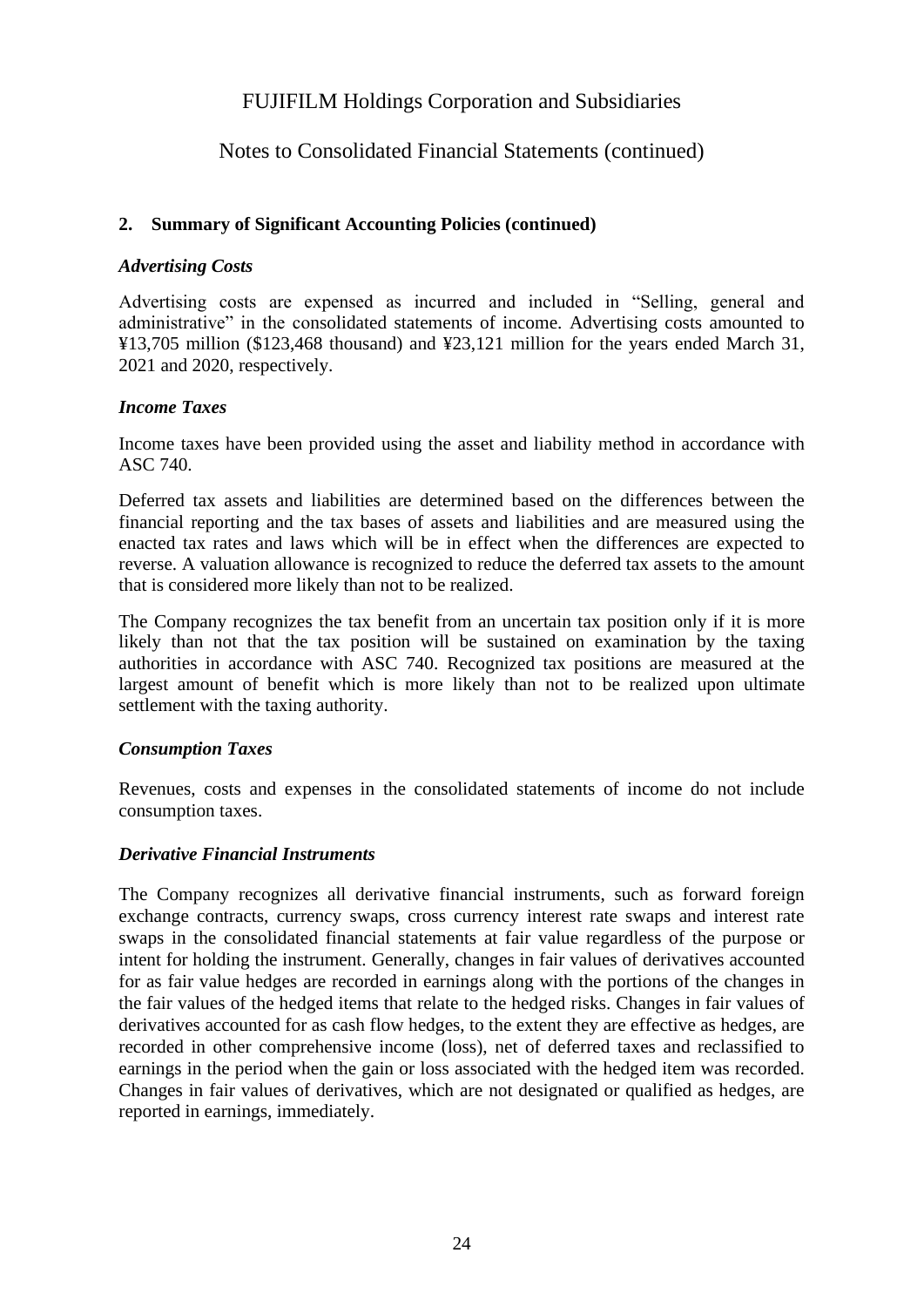## 2. Summary of Significant Accounting Policies (continued)

### *Advertising Costs*

Advertising costs are expensed as incurred and included in "Selling, general and administrative" in the consolidated statements of income. Advertising costs amounted to ¥13,705 million ($123,468 thousand) and ¥23,121 million for the years ended March 31, 2021 and 2020, respectively.

### *Income Taxes*

Income taxes have been provided using the asset and liability method in accordance with ASC 740.

Deferred tax assets and liabilities are determined based on the differences between the financial reporting and the tax bases of assets and liabilities and are measured using the enacted tax rates and laws which will be in effect when the differences are expected to reverse. A valuation allowance is recognized to reduce the deferred tax assets to the amount that is considered more likely than not to be realized.

The Company recognizes the tax benefit from an uncertain tax position only if it is more likely than not that the tax position will be sustained on examination by the taxing authorities in accordance with ASC 740. Recognized tax positions are measured at the largest amount of benefit which is more likely than not to be realized upon ultimate settlement with the taxing authority.

### *Consumption Taxes*

Revenues, costs and expenses in the consolidated statements of income do not include consumption taxes.

### *Derivative Financial Instruments*

The Company recognizes all derivative financial instruments, such as forward foreign exchange contracts, currency swaps, cross currency interest rate swaps and interest rate swaps in the consolidated financial statements at fair value regardless of the purpose or intent for holding the instrument. Generally, changes in fair values of derivatives accounted for as fair value hedges are recorded in earnings along with the portions of the changes in the fair values of the hedged items that relate to the hedged risks. Changes in fair values of derivatives accounted for as cash flow hedges, to the extent they are effective as hedges, are recorded in other comprehensive income (loss), net of deferred taxes and reclassified to earnings in the period when the gain or loss associated with the hedged item was recorded. Changes in fair values of derivatives, which are not designated or qualified as hedges, are reported in earnings, immediately.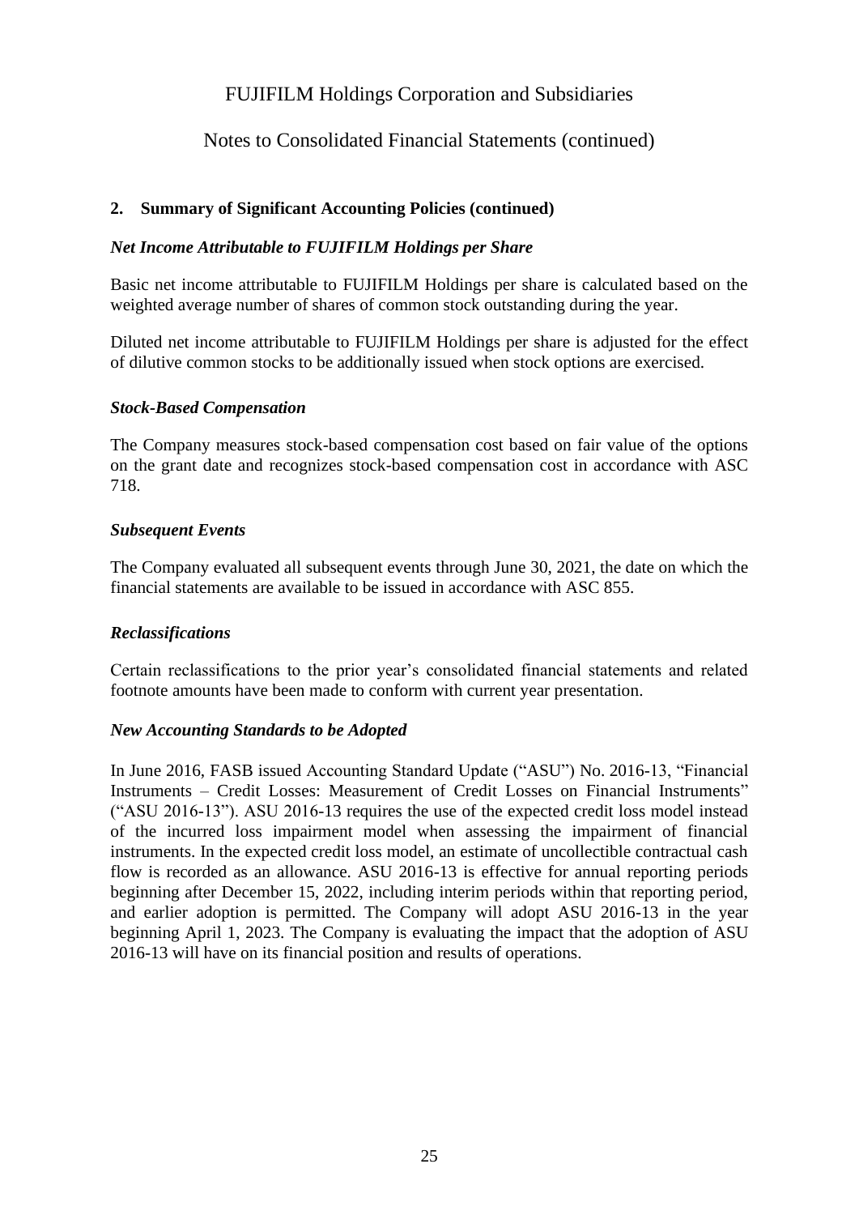## 2. Summary of Significant Accounting Policies (continued)

### *Net Income Attributable to FUJIFILM Holdings per Share*

Basic net income attributable to FUJIFILM Holdings per share is calculated based on the weighted average number of shares of common stock outstanding during the year.

Diluted net income attributable to FUJIFILM Holdings per share is adjusted for the effect of dilutive common stocks to be additionally issued when stock options are exercised.

### *Stock-Based Compensation*

The Company measures stock-based compensation cost based on fair value of the options on the grant date and recognizes stock-based compensation cost in accordance with ASC 718.

### *Subsequent Events*

The Company evaluated all subsequent events through June 30, 2021, the date on which the financial statements are available to be issued in accordance with ASC 855.

### *Reclassifications*

Certain reclassifications to the prior year's consolidated financial statements and related footnote amounts have been made to conform with current year presentation.

### *New Accounting Standards to be Adopted*

In June 2016, FASB issued Accounting Standard Update ("ASU") No. 2016-13, "Financial Instruments – Credit Losses: Measurement of Credit Losses on Financial Instruments" ("ASU 2016-13"). ASU 2016-13 requires the use of the expected credit loss model instead of the incurred loss impairment model when assessing the impairment of financial instruments. In the expected credit loss model, an estimate of uncollectible contractual cash flow is recorded as an allowance. ASU 2016-13 is effective for annual reporting periods beginning after December 15, 2022, including interim periods within that reporting period, and earlier adoption is permitted. The Company will adopt ASU 2016-13 in the year beginning April 1, 2023. The Company is evaluating the impact that the adoption of ASU 2016-13 will have on its financial position and results of operations.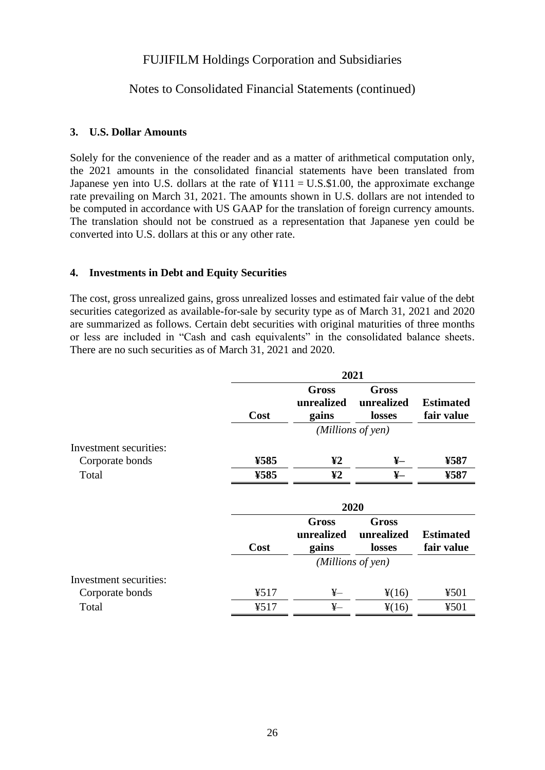## 3. U.S. Dollar Amounts

Solely for the convenience of the reader and as a matter of arithmetical computation only, the 2021 amounts in the consolidated financial statements have been translated from Japanese yen into U.S. dollars at the rate of ¥111 = U.S.$1.00, the approximate exchange rate prevailing on March 31, 2021. The amounts shown in U.S. dollars are not intended to be computed in accordance with US GAAP for the translation of foreign currency amounts. The translation should not be construed as a representation that Japanese yen could be converted into U.S. dollars at this or any other rate.

## 4. Investments in Debt and Equity Securities

The cost, gross unrealized gains, gross unrealized losses and estimated fair value of the debt securities categorized as available-for-sale by security type as of March 31, 2021 and 2020 are summarized as follows. Certain debt securities with original maturities of three months or less are included in "Cash and cash equivalents" in the consolidated balance sheets. There are no such securities as of March 31, 2021 and 2020.

| | **2021** | | | |
|---|---|---|---|---|
| | **Cost** | **Gross unrealized gains** | **Gross unrealized losses** | **Estimated fair value** |
| | *(Millions of yen)* | | | |
| Investment securities: | | | | |
| Corporate bonds | **¥585** | **¥2** | **¥–** | **¥587** |
| Total | **¥585** | **¥2** | **¥–** | **¥587** |

| | **2020** | | | |
|---|---|---|---|---|
| | **Cost** | **Gross unrealized gains** | **Gross unrealized losses** | **Estimated fair value** |
| | *(Millions of yen)* | | | |
| Investment securities: | | | | |
| Corporate bonds | ¥517 | ¥– | ¥(16) | ¥501 |
| Total | ¥517 | ¥– | ¥(16) | ¥501 |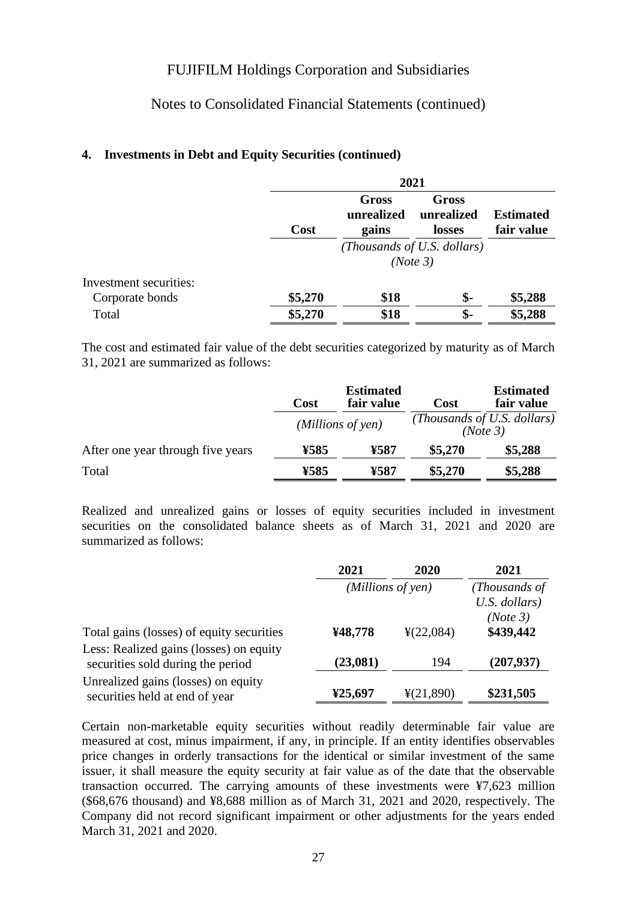### 4. Investments in Debt and Equity Securities (continued)

| | 2021 | | | |
|---|---|---|---|---|
| | Cost | Gross unrealized gains | Gross unrealized losses | Estimated fair value |
| | *(Thousands of U.S. dollars) (Note 3)* | | | |
| Investment securities: | | | | |
| Corporate bonds | $5,270 | $18 | $- | $5,288 |
| Total | $5,270 | $18 | $- | $5,288 |

The cost and estimated fair value of the debt securities categorized by maturity as of March 31, 2021 are summarized as follows:

| | Cost | Estimated fair value | Cost | Estimated fair value |
|---|---|---|---|---|
| | *(Millions of yen)* | | *(Thousands of U.S. dollars) (Note 3)* | |
| After one year through five years | ¥585 | ¥587 | $5,270 | $5,288 |
| Total | ¥585 | ¥587 | $5,270 | $5,288 |

Realized and unrealized gains or losses of equity securities included in investment securities on the consolidated balance sheets as of March 31, 2021 and 2020 are summarized as follows:

| | 2021 | 2020 | 2021 |
|---|---|---|---|
| | *(Millions of yen)* | | *(Thousands of U.S. dollars) (Note 3)* |
| Total gains (losses) of equity securities | ¥48,778 | ¥(22,084) | $439,442 |
| Less: Realized gains (losses) on equity securities sold during the period | (23,081) | 194 | (207,937) |
| Unrealized gains (losses) on equity securities held at end of year | ¥25,697 | ¥(21,890) | $231,505 |

Certain non-marketable equity securities without readily determinable fair value are measured at cost, minus impairment, if any, in principle. If an entity identifies observables price changes in orderly transactions for the identical or similar investment of the same issuer, it shall measure the equity security at fair value as of the date that the observable transaction occurred. The carrying amounts of these investments were ¥7,623 million ($68,676 thousand) and ¥8,688 million as of March 31, 2021 and 2020, respectively. The Company did not record significant impairment or other adjustments for the years ended March 31, 2021 and 2020.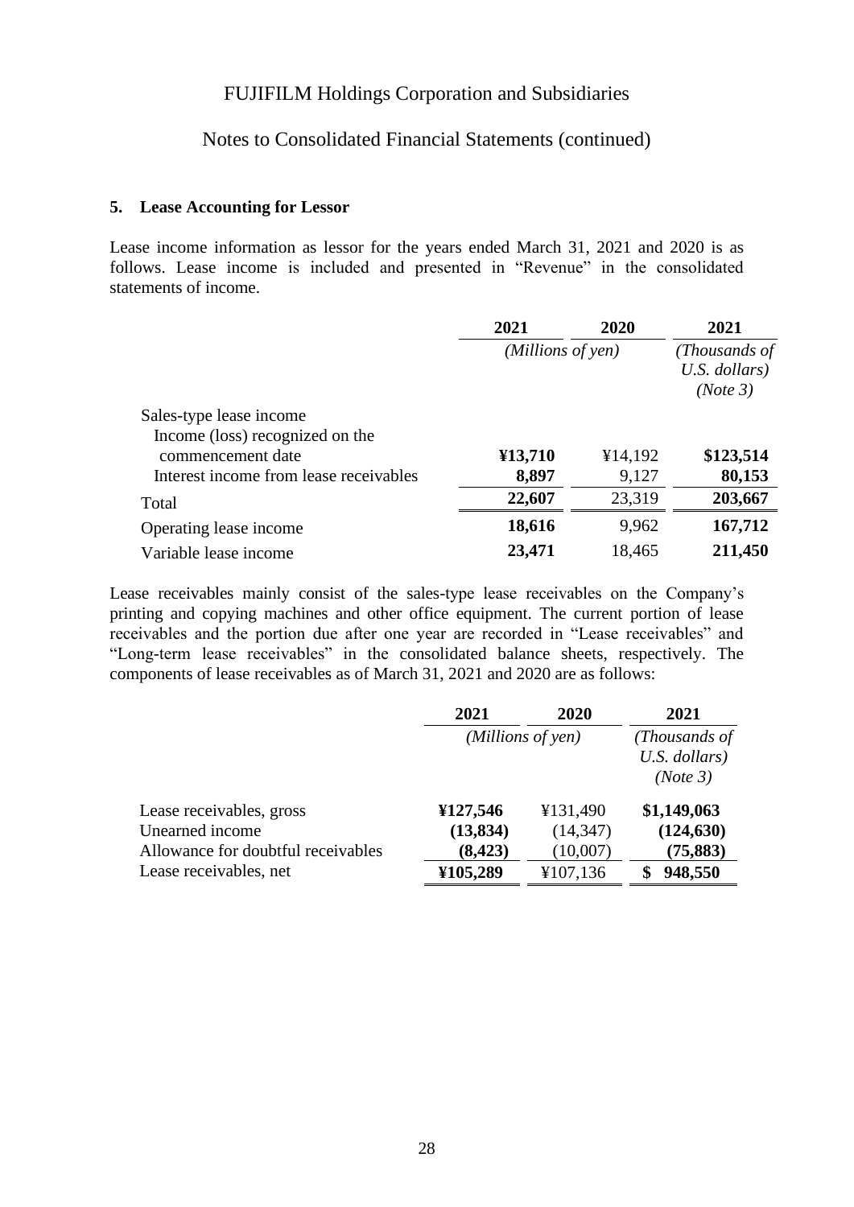FUJIFILM Holdings Corporation and Subsidiaries

Notes to Consolidated Financial Statements (continued)

### 5. Lease Accounting for Lessor

Lease income information as lessor for the years ended March 31, 2021 and 2020 is as follows. Lease income is included and presented in "Revenue" in the consolidated statements of income.

| | 2021 | 2020 | 2021 |
|---|---|---|---|
| | *(Millions of yen)* | | *(Thousands of U.S. dollars) (Note 3)* |
| Sales-type lease income | | | |
| Income (loss) recognized on the commencement date | **¥13,710** | ¥14,192 | **$123,514** |
| Interest income from lease receivables | **8,897** | 9,127 | **80,153** |
| Total | **22,607** | 23,319 | **203,667** |
| Operating lease income | **18,616** | 9,962 | **167,712** |
| Variable lease income | **23,471** | 18,465 | **211,450** |

Lease receivables mainly consist of the sales-type lease receivables on the Company's printing and copying machines and other office equipment. The current portion of lease receivables and the portion due after one year are recorded in "Lease receivables" and "Long-term lease receivables" in the consolidated balance sheets, respectively. The components of lease receivables as of March 31, 2021 and 2020 are as follows:

| | 2021 | 2020 | 2021 |
|---|---|---|---|
| | *(Millions of yen)* | | *(Thousands of U.S. dollars) (Note 3)* |
| Lease receivables, gross | **¥127,546** | ¥131,490 | **$1,149,063** |
| Unearned income | **(13,834)** | (14,347) | **(124,630)** |
| Allowance for doubtful receivables | **(8,423)** | (10,007) | **(75,883)** |
| Lease receivables, net | **¥105,289** | ¥107,136 | **$ 948,550** |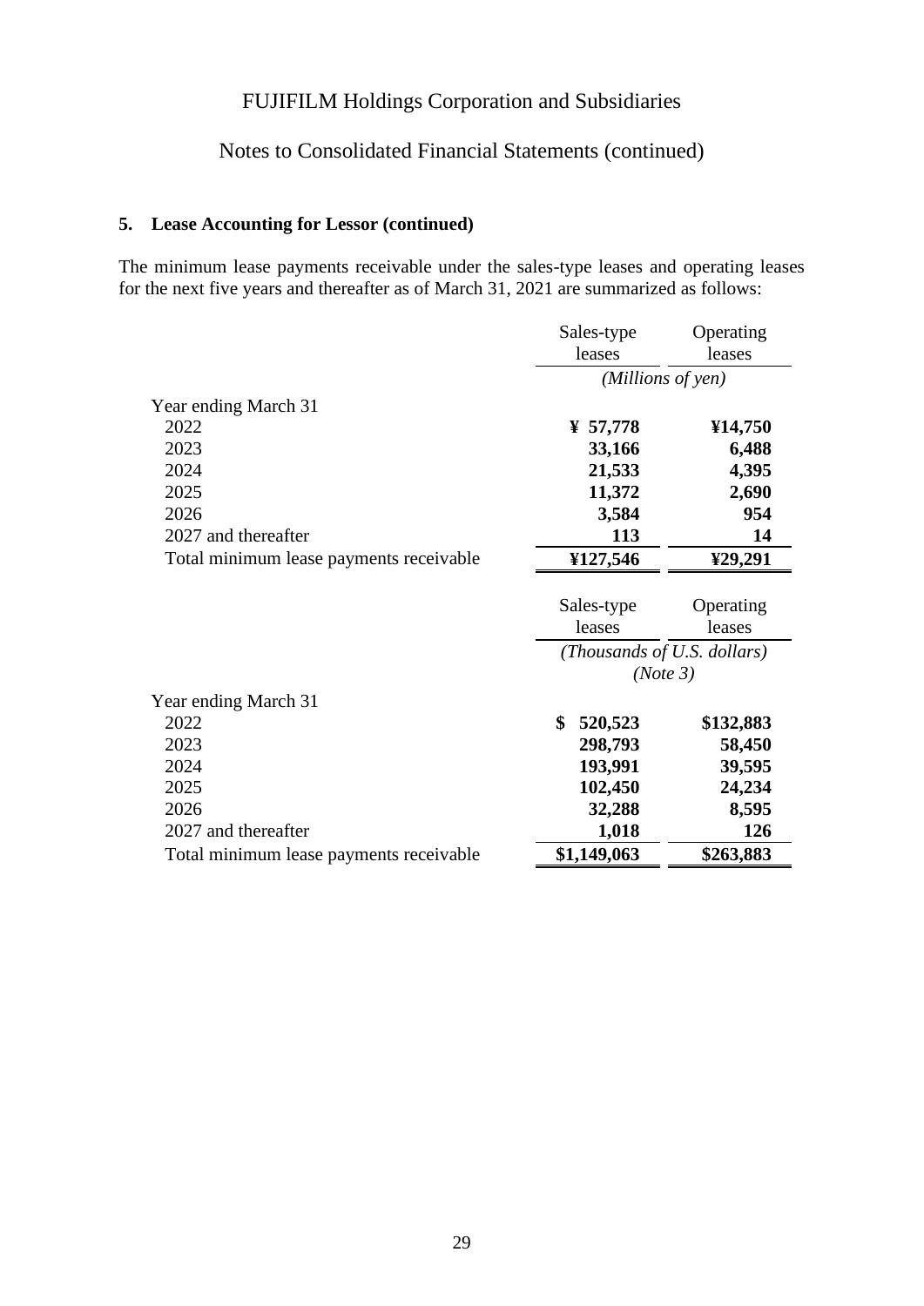### 5. Lease Accounting for Lessor (continued)

The minimum lease payments receivable under the sales-type leases and operating leases for the next five years and thereafter as of March 31, 2021 are summarized as follows:

| | Sales-type leases | Operating leases |
|---|---|---|
| | *(Millions of yen)* | |
| Year ending March 31 | | |
| 2022 | **¥ 57,778** | **¥14,750** |
| 2023 | **33,166** | **6,488** |
| 2024 | **21,533** | **4,395** |
| 2025 | **11,372** | **2,690** |
| 2026 | **3,584** | **954** |
| 2027 and thereafter | **113** | **14** |
| Total minimum lease payments receivable | **¥127,546** | **¥29,291** |

| | Sales-type leases | Operating leases |
|---|---|---|
| | *(Thousands of U.S. dollars) (Note 3)* | |
| Year ending March 31 | | |
| 2022 | **$ 520,523** | **$132,883** |
| 2023 | **298,793** | **58,450** |
| 2024 | **193,991** | **39,595** |
| 2025 | **102,450** | **24,234** |
| 2026 | **32,288** | **8,595** |
| 2027 and thereafter | **1,018** | **126** |
| Total minimum lease payments receivable | **$1,149,063** | **$263,883** |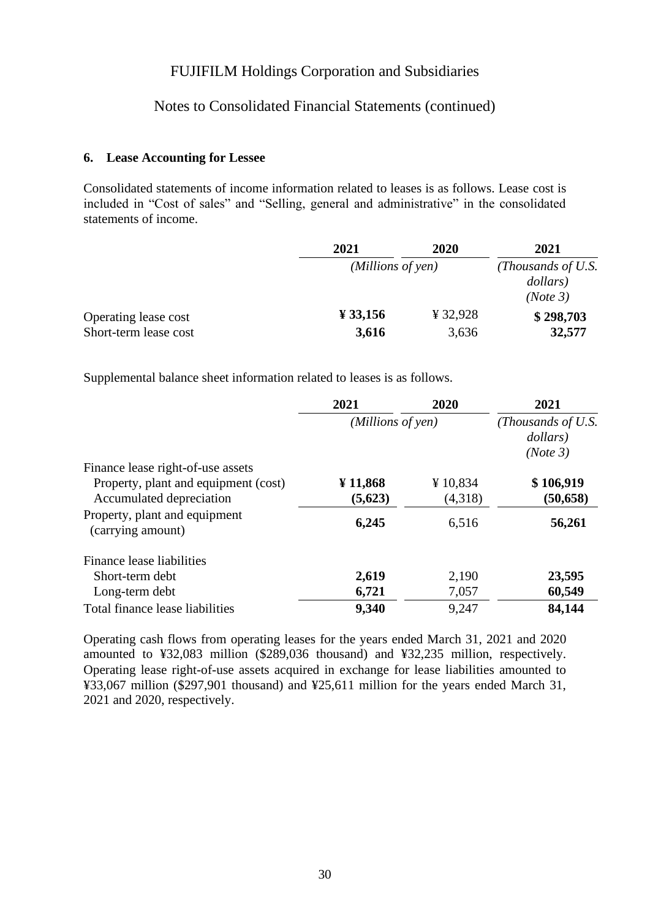FUJIFILM Holdings Corporation and Subsidiaries

Notes to Consolidated Financial Statements (continued)

### 6. Lease Accounting for Lessee

Consolidated statements of income information related to leases is as follows. Lease cost is included in "Cost of sales" and "Selling, general and administrative" in the consolidated statements of income.

| | 2021 | 2020 | 2021 |
|---|---|---|---|
| | *(Millions of yen)* | | *(Thousands of U.S. dollars) (Note 3)* |
| Operating lease cost | **¥ 33,156** | ¥ 32,928 | **$ 298,703** |
| Short-term lease cost | **3,616** | 3,636 | **32,577** |

Supplemental balance sheet information related to leases is as follows.

| | 2021 | 2020 | 2021 |
|---|---|---|---|
| | *(Millions of yen)* | | *(Thousands of U.S. dollars) (Note 3)* |
| Finance lease right-of-use assets | | | |
| Property, plant and equipment (cost) | **¥ 11,868** | ¥ 10,834 | **$ 106,919** |
| Accumulated depreciation | **(5,623)** | (4,318) | **(50,658)** |
| Property, plant and equipment (carrying amount) | **6,245** | 6,516 | **56,261** |
| Finance lease liabilities | | | |
| Short-term debt | **2,619** | 2,190 | **23,595** |
| Long-term debt | **6,721** | 7,057 | **60,549** |
| Total finance lease liabilities | **9,340** | 9,247 | **84,144** |

Operating cash flows from operating leases for the years ended March 31, 2021 and 2020 amounted to ¥32,083 million ($289,036 thousand) and ¥32,235 million, respectively. Operating lease right-of-use assets acquired in exchange for lease liabilities amounted to ¥33,067 million ($297,901 thousand) and ¥25,611 million for the years ended March 31, 2021 and 2020, respectively.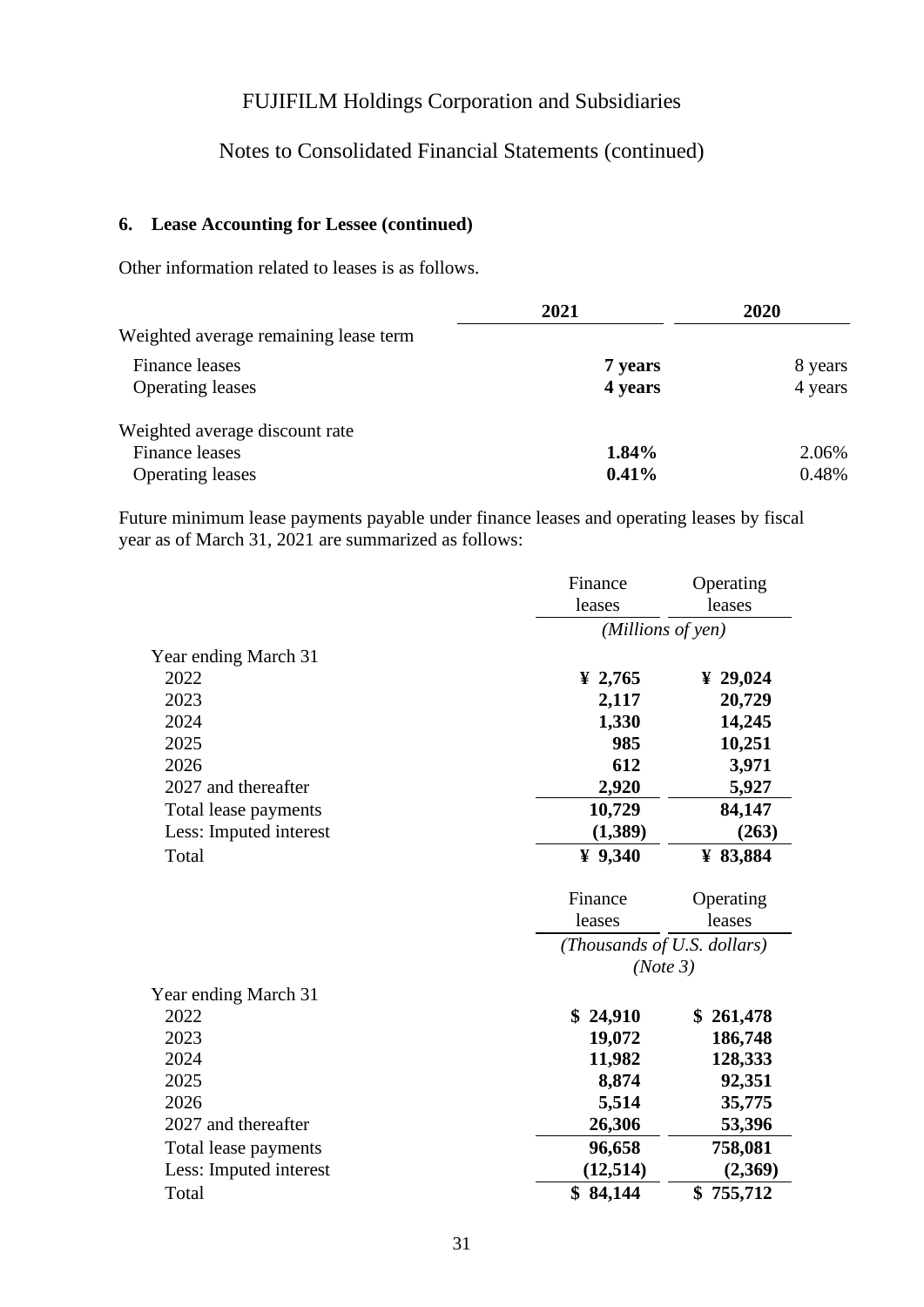### 6. Lease Accounting for Lessee (continued)

Other information related to leases is as follows.

| | 2021 | 2020 |
|---|---|---|
| Weighted average remaining lease term | | |
| Finance leases | **7 years** | 8 years |
| Operating leases | **4 years** | 4 years |
| Weighted average discount rate | | |
| Finance leases | **1.84%** | 2.06% |
| Operating leases | **0.41%** | 0.48% |

Future minimum lease payments payable under finance leases and operating leases by fiscal year as of March 31, 2021 are summarized as follows:

| | Finance leases | Operating leases |
|---|---|---|
| | *(Millions of yen)* | |
| Year ending March 31 | | |
| 2022 | **¥ 2,765** | **¥ 29,024** |
| 2023 | **2,117** | **20,729** |
| 2024 | **1,330** | **14,245** |
| 2025 | **985** | **10,251** |
| 2026 | **612** | **3,971** |
| 2027 and thereafter | **2,920** | **5,927** |
| Total lease payments | **10,729** | **84,147** |
| Less: Imputed interest | **(1,389)** | **(263)** |
| Total | **¥ 9,340** | **¥ 83,884** |

| | Finance leases | Operating leases |
|---|---|---|
| | *(Thousands of U.S. dollars) (Note 3)* | |
| Year ending March 31 | | |
| 2022 | **$ 24,910** | **$ 261,478** |
| 2023 | **19,072** | **186,748** |
| 2024 | **11,982** | **128,333** |
| 2025 | **8,874** | **92,351** |
| 2026 | **5,514** | **35,775** |
| 2027 and thereafter | **26,306** | **53,396** |
| Total lease payments | **96,658** | **758,081** |
| Less: Imputed interest | **(12,514)** | **(2,369)** |
| Total | **$ 84,144** | **$ 755,712** |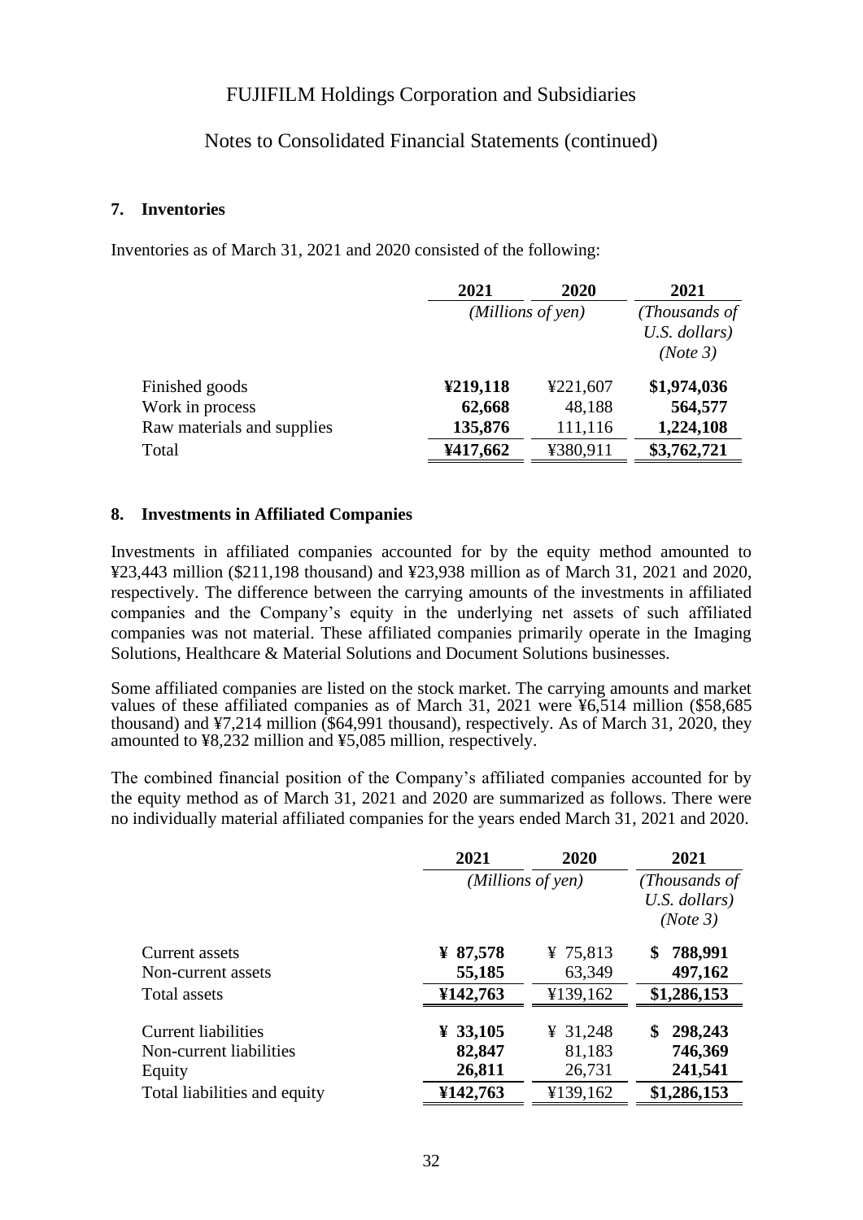### 7. Inventories

Inventories as of March 31, 2021 and 2020 consisted of the following:

| | 2021 | 2020 | 2021 |
|---|---|---|---|
| | *(Millions of yen)* | | *(Thousands of U.S. dollars) (Note 3)* |
| Finished goods | **¥219,118** | ¥221,607 | **$1,974,036** |
| Work in process | **62,668** | 48,188 | **564,577** |
| Raw materials and supplies | **135,876** | 111,116 | **1,224,108** |
| Total | **¥417,662** | ¥380,911 | **$3,762,721** |

### 8. Investments in Affiliated Companies

Investments in affiliated companies accounted for by the equity method amounted to ¥23,443 million ($211,198 thousand) and ¥23,938 million as of March 31, 2021 and 2020, respectively. The difference between the carrying amounts of the investments in affiliated companies and the Company's equity in the underlying net assets of such affiliated companies was not material. These affiliated companies primarily operate in the Imaging Solutions, Healthcare & Material Solutions and Document Solutions businesses.

Some affiliated companies are listed on the stock market. The carrying amounts and market values of these affiliated companies as of March 31, 2021 were ¥6,514 million ($58,685 thousand) and ¥7,214 million ($64,991 thousand), respectively. As of March 31, 2020, they amounted to ¥8,232 million and ¥5,085 million, respectively.

The combined financial position of the Company's affiliated companies accounted for by the equity method as of March 31, 2021 and 2020 are summarized as follows. There were no individually material affiliated companies for the years ended March 31, 2021 and 2020.

| | 2021 | 2020 | 2021 |
|---|---|---|---|
| | *(Millions of yen)* | | *(Thousands of U.S. dollars) (Note 3)* |
| Current assets | **¥ 87,578** | ¥ 75,813 | **$ 788,991** |
| Non-current assets | **55,185** | 63,349 | **497,162** |
| Total assets | **¥142,763** | ¥139,162 | **$1,286,153** |
| Current liabilities | **¥ 33,105** | ¥ 31,248 | **$ 298,243** |
| Non-current liabilities | **82,847** | 81,183 | **746,369** |
| Equity | **26,811** | 26,731 | **241,541** |
| Total liabilities and equity | **¥142,763** | ¥139,162 | **$1,286,153** |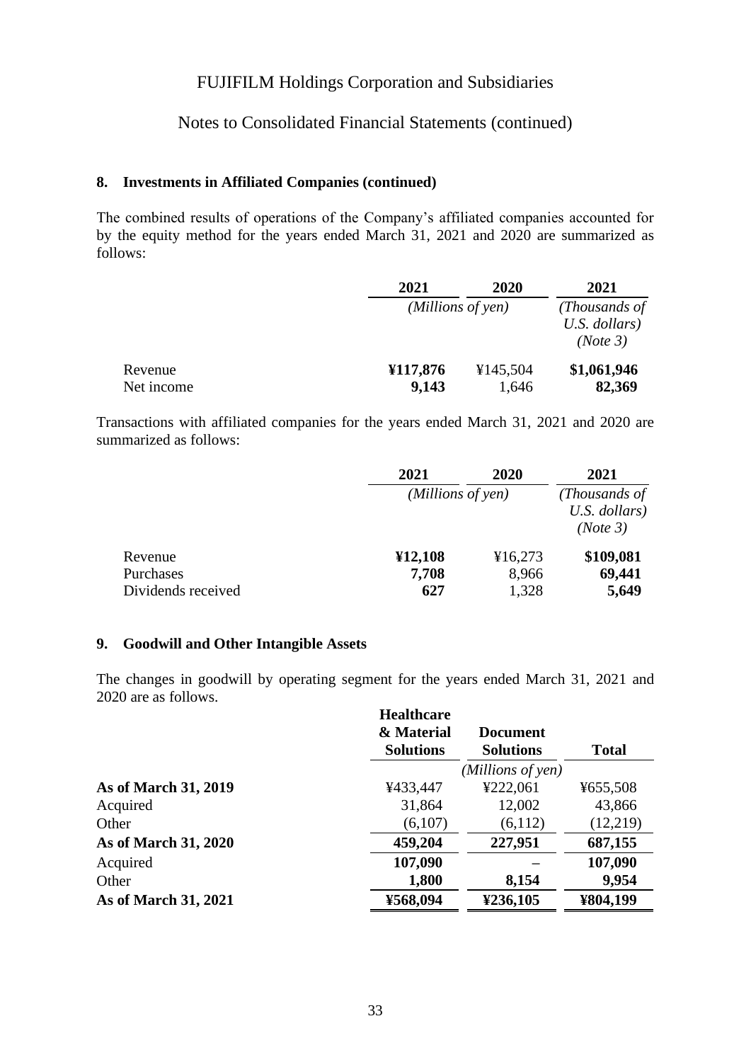## 8. Investments in Affiliated Companies (continued)

The combined results of operations of the Company's affiliated companies accounted for by the equity method for the years ended March 31, 2021 and 2020 are summarized as follows:

| | 2021 | 2020 | 2021 |
|---|---|---|---|
| | *(Millions of yen)* | | *(Thousands of U.S. dollars) (Note 3)* |
| Revenue | **¥117,876** | ¥145,504 | **$1,061,946** |
| Net income | **9,143** | 1,646 | **82,369** |

Transactions with affiliated companies for the years ended March 31, 2021 and 2020 are summarized as follows:

| | 2021 | 2020 | 2021 |
|---|---|---|---|
| | *(Millions of yen)* | | *(Thousands of U.S. dollars) (Note 3)* |
| Revenue | **¥12,108** | ¥16,273 | **$109,081** |
| Purchases | **7,708** | 8,966 | **69,441** |
| Dividends received | **627** | 1,328 | **5,649** |

## 9. Goodwill and Other Intangible Assets

The changes in goodwill by operating segment for the years ended March 31, 2021 and 2020 are as follows.

| | Healthcare & Material Solutions | Document Solutions | Total |
|---|---|---|---|
| | | *(Millions of yen)* | |
| **As of March 31, 2019** | ¥433,447 | ¥222,061 | ¥655,508 |
| Acquired | 31,864 | 12,002 | 43,866 |
| Other | (6,107) | (6,112) | (12,219) |
| **As of March 31, 2020** | **459,204** | **227,951** | **687,155** |
| Acquired | **107,090** | **–** | **107,090** |
| Other | **1,800** | **8,154** | **9,954** |
| **As of March 31, 2021** | **¥568,094** | **¥236,105** | **¥804,199** |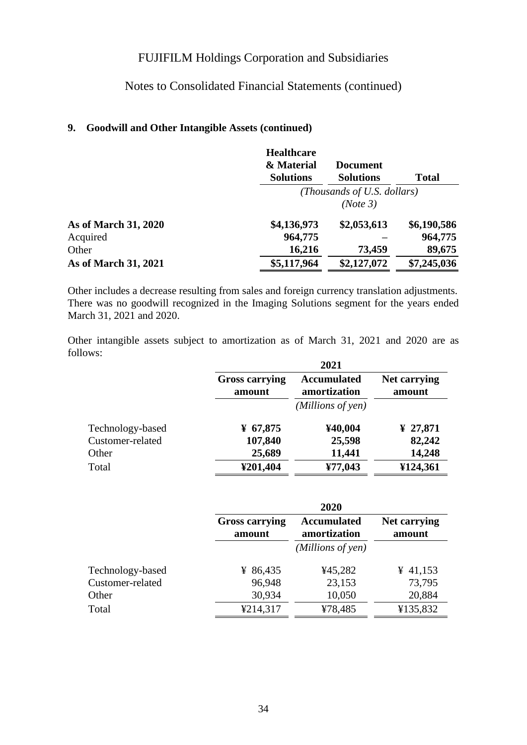FUJIFILM Holdings Corporation and Subsidiaries

Notes to Consolidated Financial Statements (continued)

### 9. Goodwill and Other Intangible Assets (continued)

| | Healthcare & Material Solutions | Document Solutions | Total |
|---|---|---|---|
| | *(Thousands of U.S. dollars) (Note 3)* | | |
| **As of March 31, 2020** | **$4,136,973** | **$2,053,613** | **$6,190,586** |
| Acquired | **964,775** | **–** | **964,775** |
| Other | **16,216** | **73,459** | **89,675** |
| **As of March 31, 2021** | **$5,117,964** | **$2,127,072** | **$7,245,036** |

Other includes a decrease resulting from sales and foreign currency translation adjustments. There was no goodwill recognized in the Imaging Solutions segment for the years ended March 31, 2021 and 2020.

Other intangible assets subject to amortization as of March 31, 2021 and 2020 are as follows:

| | 2021 | | |
|---|---|---|---|
| | Gross carrying amount | Accumulated amortization | Net carrying amount |
| | | *(Millions of yen)* | |
| Technology-based | **¥ 67,875** | **¥40,004** | **¥ 27,871** |
| Customer-related | **107,840** | **25,598** | **82,242** |
| Other | **25,689** | **11,441** | **14,248** |
| Total | **¥201,404** | **¥77,043** | **¥124,361** |

| | 2020 | | |
|---|---|---|---|
| | Gross carrying amount | Accumulated amortization | Net carrying amount |
| | | *(Millions of yen)* | |
| Technology-based | ¥ 86,435 | ¥45,282 | ¥ 41,153 |
| Customer-related | 96,948 | 23,153 | 73,795 |
| Other | 30,934 | 10,050 | 20,884 |
| Total | ¥214,317 | ¥78,485 | ¥135,832 |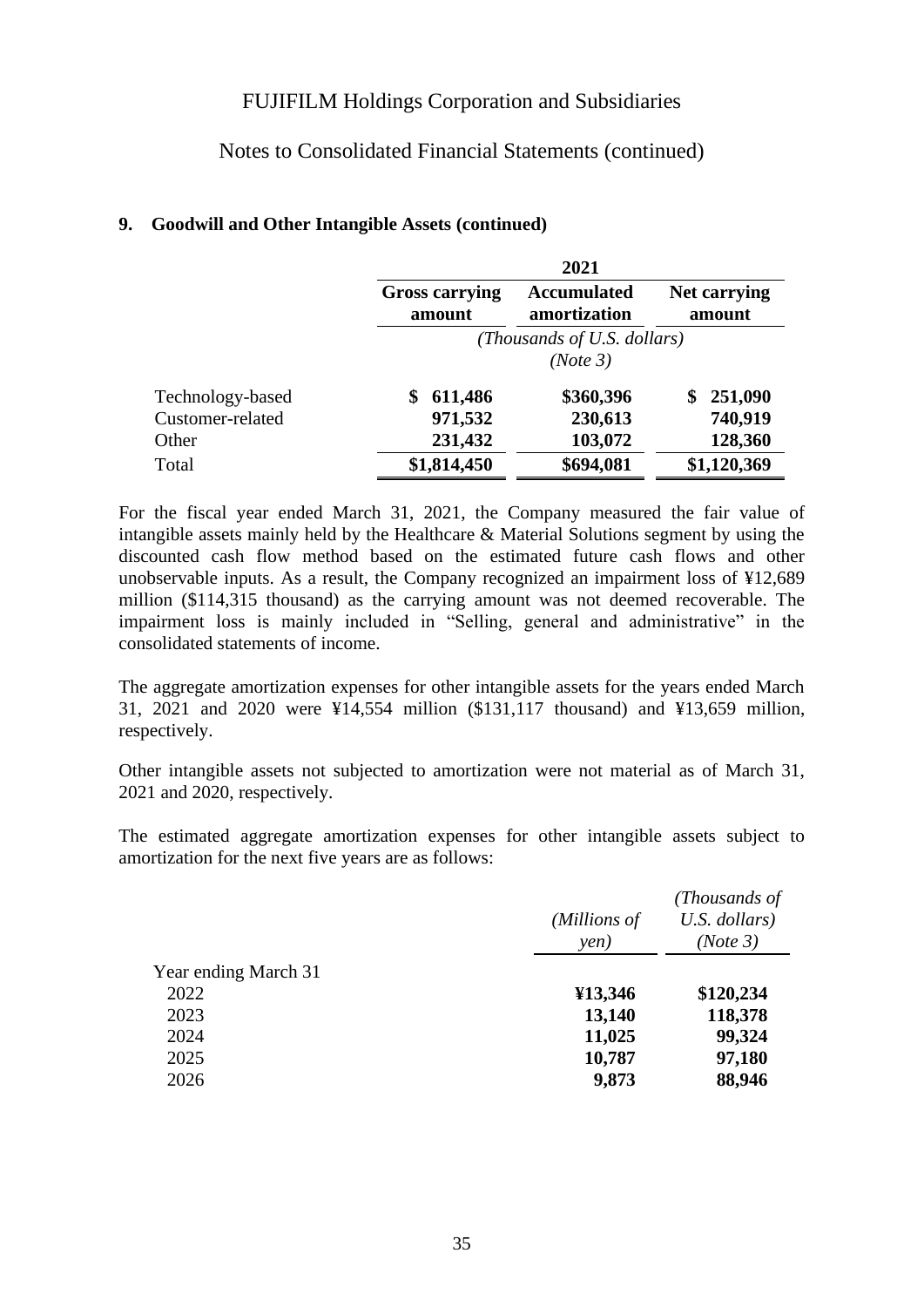## 9. Goodwill and Other Intangible Assets (continued)

| | 2021 | | |
|---|---|---|---|
| | **Gross carrying amount** | **Accumulated amortization** | **Net carrying amount** |
| | *(Thousands of U.S. dollars) (Note 3)* | | |
| Technology-based | **$ 611,486** | **$360,396** | **$ 251,090** |
| Customer-related | **971,532** | **230,613** | **740,919** |
| Other | **231,432** | **103,072** | **128,360** |
| Total | **$1,814,450** | **$694,081** | **$1,120,369** |

For the fiscal year ended March 31, 2021, the Company measured the fair value of intangible assets mainly held by the Healthcare & Material Solutions segment by using the discounted cash flow method based on the estimated future cash flows and other unobservable inputs. As a result, the Company recognized an impairment loss of ¥12,689 million ($114,315 thousand) as the carrying amount was not deemed recoverable. The impairment loss is mainly included in "Selling, general and administrative" in the consolidated statements of income.

The aggregate amortization expenses for other intangible assets for the years ended March 31, 2021 and 2020 were ¥14,554 million ($131,117 thousand) and ¥13,659 million, respectively.

Other intangible assets not subjected to amortization were not material as of March 31, 2021 and 2020, respectively.

The estimated aggregate amortization expenses for other intangible assets subject to amortization for the next five years are as follows:

| | *(Millions of yen)* | *(Thousands of U.S. dollars) (Note 3)* |
|---|---|---|
| Year ending March 31 | | |
| 2022 | **¥13,346** | **$120,234** |
| 2023 | **13,140** | **118,378** |
| 2024 | **11,025** | **99,324** |
| 2025 | **10,787** | **97,180** |
| 2026 | **9,873** | **88,946** |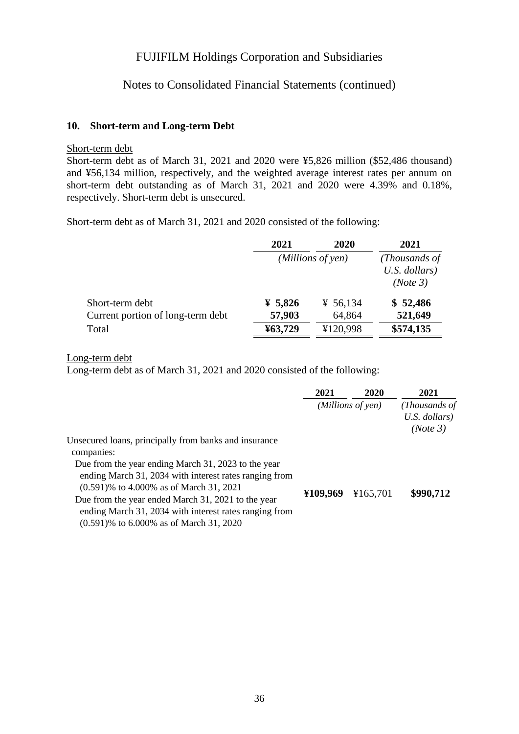FUJIFILM Holdings Corporation and Subsidiaries

Notes to Consolidated Financial Statements (continued)

### 10. Short-term and Long-term Debt

Short-term debt

Short-term debt as of March 31, 2021 and 2020 were ¥5,826 million ($52,486 thousand) and ¥56,134 million, respectively, and the weighted average interest rates per annum on short-term debt outstanding as of March 31, 2021 and 2020 were 4.39% and 0.18%, respectively. Short-term debt is unsecured.

Short-term debt as of March 31, 2021 and 2020 consisted of the following:

| | 2021 | 2020 | 2021 |
|---|---|---|---|
| | *(Millions of yen)* | | *(Thousands of U.S. dollars) (Note 3)* |
| Short-term debt | **¥ 5,826** | ¥ 56,134 | **$ 52,486** |
| Current portion of long-term debt | **57,903** | 64,864 | **521,649** |
| Total | **¥63,729** | ¥120,998 | **$574,135** |

Long-term debt

Long-term debt as of March 31, 2021 and 2020 consisted of the following:

| | 2021 | 2020 | 2021 |
|---|---|---|---|
| | *(Millions of yen)* | | *(Thousands of U.S. dollars) (Note 3)* |
| Unsecured loans, principally from banks and insurance companies: | | | |
| Due from the year ending March 31, 2023 to the year ending March 31, 2034 with interest rates ranging from (0.591)% to 4.000% as of March 31, 2021<br>Due from the year ended March 31, 2021 to the year ending March 31, 2034 with interest rates ranging from (0.591)% to 6.000% as of March 31, 2020 | **¥109,969** | ¥165,701 | **$990,712** |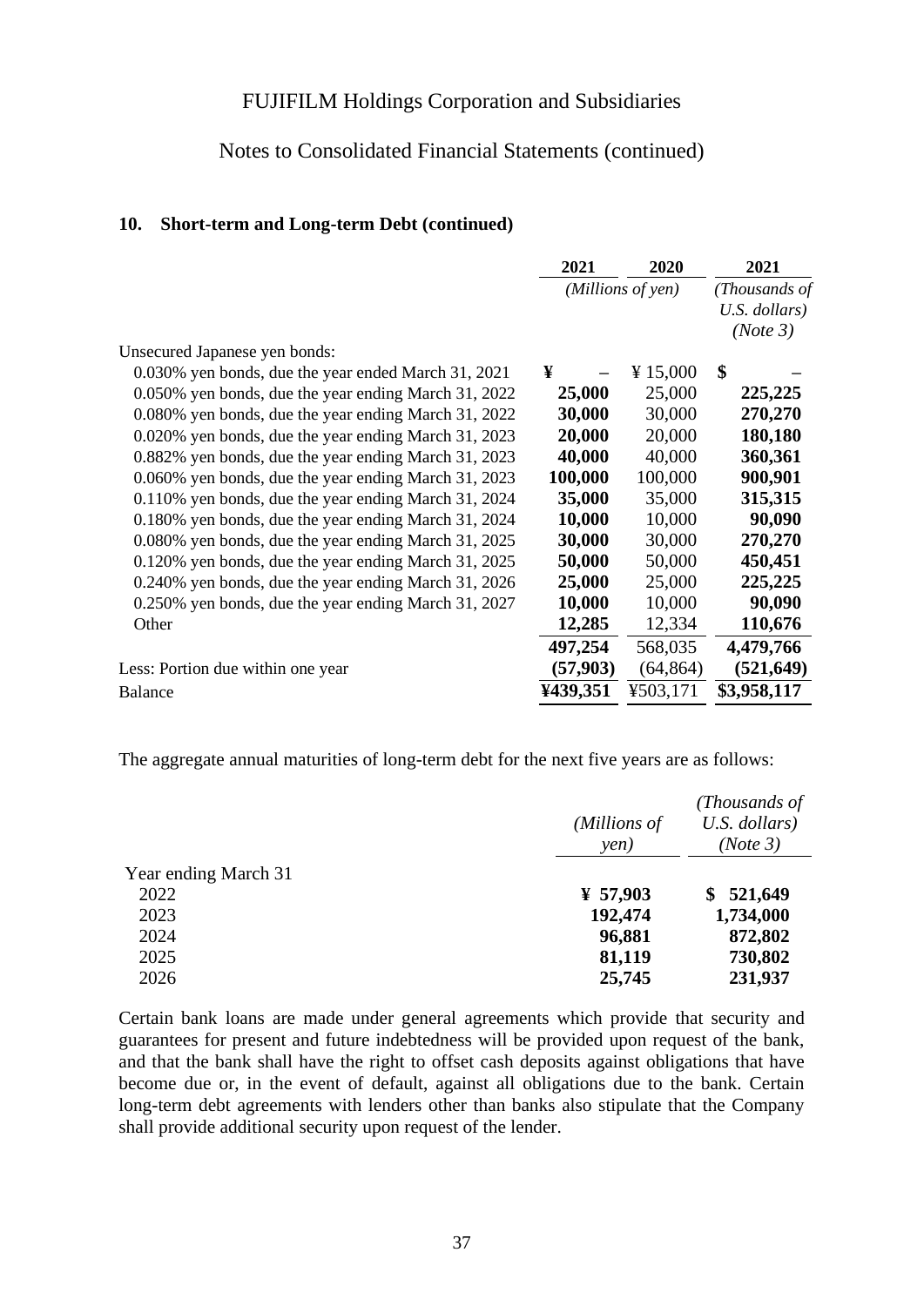FUJIFILM Holdings Corporation and Subsidiaries

Notes to Consolidated Financial Statements (continued)

## 10. Short-term and Long-term Debt (continued)

| | 2021 | 2020 | 2021 |
|---|---|---|---|
| | *(Millions of yen)* | | *(Thousands of U.S. dollars) (Note 3)* |
| Unsecured Japanese yen bonds: | | | |
| 0.030% yen bonds, due the year ended March 31, 2021 | **¥ –** | ¥ 15,000 | **$ –** |
| 0.050% yen bonds, due the year ending March 31, 2022 | **25,000** | 25,000 | **225,225** |
| 0.080% yen bonds, due the year ending March 31, 2022 | **30,000** | 30,000 | **270,270** |
| 0.020% yen bonds, due the year ending March 31, 2023 | **20,000** | 20,000 | **180,180** |
| 0.882% yen bonds, due the year ending March 31, 2023 | **40,000** | 40,000 | **360,361** |
| 0.060% yen bonds, due the year ending March 31, 2023 | **100,000** | 100,000 | **900,901** |
| 0.110% yen bonds, due the year ending March 31, 2024 | **35,000** | 35,000 | **315,315** |
| 0.180% yen bonds, due the year ending March 31, 2024 | **10,000** | 10,000 | **90,090** |
| 0.080% yen bonds, due the year ending March 31, 2025 | **30,000** | 30,000 | **270,270** |
| 0.120% yen bonds, due the year ending March 31, 2025 | **50,000** | 50,000 | **450,451** |
| 0.240% yen bonds, due the year ending March 31, 2026 | **25,000** | 25,000 | **225,225** |
| 0.250% yen bonds, due the year ending March 31, 2027 | **10,000** | 10,000 | **90,090** |
| Other | **12,285** | 12,334 | **110,676** |
| | **497,254** | 568,035 | **4,479,766** |
| Less: Portion due within one year | **(57,903)** | (64,864) | **(521,649)** |
| Balance | **¥439,351** | ¥503,171 | **$3,958,117** |

The aggregate annual maturities of long-term debt for the next five years are as follows:

| | *(Millions of yen)* | *(Thousands of U.S. dollars) (Note 3)* |
|---|---|---|
| Year ending March 31 | | |
| 2022 | **¥ 57,903** | **$ 521,649** |
| 2023 | **192,474** | **1,734,000** |
| 2024 | **96,881** | **872,802** |
| 2025 | **81,119** | **730,802** |
| 2026 | **25,745** | **231,937** |

Certain bank loans are made under general agreements which provide that security and guarantees for present and future indebtedness will be provided upon request of the bank, and that the bank shall have the right to offset cash deposits against obligations that have become due or, in the event of default, against all obligations due to the bank. Certain long-term debt agreements with lenders other than banks also stipulate that the Company shall provide additional security upon request of the lender.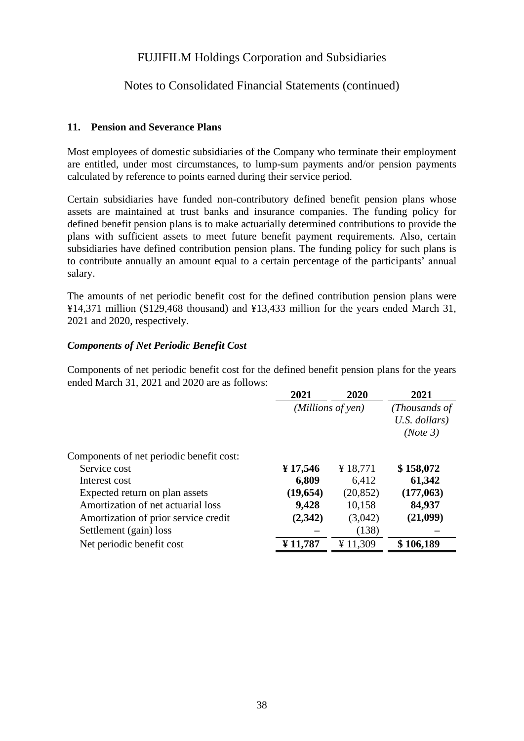# FUJIFILM Holdings Corporation and Subsidiaries

## Notes to Consolidated Financial Statements (continued)

### 11. Pension and Severance Plans

Most employees of domestic subsidiaries of the Company who terminate their employment are entitled, under most circumstances, to lump-sum payments and/or pension payments calculated by reference to points earned during their service period.

Certain subsidiaries have funded non-contributory defined benefit pension plans whose assets are maintained at trust banks and insurance companies. The funding policy for defined benefit pension plans is to make actuarially determined contributions to provide the plans with sufficient assets to meet future benefit payment requirements. Also, certain subsidiaries have defined contribution pension plans. The funding policy for such plans is to contribute annually an amount equal to a certain percentage of the participants' annual salary.

The amounts of net periodic benefit cost for the defined contribution pension plans were ¥14,371 million ($129,468 thousand) and ¥13,433 million for the years ended March 31, 2021 and 2020, respectively.

#### *Components of Net Periodic Benefit Cost*

Components of net periodic benefit cost for the defined benefit pension plans for the years ended March 31, 2021 and 2020 are as follows:

| | 2021 | 2020 | 2021 |
|---|---|---|---|
| | *(Millions of yen)* | | *(Thousands of U.S. dollars) (Note 3)* |
| Components of net periodic benefit cost: | | | |
| Service cost | **¥ 17,546** | ¥ 18,771 | **$ 158,072** |
| Interest cost | **6,809** | 6,412 | **61,342** |
| Expected return on plan assets | **(19,654)** | (20,852) | **(177,063)** |
| Amortization of net actuarial loss | **9,428** | 10,158 | **84,937** |
| Amortization of prior service credit | **(2,342)** | (3,042) | **(21,099)** |
| Settlement (gain) loss | **–** | (138) | **–** |
| Net periodic benefit cost | **¥ 11,787** | ¥ 11,309 | **$ 106,189** |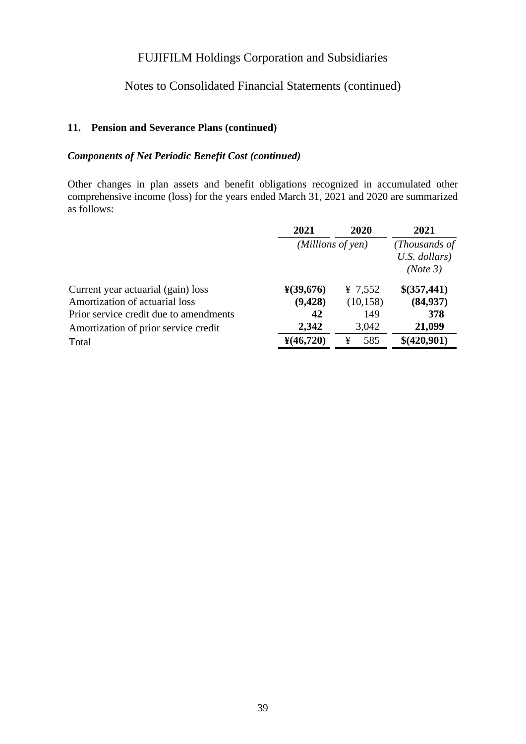FUJIFILM Holdings Corporation and Subsidiaries

Notes to Consolidated Financial Statements (continued)

### 11. Pension and Severance Plans (continued)

#### *Components of Net Periodic Benefit Cost (continued)*

Other changes in plan assets and benefit obligations recognized in accumulated other comprehensive income (loss) for the years ended March 31, 2021 and 2020 are summarized as follows:

| | 2021 | 2020 | 2021 |
|---|---|---|---|
| | *(Millions of yen)* | | *(Thousands of U.S. dollars) (Note 3)* |
| Current year actuarial (gain) loss | **¥(39,676)** | ¥ 7,552 | **$(357,441)** |
| Amortization of actuarial loss | **(9,428)** | (10,158) | **(84,937)** |
| Prior service credit due to amendments | **42** | 149 | **378** |
| Amortization of prior service credit | **2,342** | 3,042 | **21,099** |
| Total | **¥(46,720)** | ¥ 585 | **$(420,901)** |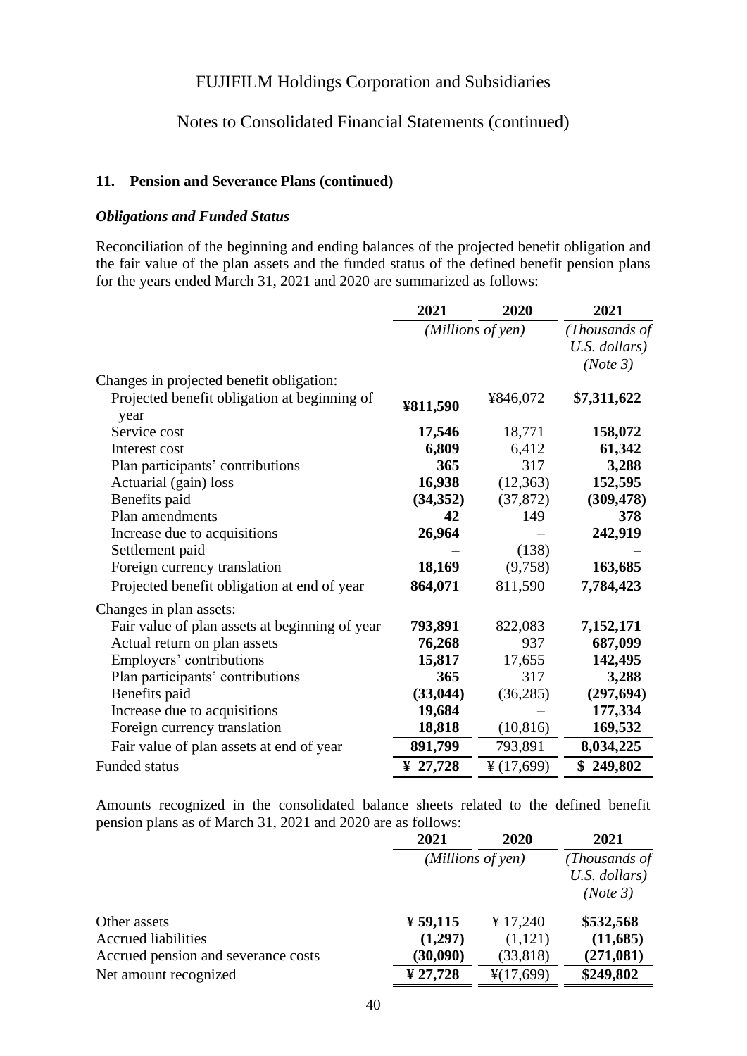FUJIFILM Holdings Corporation and Subsidiaries

Notes to Consolidated Financial Statements (continued)

**11. Pension and Severance Plans (continued)**

***Obligations and Funded Status***

Reconciliation of the beginning and ending balances of the projected benefit obligation and the fair value of the plan assets and the funded status of the defined benefit pension plans for the years ended March 31, 2021 and 2020 are summarized as follows:

| | 2021 | 2020 | 2021 |
|---|---|---|---|
| | *(Millions of yen)* | | *(Thousands of U.S. dollars) (Note 3)* |
| Changes in projected benefit obligation: | | | |
| Projected benefit obligation at beginning of year | **¥811,590** | ¥846,072 | **$7,311,622** |
| Service cost | **17,546** | 18,771 | **158,072** |
| Interest cost | **6,809** | 6,412 | **61,342** |
| Plan participants' contributions | **365** | 317 | **3,288** |
| Actuarial (gain) loss | **16,938** | (12,363) | **152,595** |
| Benefits paid | **(34,352)** | (37,872) | **(309,478)** |
| Plan amendments | **42** | 149 | **378** |
| Increase due to acquisitions | **26,964** | – | **242,919** |
| Settlement paid | **–** | (138) | **–** |
| Foreign currency translation | **18,169** | (9,758) | **163,685** |
| Projected benefit obligation at end of year | **864,071** | 811,590 | **7,784,423** |
| Changes in plan assets: | | | |
| Fair value of plan assets at beginning of year | **793,891** | 822,083 | **7,152,171** |
| Actual return on plan assets | **76,268** | 937 | **687,099** |
| Employers' contributions | **15,817** | 17,655 | **142,495** |
| Plan participants' contributions | **365** | 317 | **3,288** |
| Benefits paid | **(33,044)** | (36,285) | **(297,694)** |
| Increase due to acquisitions | **19,684** | – | **177,334** |
| Foreign currency translation | **18,818** | (10,816) | **169,532** |
| Fair value of plan assets at end of year | **891,799** | 793,891 | **8,034,225** |
| Funded status | **¥ 27,728** | ¥ (17,699) | **$ 249,802** |

Amounts recognized in the consolidated balance sheets related to the defined benefit pension plans as of March 31, 2021 and 2020 are as follows:

| | 2021 | 2020 | 2021 |
|---|---|---|---|
| | *(Millions of yen)* | | *(Thousands of U.S. dollars) (Note 3)* |
| Other assets | **¥ 59,115** | ¥ 17,240 | **$532,568** |
| Accrued liabilities | **(1,297)** | (1,121) | **(11,685)** |
| Accrued pension and severance costs | **(30,090)** | (33,818) | **(271,081)** |
| Net amount recognized | **¥ 27,728** | ¥(17,699) | **$249,802** |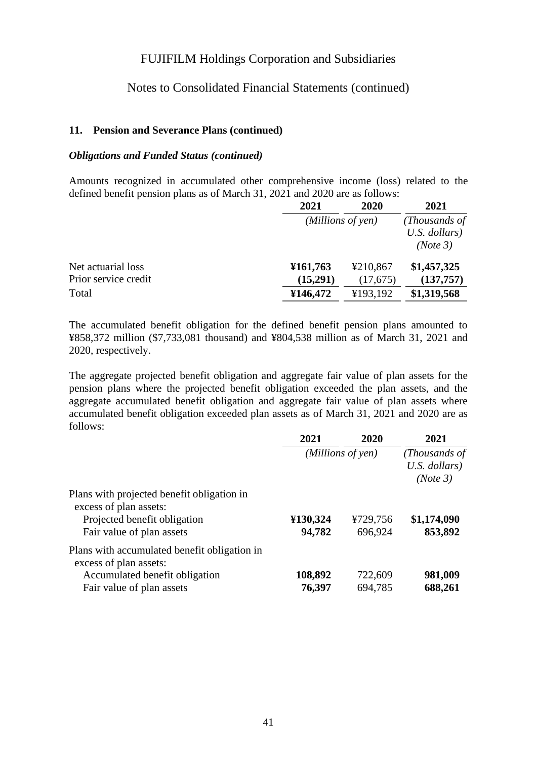FUJIFILM Holdings Corporation and Subsidiaries

Notes to Consolidated Financial Statements (continued)

### 11. Pension and Severance Plans (continued)

***Obligations and Funded Status (continued)***

Amounts recognized in accumulated other comprehensive income (loss) related to the defined benefit pension plans as of March 31, 2021 and 2020 are as follows:

| | 2021 | 2020 | 2021 |
|---|---|---|---|
| | *(Millions of yen)* | | *(Thousands of U.S. dollars) (Note 3)* |
| Net actuarial loss | **¥161,763** | ¥210,867 | **$1,457,325** |
| Prior service credit | **(15,291)** | (17,675) | **(137,757)** |
| Total | **¥146,472** | ¥193,192 | **$1,319,568** |

The accumulated benefit obligation for the defined benefit pension plans amounted to ¥858,372 million ($7,733,081 thousand) and ¥804,538 million as of March 31, 2021 and 2020, respectively.

The aggregate projected benefit obligation and aggregate fair value of plan assets for the pension plans where the projected benefit obligation exceeded the plan assets, and the aggregate accumulated benefit obligation and aggregate fair value of plan assets where accumulated benefit obligation exceeded plan assets as of March 31, 2021 and 2020 are as follows:

| | 2021 | 2020 | 2021 |
|---|---|---|---|
| | *(Millions of yen)* | | *(Thousands of U.S. dollars) (Note 3)* |
| Plans with projected benefit obligation in excess of plan assets: | | | |
| Projected benefit obligation | **¥130,324** | ¥729,756 | **$1,174,090** |
| Fair value of plan assets | **94,782** | 696,924 | **853,892** |
| Plans with accumulated benefit obligation in excess of plan assets: | | | |
| Accumulated benefit obligation | **108,892** | 722,609 | **981,009** |
| Fair value of plan assets | **76,397** | 694,785 | **688,261** |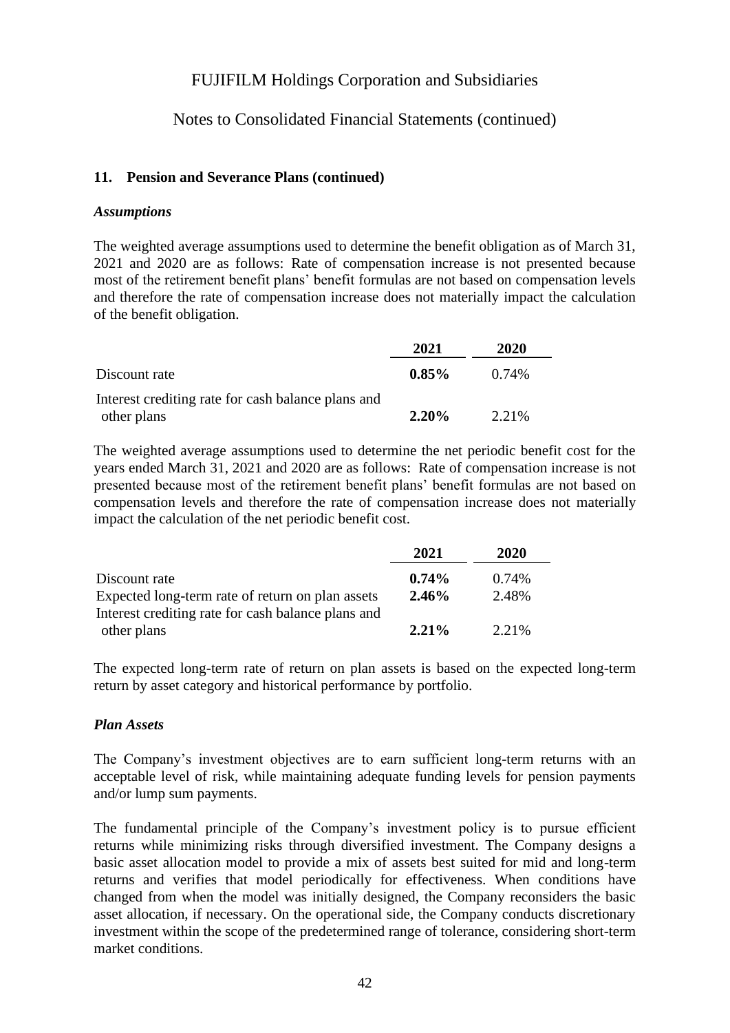**11. Pension and Severance Plans (continued)**

***Assumptions***

The weighted average assumptions used to determine the benefit obligation as of March 31, 2021 and 2020 are as follows: Rate of compensation increase is not presented because most of the retirement benefit plans' benefit formulas are not based on compensation levels and therefore the rate of compensation increase does not materially impact the calculation of the benefit obligation.

| | 2021 | 2020 |
|---|---|---|
| Discount rate | **0.85%** | 0.74% |
| Interest crediting rate for cash balance plans and other plans | **2.20%** | 2.21% |

The weighted average assumptions used to determine the net periodic benefit cost for the years ended March 31, 2021 and 2020 are as follows: Rate of compensation increase is not presented because most of the retirement benefit plans' benefit formulas are not based on compensation levels and therefore the rate of compensation increase does not materially impact the calculation of the net periodic benefit cost.

| | 2021 | 2020 |
|---|---|---|
| Discount rate | **0.74%** | 0.74% |
| Expected long-term rate of return on plan assets | **2.46%** | 2.48% |
| Interest crediting rate for cash balance plans and other plans | **2.21%** | 2.21% |

The expected long-term rate of return on plan assets is based on the expected long-term return by asset category and historical performance by portfolio.

***Plan Assets***

The Company's investment objectives are to earn sufficient long-term returns with an acceptable level of risk, while maintaining adequate funding levels for pension payments and/or lump sum payments.

The fundamental principle of the Company's investment policy is to pursue efficient returns while minimizing risks through diversified investment. The Company designs a basic asset allocation model to provide a mix of assets best suited for mid and long-term returns and verifies that model periodically for effectiveness. When conditions have changed from when the model was initially designed, the Company reconsiders the basic asset allocation, if necessary. On the operational side, the Company conducts discretionary investment within the scope of the predetermined range of tolerance, considering short-term market conditions.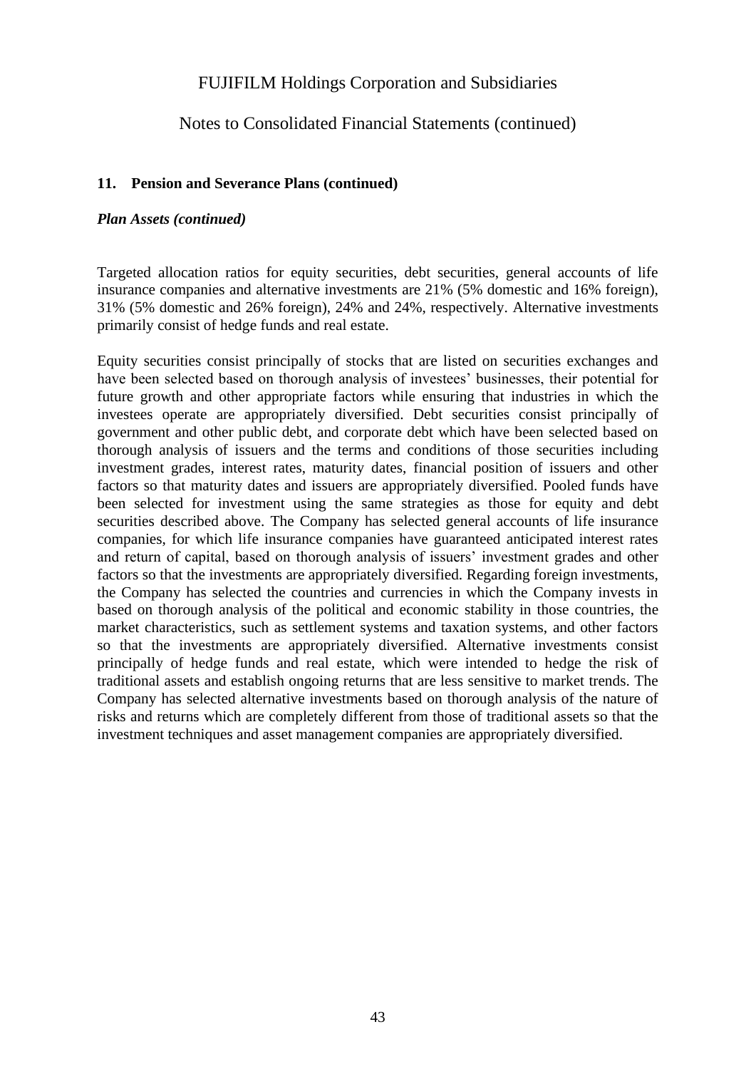### 11. Pension and Severance Plans (continued)

***Plan Assets (continued)***

Targeted allocation ratios for equity securities, debt securities, general accounts of life insurance companies and alternative investments are 21% (5% domestic and 16% foreign), 31% (5% domestic and 26% foreign), 24% and 24%, respectively. Alternative investments primarily consist of hedge funds and real estate.

Equity securities consist principally of stocks that are listed on securities exchanges and have been selected based on thorough analysis of investees' businesses, their potential for future growth and other appropriate factors while ensuring that industries in which the investees operate are appropriately diversified. Debt securities consist principally of government and other public debt, and corporate debt which have been selected based on thorough analysis of issuers and the terms and conditions of those securities including investment grades, interest rates, maturity dates, financial position of issuers and other factors so that maturity dates and issuers are appropriately diversified. Pooled funds have been selected for investment using the same strategies as those for equity and debt securities described above. The Company has selected general accounts of life insurance companies, for which life insurance companies have guaranteed anticipated interest rates and return of capital, based on thorough analysis of issuers' investment grades and other factors so that the investments are appropriately diversified. Regarding foreign investments, the Company has selected the countries and currencies in which the Company invests in based on thorough analysis of the political and economic stability in those countries, the market characteristics, such as settlement systems and taxation systems, and other factors so that the investments are appropriately diversified. Alternative investments consist principally of hedge funds and real estate, which were intended to hedge the risk of traditional assets and establish ongoing returns that are less sensitive to market trends. The Company has selected alternative investments based on thorough analysis of the nature of risks and returns which are completely different from those of traditional assets so that the investment techniques and asset management companies are appropriately diversified.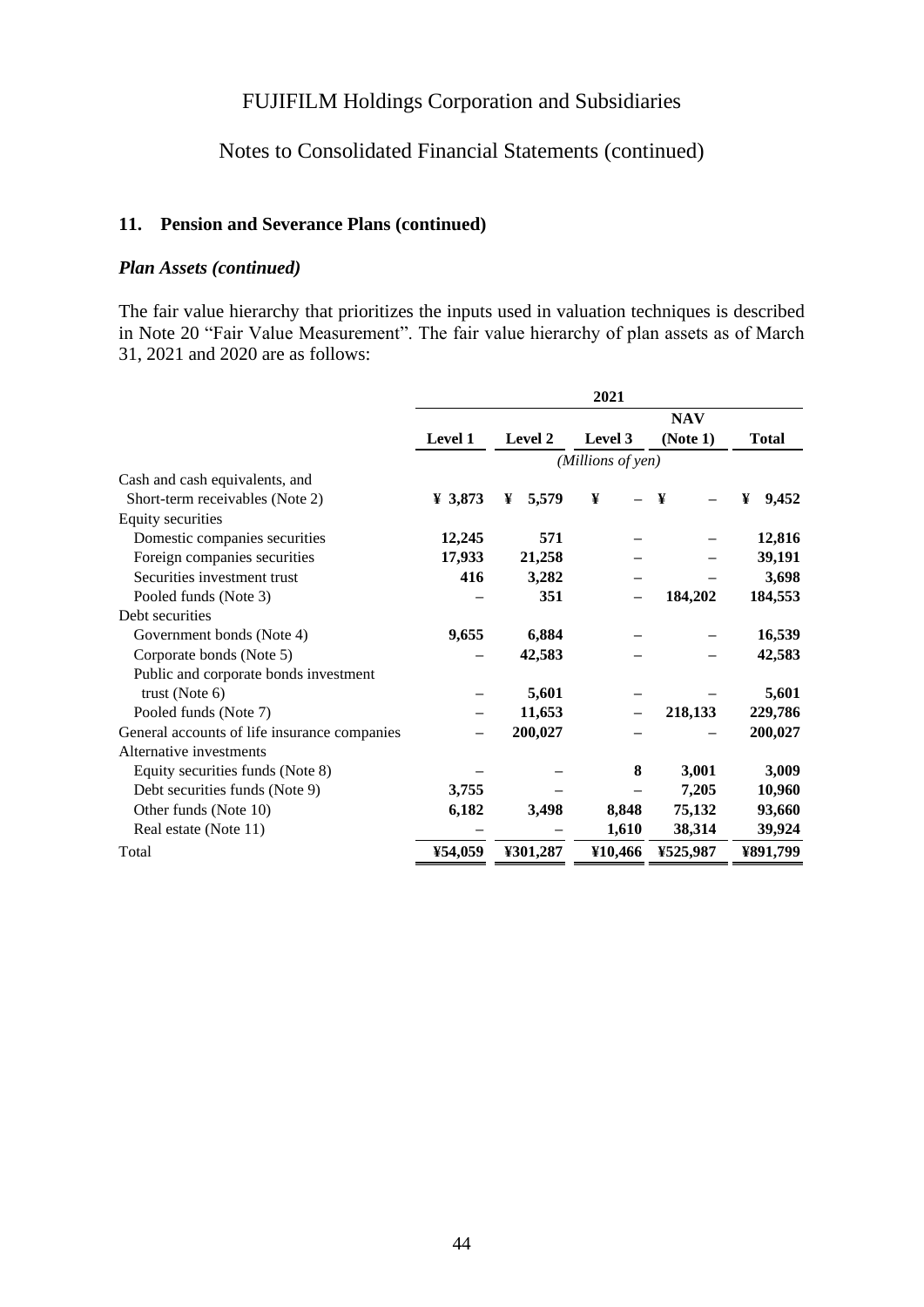## 11. Pension and Severance Plans (continued)

### *Plan Assets (continued)*

The fair value hierarchy that prioritizes the inputs used in valuation techniques is described in Note 20 "Fair Value Measurement". The fair value hierarchy of plan assets as of March 31, 2021 and 2020 are as follows:

| | 2021 | | | | |
|---|---|---|---|---|---|
| | Level 1 | Level 2 | Level 3 | NAV (Note 1) | Total |
| | *(Millions of yen)* | | | | |
| Cash and cash equivalents, and Short-term receivables (Note 2) | ¥ 3,873 | ¥ 5,579 | ¥ – | ¥ – | ¥ 9,452 |
| Equity securities | | | | | |
| Domestic companies securities | 12,245 | 571 | – | – | 12,816 |
| Foreign companies securities | 17,933 | 21,258 | – | – | 39,191 |
| Securities investment trust | 416 | 3,282 | – | – | 3,698 |
| Pooled funds (Note 3) | – | 351 | – | 184,202 | 184,553 |
| Debt securities | | | | | |
| Government bonds (Note 4) | 9,655 | 6,884 | – | – | 16,539 |
| Corporate bonds (Note 5) | – | 42,583 | – | – | 42,583 |
| Public and corporate bonds investment trust (Note 6) | – | 5,601 | – | – | 5,601 |
| Pooled funds (Note 7) | – | 11,653 | – | 218,133 | 229,786 |
| General accounts of life insurance companies | – | 200,027 | – | – | 200,027 |
| Alternative investments | | | | | |
| Equity securities funds (Note 8) | – | – | 8 | 3,001 | 3,009 |
| Debt securities funds (Note 9) | 3,755 | – | – | 7,205 | 10,960 |
| Other funds (Note 10) | 6,182 | 3,498 | 8,848 | 75,132 | 93,660 |
| Real estate (Note 11) | – | – | 1,610 | 38,314 | 39,924 |
| Total | ¥54,059 | ¥301,287 | ¥10,466 | ¥525,987 | ¥891,799 |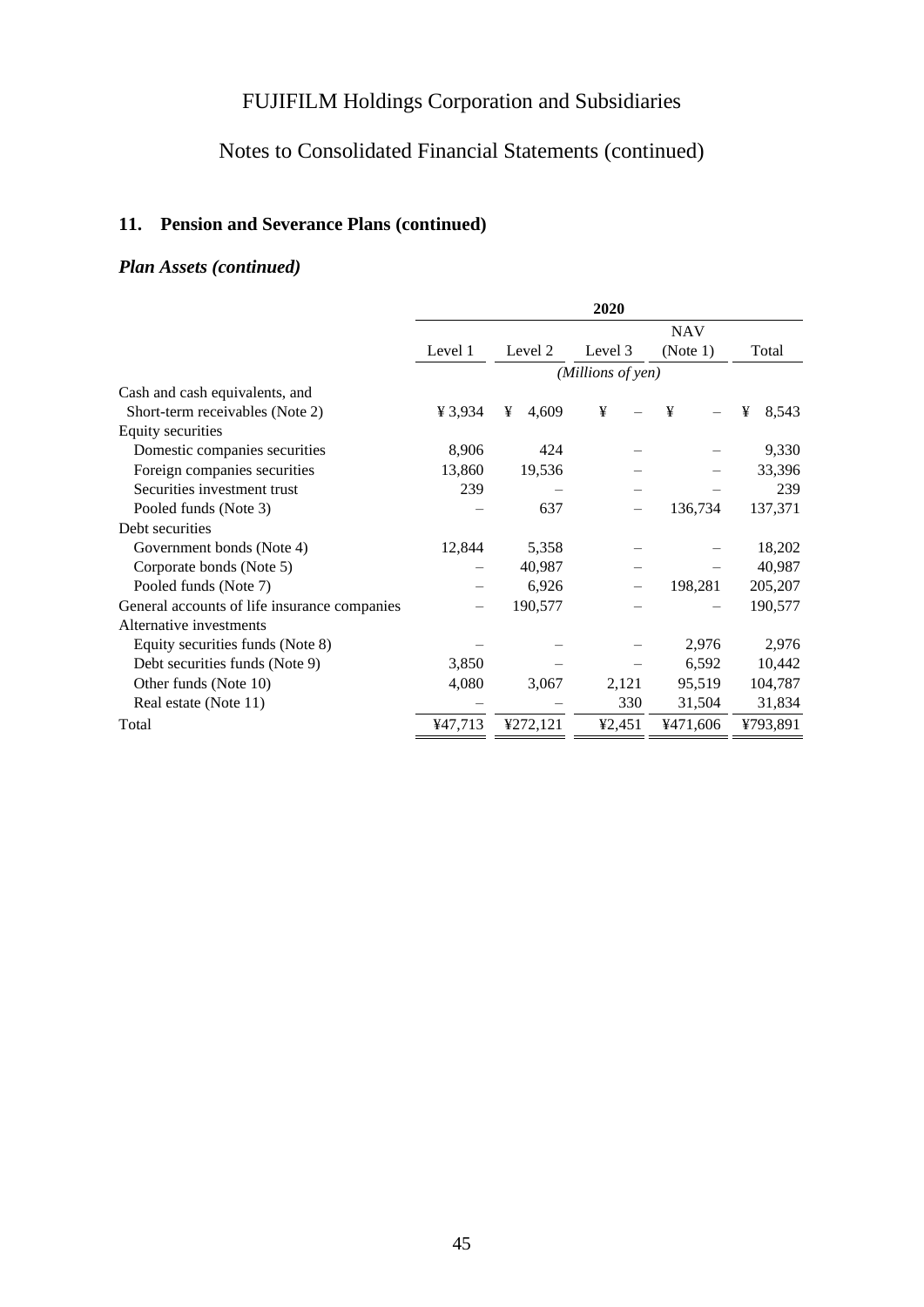# FUJIFILM Holdings Corporation and Subsidiaries

## Notes to Consolidated Financial Statements (continued)

### 11. Pension and Severance Plans (continued)

#### *Plan Assets (continued)*

| | 2020 | | | | |
|---|---|---|---|---|---|
| | Level 1 | Level 2 | Level 3 | NAV (Note 1) | Total |
| | *(Millions of yen)* | | | | |
| Cash and cash equivalents, and Short-term receivables (Note 2) | ¥ 3,934 | ¥ 4,609 | ¥ – | ¥ – | ¥ 8,543 |
| Equity securities | | | | | |
| Domestic companies securities | 8,906 | 424 | – | – | 9,330 |
| Foreign companies securities | 13,860 | 19,536 | – | – | 33,396 |
| Securities investment trust | 239 | – | – | – | 239 |
| Pooled funds (Note 3) | – | 637 | – | 136,734 | 137,371 |
| Debt securities | | | | | |
| Government bonds (Note 4) | 12,844 | 5,358 | – | – | 18,202 |
| Corporate bonds (Note 5) | – | 40,987 | – | – | 40,987 |
| Pooled funds (Note 7) | – | 6,926 | – | 198,281 | 205,207 |
| General accounts of life insurance companies | – | 190,577 | – | – | 190,577 |
| Alternative investments | | | | | |
| Equity securities funds (Note 8) | – | – | – | 2,976 | 2,976 |
| Debt securities funds (Note 9) | 3,850 | – | – | 6,592 | 10,442 |
| Other funds (Note 10) | 4,080 | 3,067 | 2,121 | 95,519 | 104,787 |
| Real estate (Note 11) | – | – | 330 | 31,504 | 31,834 |
| Total | ¥47,713 | ¥272,121 | ¥2,451 | ¥471,606 | ¥793,891 |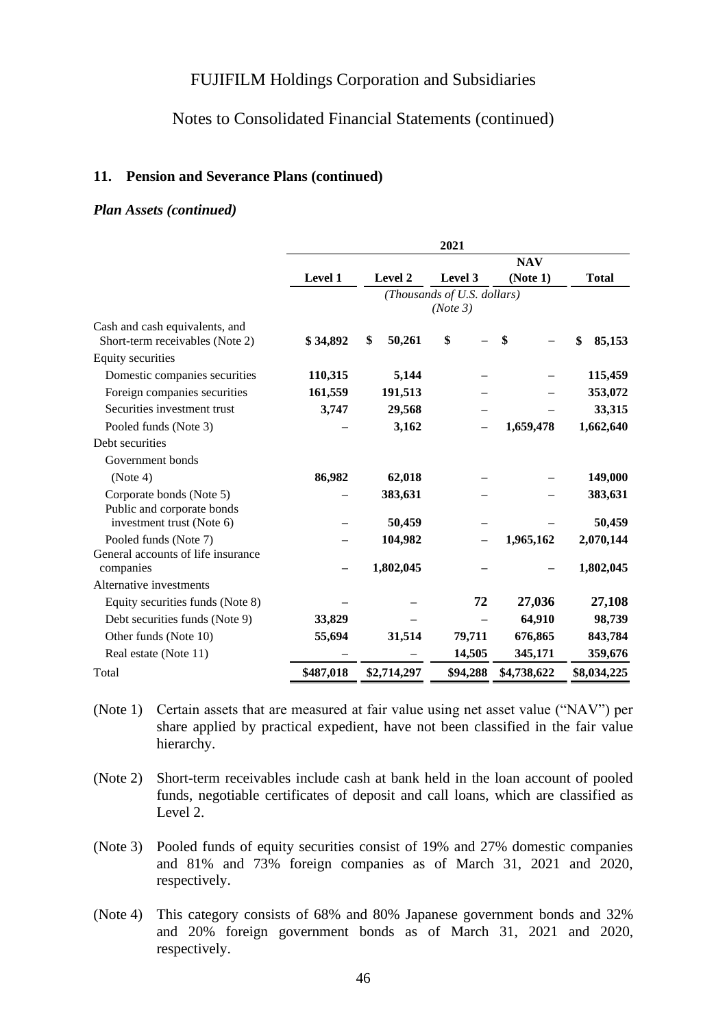# FUJIFILM Holdings Corporation and Subsidiaries

## Notes to Consolidated Financial Statements (continued)

### 11. Pension and Severance Plans (continued)

*Plan Assets (continued)*

| | 2021 | | | | |
|---|---|---|---|---|---|
| | Level 1 | Level 2 | Level 3 | NAV (Note 1) | Total |
| | *(Thousands of U.S. dollars) (Note 3)* | | | | |
| Cash and cash equivalents, and Short-term receivables (Note 2) | **$ 34,892** | **$ 50,261** | **$ –** | **$ –** | **$ 85,153** |
| Equity securities | | | | | |
| Domestic companies securities | **110,315** | **5,144** | **–** | **–** | **115,459** |
| Foreign companies securities | **161,559** | **191,513** | **–** | **–** | **353,072** |
| Securities investment trust | **3,747** | **29,568** | **–** | **–** | **33,315** |
| Pooled funds (Note 3) | **–** | **3,162** | **–** | **1,659,478** | **1,662,640** |
| Debt securities | | | | | |
| Government bonds (Note 4) | **86,982** | **62,018** | **–** | **–** | **149,000** |
| Corporate bonds (Note 5) | **–** | **383,631** | **–** | **–** | **383,631** |
| Public and corporate bonds investment trust (Note 6) | **–** | **50,459** | **–** | **–** | **50,459** |
| Pooled funds (Note 7) | **–** | **104,982** | **–** | **1,965,162** | **2,070,144** |
| General accounts of life insurance companies | **–** | **1,802,045** | **–** | **–** | **1,802,045** |
| Alternative investments | | | | | |
| Equity securities funds (Note 8) | **–** | **–** | **72** | **27,036** | **27,108** |
| Debt securities funds (Note 9) | **33,829** | **–** | **–** | **64,910** | **98,739** |
| Other funds (Note 10) | **55,694** | **31,514** | **79,711** | **676,865** | **843,784** |
| Real estate (Note 11) | **–** | **–** | **14,505** | **345,171** | **359,676** |
| Total | **$487,018** | **$2,714,297** | **$94,288** | **$4,738,622** | **$8,034,225** |

(Note 1) Certain assets that are measured at fair value using net asset value ("NAV") per share applied by practical expedient, have not been classified in the fair value hierarchy.

(Note 2) Short-term receivables include cash at bank held in the loan account of pooled funds, negotiable certificates of deposit and call loans, which are classified as Level 2.

(Note 3) Pooled funds of equity securities consist of 19% and 27% domestic companies and 81% and 73% foreign companies as of March 31, 2021 and 2020, respectively.

(Note 4) This category consists of 68% and 80% Japanese government bonds and 32% and 20% foreign government bonds as of March 31, 2021 and 2020, respectively.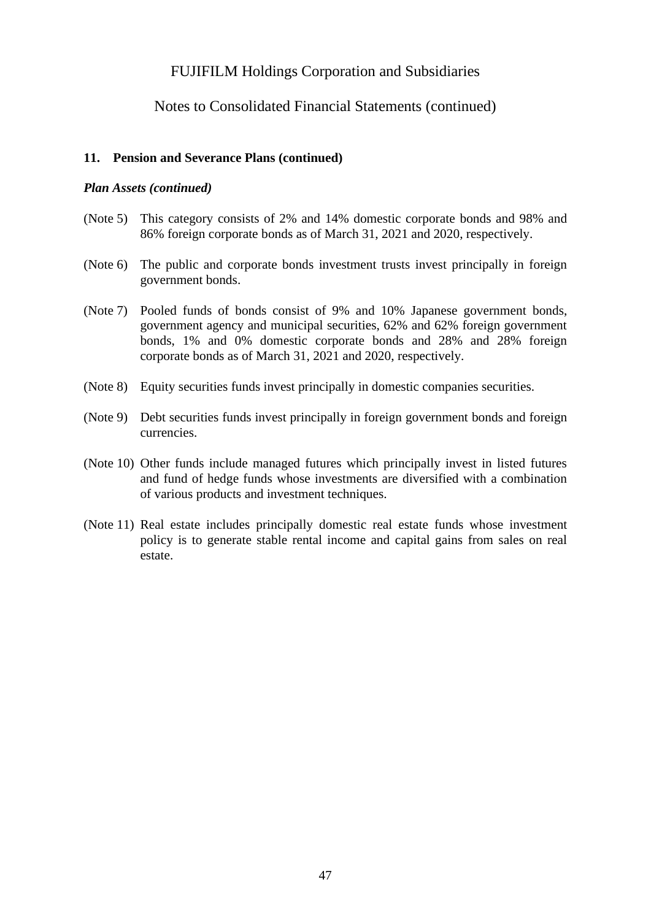### 11. Pension and Severance Plans (continued)

***Plan Assets (continued)***

(Note 5) This category consists of 2% and 14% domestic corporate bonds and 98% and 86% foreign corporate bonds as of March 31, 2021 and 2020, respectively.

(Note 6) The public and corporate bonds investment trusts invest principally in foreign government bonds.

(Note 7) Pooled funds of bonds consist of 9% and 10% Japanese government bonds, government agency and municipal securities, 62% and 62% foreign government bonds, 1% and 0% domestic corporate bonds and 28% and 28% foreign corporate bonds as of March 31, 2021 and 2020, respectively.

(Note 8) Equity securities funds invest principally in domestic companies securities.

(Note 9) Debt securities funds invest principally in foreign government bonds and foreign currencies.

(Note 10) Other funds include managed futures which principally invest in listed futures and fund of hedge funds whose investments are diversified with a combination of various products and investment techniques.

(Note 11) Real estate includes principally domestic real estate funds whose investment policy is to generate stable rental income and capital gains from sales on real estate.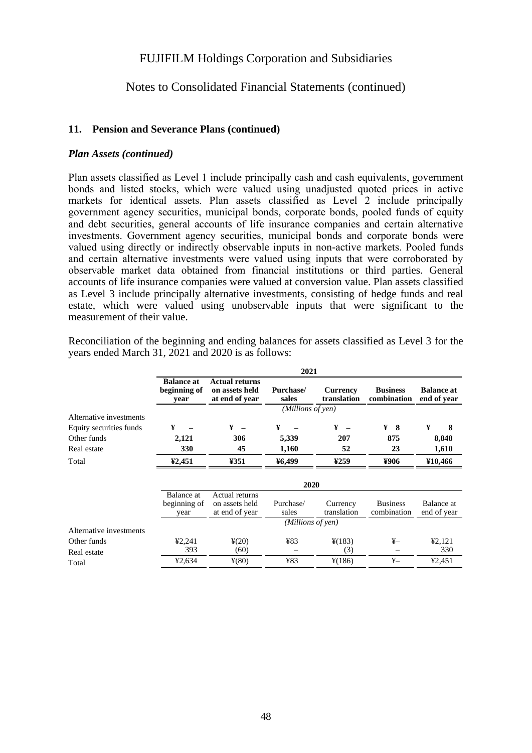FUJIFILM Holdings Corporation and Subsidiaries

Notes to Consolidated Financial Statements (continued)

## 11. Pension and Severance Plans (continued)

### *Plan Assets (continued)*

Plan assets classified as Level 1 include principally cash and cash equivalents, government bonds and listed stocks, which were valued using unadjusted quoted prices in active markets for identical assets. Plan assets classified as Level 2 include principally government agency securities, municipal bonds, corporate bonds, pooled funds of equity and debt securities, general accounts of life insurance companies and certain alternative investments. Government agency securities, municipal bonds and corporate bonds were valued using directly or indirectly observable inputs in non-active markets. Pooled funds and certain alternative investments were valued using inputs that were corroborated by observable market data obtained from financial institutions or third parties. General accounts of life insurance companies were valued at conversion value. Plan assets classified as Level 3 include principally alternative investments, consisting of hedge funds and real estate, which were valued using unobservable inputs that were significant to the measurement of their value.

Reconciliation of the beginning and ending balances for assets classified as Level 3 for the years ended March 31, 2021 and 2020 is as follows:

| | **2021** | | | | | |
|---|---|---|---|---|---|---|
| | **Balance at beginning of year** | **Actual returns on assets held at end of year** | **Purchase/ sales** | **Currency translation** | **Business combination** | **Balance at end of year** |
| | *(Millions of yen)* | | | | | |
| Alternative investments | | | | | | |
| Equity securities funds | **¥ –** | **¥ –** | **¥ –** | **¥ –** | **¥ 8** | **¥ 8** |
| Other funds | **2,121** | **306** | **5,339** | **207** | **875** | **8,848** |
| Real estate | **330** | **45** | **1,160** | **52** | **23** | **1,610** |
| Total | **¥2,451** | **¥351** | **¥6,499** | **¥259** | **¥906** | **¥10,466** |

| | 2020 | | | | | |
|---|---|---|---|---|---|---|
| | Balance at beginning of year | Actual returns on assets held at end of year | Purchase/ sales | Currency translation | Business combination | Balance at end of year |
| | *(Millions of yen)* | | | | | |
| Alternative investments | | | | | | |
| Other funds | ¥2,241 | ¥(20) | ¥83 | ¥(183) | ¥– | ¥2,121 |
| Real estate | 393 | (60) | – | (3) | – | 330 |
| Total | ¥2,634 | ¥(80) | ¥83 | ¥(186) | ¥– | ¥2,451 |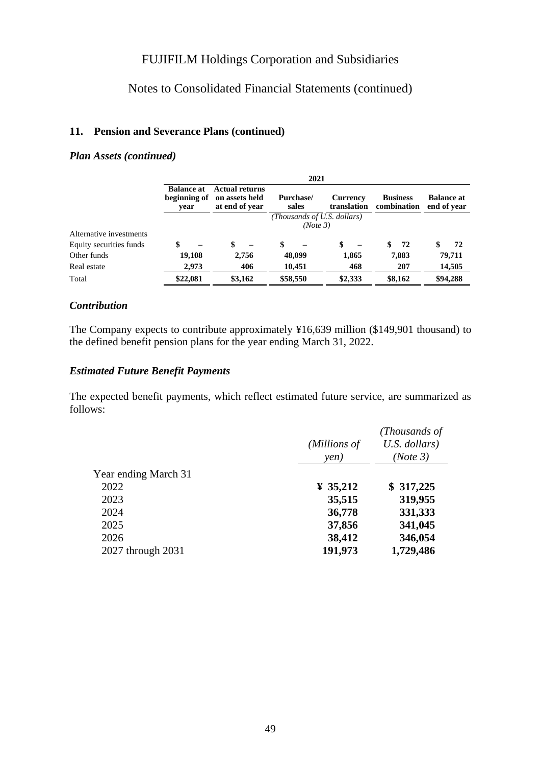FUJIFILM Holdings Corporation and Subsidiaries

Notes to Consolidated Financial Statements (continued)

## 11. Pension and Severance Plans (continued)

### *Plan Assets (continued)*

| | 2021 | | | | | |
|---|---|---|---|---|---|---|
| | **Balance at beginning of year** | **Actual returns on assets held at end of year** | **Purchase/ sales** | **Currency translation** | **Business combination** | **Balance at end of year** |
| | | | *(Thousands of U.S. dollars) (Note 3)* | | | |
| Alternative investments | | | | | | |
| Equity securities funds | **$ –** | **$ –** | **$ –** | **$ –** | **$ 72** | **$ 72** |
| Other funds | **19,108** | **2,756** | **48,099** | **1,865** | **7,883** | **79,711** |
| Real estate | **2,973** | **406** | **10,451** | **468** | **207** | **14,505** |
| Total | **$22,081** | **$3,162** | **$58,550** | **$2,333** | **$8,162** | **$94,288** |

### *Contribution*

The Company expects to contribute approximately ¥16,639 million ($149,901 thousand) to the defined benefit pension plans for the year ending March 31, 2022.

### *Estimated Future Benefit Payments*

The expected benefit payments, which reflect estimated future service, are summarized as follows:

| | *(Millions of yen)* | *(Thousands of U.S. dollars) (Note 3)* |
|---|---|---|
| Year ending March 31 | | |
| 2022 | **¥ 35,212** | **$ 317,225** |
| 2023 | **35,515** | **319,955** |
| 2024 | **36,778** | **331,333** |
| 2025 | **37,856** | **341,045** |
| 2026 | **38,412** | **346,054** |
| 2027 through 2031 | **191,973** | **1,729,486** |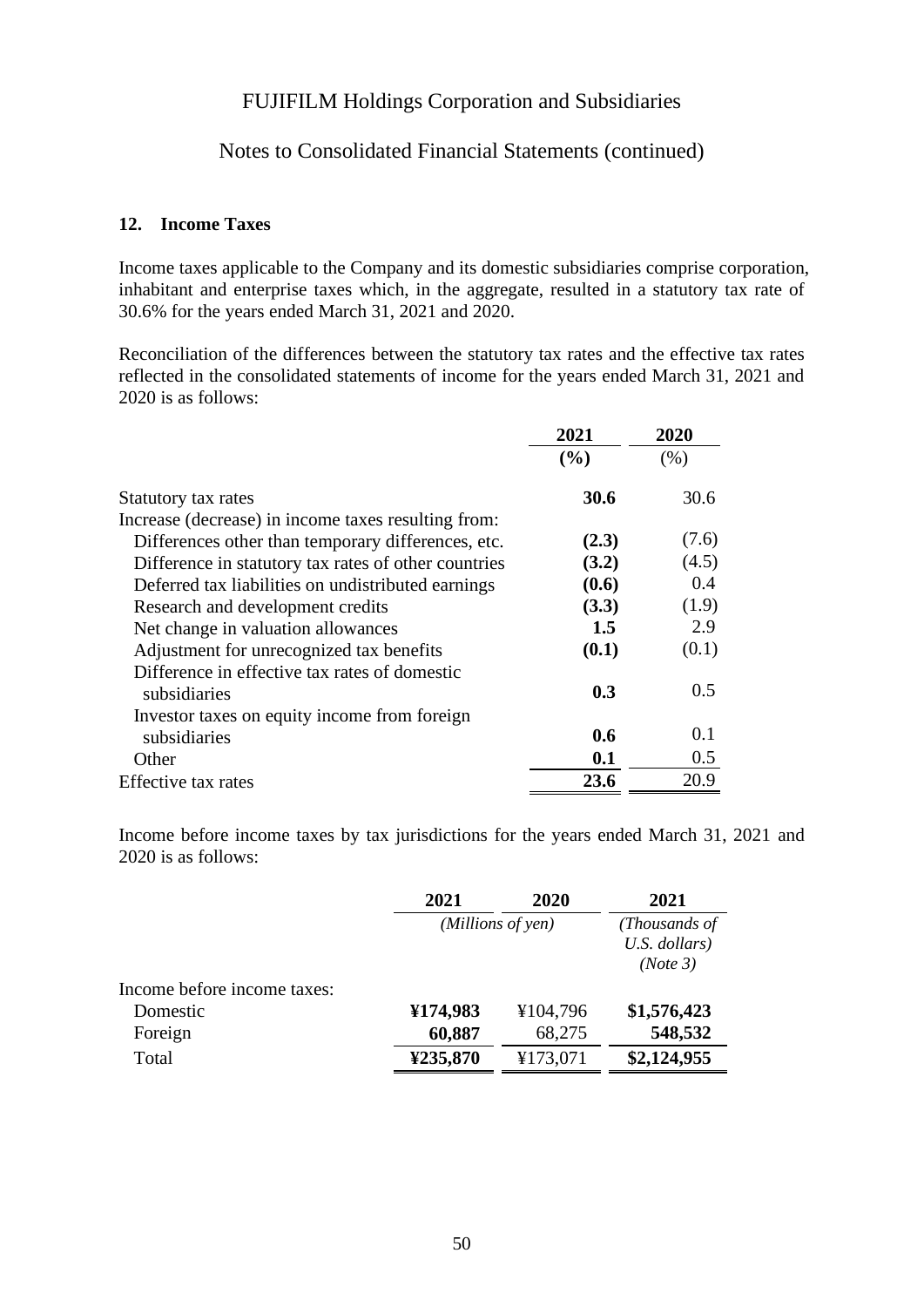## 12. Income Taxes

Income taxes applicable to the Company and its domestic subsidiaries comprise corporation, inhabitant and enterprise taxes which, in the aggregate, resulted in a statutory tax rate of 30.6% for the years ended March 31, 2021 and 2020.

Reconciliation of the differences between the statutory tax rates and the effective tax rates reflected in the consolidated statements of income for the years ended March 31, 2021 and 2020 is as follows:

| | 2021 | 2020 |
|---|---|---|
| | **(%)** | (%) |
| Statutory tax rates | **30.6** | 30.6 |
| Increase (decrease) in income taxes resulting from: | | |
| Differences other than temporary differences, etc. | **(2.3)** | (7.6) |
| Difference in statutory tax rates of other countries | **(3.2)** | (4.5) |
| Deferred tax liabilities on undistributed earnings | **(0.6)** | 0.4 |
| Research and development credits | **(3.3)** | (1.9) |
| Net change in valuation allowances | **1.5** | 2.9 |
| Adjustment for unrecognized tax benefits | **(0.1)** | (0.1) |
| Difference in effective tax rates of domestic subsidiaries | **0.3** | 0.5 |
| Investor taxes on equity income from foreign subsidiaries | **0.6** | 0.1 |
| Other | **0.1** | 0.5 |
| Effective tax rates | **23.6** | 20.9 |

Income before income taxes by tax jurisdictions for the years ended March 31, 2021 and 2020 is as follows:

| | 2021 | 2020 | 2021 |
|---|---|---|---|
| | *(Millions of yen)* | | *(Thousands of U.S. dollars) (Note 3)* |
| Income before income taxes: | | | |
| Domestic | **¥174,983** | ¥104,796 | **$1,576,423** |
| Foreign | **60,887** | 68,275 | **548,532** |
| Total | **¥235,870** | ¥173,071 | **$2,124,955** |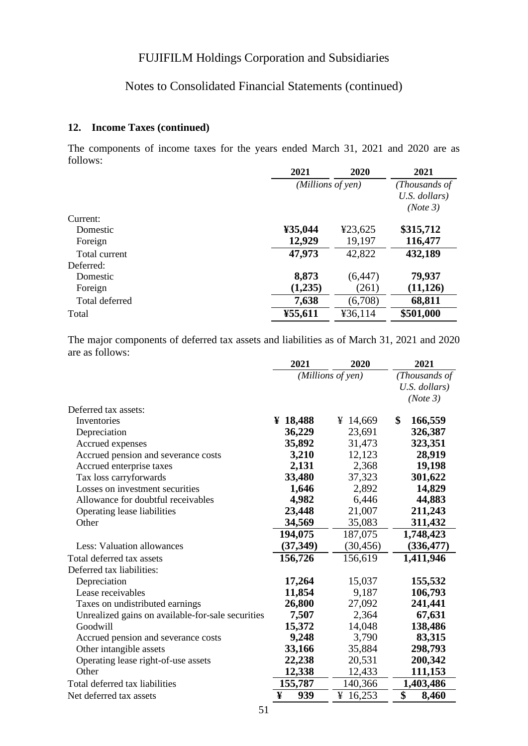## 12. Income Taxes (continued)

The components of income taxes for the years ended March 31, 2021 and 2020 are as follows:

| | 2021 | 2020 | 2021 |
|---|---|---|---|
| | *(Millions of yen)* | | *(Thousands of U.S. dollars) (Note 3)* |
| Current: | | | |
| Domestic | **¥35,044** | ¥23,625 | **$315,712** |
| Foreign | **12,929** | 19,197 | **116,477** |
| Total current | **47,973** | 42,822 | **432,189** |
| Deferred: | | | |
| Domestic | **8,873** | (6,447) | **79,937** |
| Foreign | **(1,235)** | (261) | **(11,126)** |
| Total deferred | **7,638** | (6,708) | **68,811** |
| Total | **¥55,611** | ¥36,114 | **$501,000** |

The major components of deferred tax assets and liabilities as of March 31, 2021 and 2020 are as follows:

| | 2021 | 2020 | 2021 |
|---|---|---|---|
| | *(Millions of yen)* | | *(Thousands of U.S. dollars) (Note 3)* |
| Deferred tax assets: | | | |
| Inventories | **¥ 18,488** | ¥ 14,669 | **$ 166,559** |
| Depreciation | **36,229** | 23,691 | **326,387** |
| Accrued expenses | **35,892** | 31,473 | **323,351** |
| Accrued pension and severance costs | **3,210** | 12,123 | **28,919** |
| Accrued enterprise taxes | **2,131** | 2,368 | **19,198** |
| Tax loss carryforwards | **33,480** | 37,323 | **301,622** |
| Losses on investment securities | **1,646** | 2,892 | **14,829** |
| Allowance for doubtful receivables | **4,982** | 6,446 | **44,883** |
| Operating lease liabilities | **23,448** | 21,007 | **211,243** |
| Other | **34,569** | 35,083 | **311,432** |
| | **194,075** | 187,075 | **1,748,423** |
| Less: Valuation allowances | **(37,349)** | (30,456) | **(336,477)** |
| Total deferred tax assets | **156,726** | 156,619 | **1,411,946** |
| Deferred tax liabilities: | | | |
| Depreciation | **17,264** | 15,037 | **155,532** |
| Lease receivables | **11,854** | 9,187 | **106,793** |
| Taxes on undistributed earnings | **26,800** | 27,092 | **241,441** |
| Unrealized gains on available-for-sale securities | **7,507** | 2,364 | **67,631** |
| Goodwill | **15,372** | 14,048 | **138,486** |
| Accrued pension and severance costs | **9,248** | 3,790 | **83,315** |
| Other intangible assets | **33,166** | 35,884 | **298,793** |
| Operating lease right-of-use assets | **22,238** | 20,531 | **200,342** |
| Other | **12,338** | 12,433 | **111,153** |
| Total deferred tax liabilities | **155,787** | 140,366 | **1,403,486** |
| Net deferred tax assets | **¥ 939** | ¥ 16,253 | **$ 8,460** |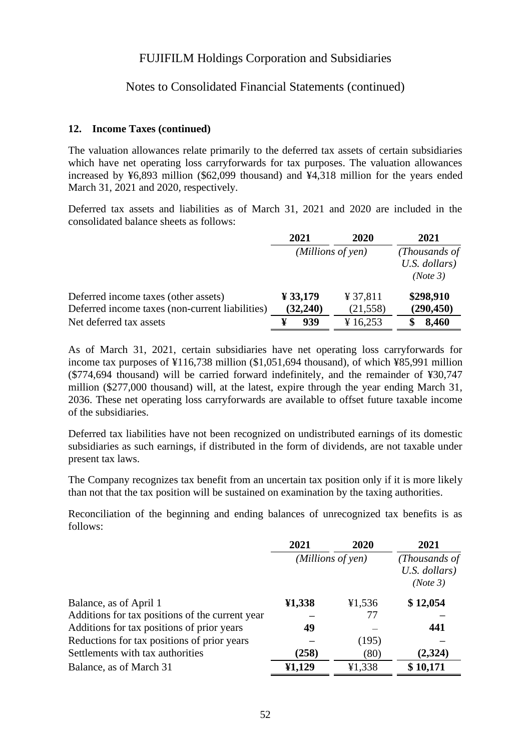### 12. Income Taxes (continued)

The valuation allowances relate primarily to the deferred tax assets of certain subsidiaries which have net operating loss carryforwards for tax purposes. The valuation allowances increased by ¥6,893 million ($62,099 thousand) and ¥4,318 million for the years ended March 31, 2021 and 2020, respectively.

Deferred tax assets and liabilities as of March 31, 2021 and 2020 are included in the consolidated balance sheets as follows:

| | 2021 | 2020 | 2021 |
|---|---|---|---|
| | *(Millions of yen)* | | *(Thousands of U.S. dollars) (Note 3)* |
| Deferred income taxes (other assets) | **¥ 33,179** | ¥ 37,811 | **$298,910** |
| Deferred income taxes (non-current liabilities) | **(32,240)** | (21,558) | **(290,450)** |
| Net deferred tax assets | **¥ 939** | ¥ 16,253 | **$ 8,460** |

As of March 31, 2021, certain subsidiaries have net operating loss carryforwards for income tax purposes of ¥116,738 million ($1,051,694 thousand), of which ¥85,991 million ($774,694 thousand) will be carried forward indefinitely, and the remainder of ¥30,747 million ($277,000 thousand) will, at the latest, expire through the year ending March 31, 2036. These net operating loss carryforwards are available to offset future taxable income of the subsidiaries.

Deferred tax liabilities have not been recognized on undistributed earnings of its domestic subsidiaries as such earnings, if distributed in the form of dividends, are not taxable under present tax laws.

The Company recognizes tax benefit from an uncertain tax position only if it is more likely than not that the tax position will be sustained on examination by the taxing authorities.

Reconciliation of the beginning and ending balances of unrecognized tax benefits is as follows:

| | 2021 | 2020 | 2021 |
|---|---|---|---|
| | *(Millions of yen)* | | *(Thousands of U.S. dollars) (Note 3)* |
| Balance, as of April 1 | **¥1,338** | ¥1,536 | **$ 12,054** |
| Additions for tax positions of the current year | **–** | 77 | **–** |
| Additions for tax positions of prior years | **49** | – | **441** |
| Reductions for tax positions of prior years | **–** | (195) | **–** |
| Settlements with tax authorities | **(258)** | (80) | **(2,324)** |
| Balance, as of March 31 | **¥1,129** | ¥1,338 | **$ 10,171** |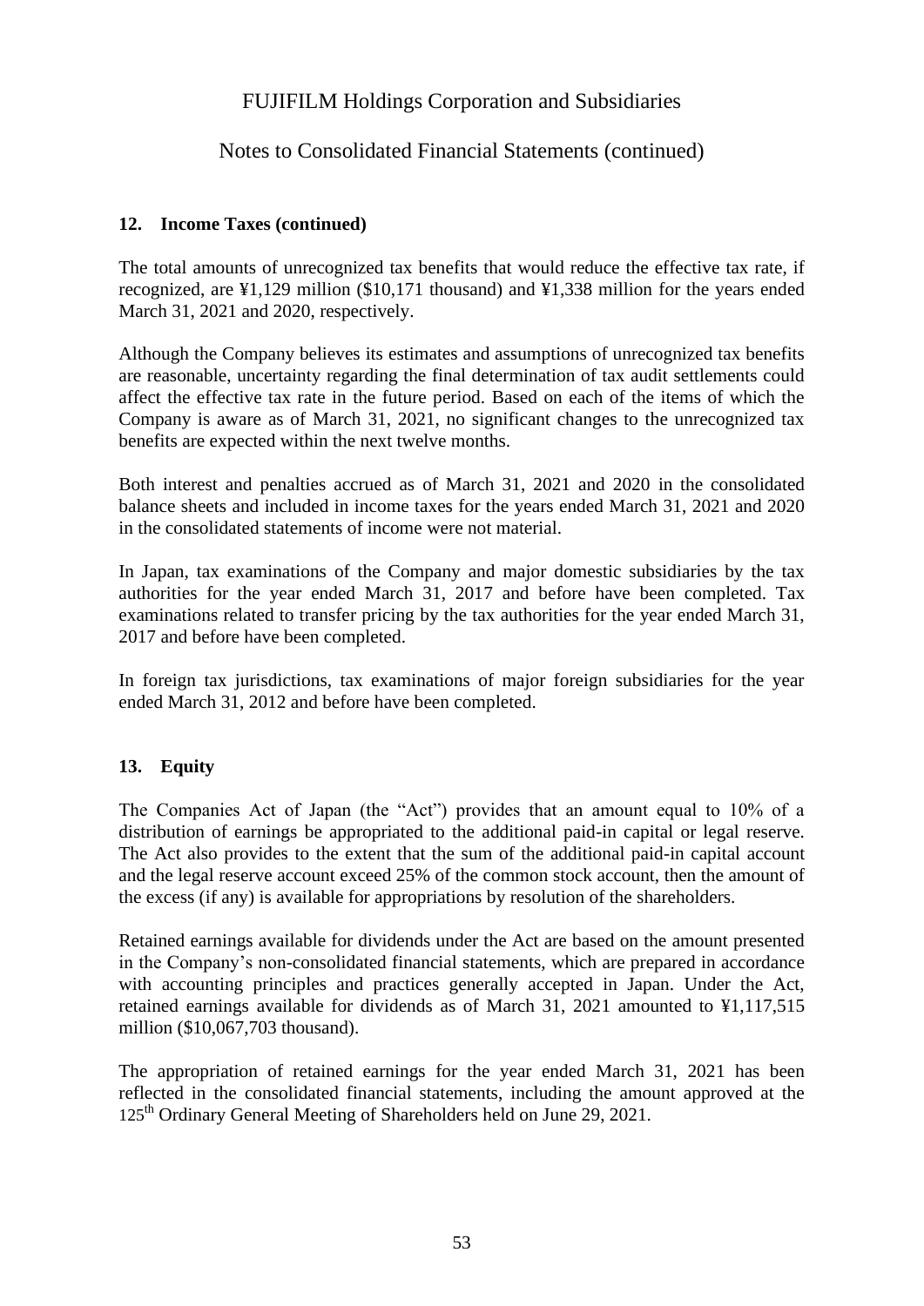## 12. Income Taxes (continued)

The total amounts of unrecognized tax benefits that would reduce the effective tax rate, if recognized, are ¥1,129 million ($10,171 thousand) and ¥1,338 million for the years ended March 31, 2021 and 2020, respectively.

Although the Company believes its estimates and assumptions of unrecognized tax benefits are reasonable, uncertainty regarding the final determination of tax audit settlements could affect the effective tax rate in the future period. Based on each of the items of which the Company is aware as of March 31, 2021, no significant changes to the unrecognized tax benefits are expected within the next twelve months.

Both interest and penalties accrued as of March 31, 2021 and 2020 in the consolidated balance sheets and included in income taxes for the years ended March 31, 2021 and 2020 in the consolidated statements of income were not material.

In Japan, tax examinations of the Company and major domestic subsidiaries by the tax authorities for the year ended March 31, 2017 and before have been completed. Tax examinations related to transfer pricing by the tax authorities for the year ended March 31, 2017 and before have been completed.

In foreign tax jurisdictions, tax examinations of major foreign subsidiaries for the year ended March 31, 2012 and before have been completed.

## 13. Equity

The Companies Act of Japan (the "Act") provides that an amount equal to 10% of a distribution of earnings be appropriated to the additional paid-in capital or legal reserve. The Act also provides to the extent that the sum of the additional paid-in capital account and the legal reserve account exceed 25% of the common stock account, then the amount of the excess (if any) is available for appropriations by resolution of the shareholders.

Retained earnings available for dividends under the Act are based on the amount presented in the Company's non-consolidated financial statements, which are prepared in accordance with accounting principles and practices generally accepted in Japan. Under the Act, retained earnings available for dividends as of March 31, 2021 amounted to ¥1,117,515 million ($10,067,703 thousand).

The appropriation of retained earnings for the year ended March 31, 2021 has been reflected in the consolidated financial statements, including the amount approved at the 125th Ordinary General Meeting of Shareholders held on June 29, 2021.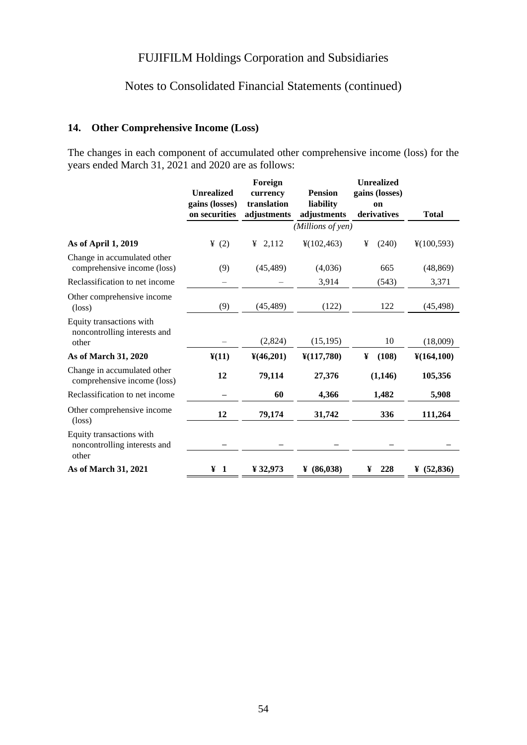FUJIFILM Holdings Corporation and Subsidiaries

Notes to Consolidated Financial Statements (continued)

## 14. Other Comprehensive Income (Loss)

The changes in each component of accumulated other comprehensive income (loss) for the years ended March 31, 2021 and 2020 are as follows:

| | Unrealized gains (losses) on securities | Foreign currency translation adjustments | Pension liability adjustments | Unrealized gains (losses) on derivatives | Total |
|---|---|---|---|---|---|
| | | | *(Millions of yen)* | | |
| **As of April 1, 2019** | ¥ (2) | ¥ 2,112 | ¥(102,463) | ¥ (240) | ¥(100,593) |
| Change in accumulated other comprehensive income (loss) | (9) | (45,489) | (4,036) | 665 | (48,869) |
| Reclassification to net income | – | – | 3,914 | (543) | 3,371 |
| Other comprehensive income (loss) | (9) | (45,489) | (122) | 122 | (45,498) |
| Equity transactions with noncontrolling interests and other | – | (2,824) | (15,195) | 10 | (18,009) |
| **As of March 31, 2020** | **¥(11)** | **¥(46,201)** | **¥(117,780)** | **¥ (108)** | **¥(164,100)** |
| Change in accumulated other comprehensive income (loss) | **12** | **79,114** | **27,376** | **(1,146)** | **105,356** |
| Reclassification to net income | **–** | **60** | **4,366** | **1,482** | **5,908** |
| Other comprehensive income (loss) | **12** | **79,174** | **31,742** | **336** | **111,264** |
| Equity transactions with noncontrolling interests and other | **–** | **–** | **–** | **–** | **–** |
| **As of March 31, 2021** | **¥ 1** | **¥ 32,973** | **¥ (86,038)** | **¥ 228** | **¥ (52,836)** |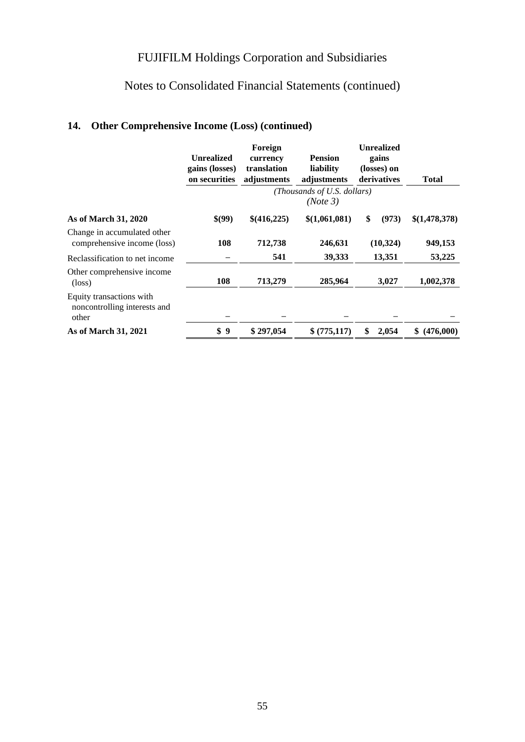FUJIFILM Holdings Corporation and Subsidiaries

Notes to Consolidated Financial Statements (continued)

## 14. Other Comprehensive Income (Loss) (continued)

| | Unrealized gains (losses) on securities | Foreign currency translation adjustments | Pension liability adjustments | Unrealized gains (losses) on derivatives | Total |
|---|---|---|---|---|---|
| | *(Thousands of U.S. dollars) (Note 3)* | | | | |
| **As of March 31, 2020** | **$(99)** | **$(416,225)** | **$(1,061,081)** | **$ (973)** | **$(1,478,378)** |
| Change in accumulated other comprehensive income (loss) | **108** | **712,738** | **246,631** | **(10,324)** | **949,153** |
| Reclassification to net income | **–** | **541** | **39,333** | **13,351** | **53,225** |
| Other comprehensive income (loss) | **108** | **713,279** | **285,964** | **3,027** | **1,002,378** |
| Equity transactions with noncontrolling interests and other | **–** | **–** | **–** | **–** | **–** |
| **As of March 31, 2021** | **$ 9** | **$ 297,054** | **$ (775,117)** | **$ 2,054** | **$ (476,000)** |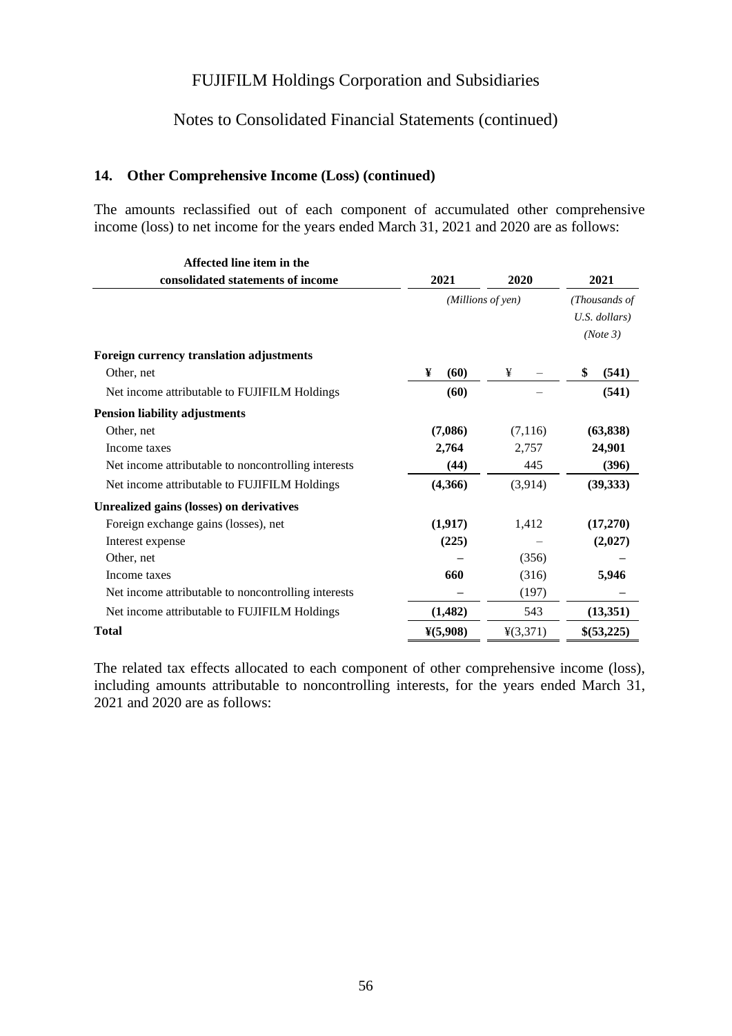### 14. Other Comprehensive Income (Loss) (continued)

The amounts reclassified out of each component of accumulated other comprehensive income (loss) to net income for the years ended March 31, 2021 and 2020 are as follows:

| Affected line item in the consolidated statements of income | 2021 | 2020 | 2021 |
|---|---|---|---|
| | *(Millions of yen)* | | *(Thousands of U.S. dollars) (Note 3)* |
| **Foreign currency translation adjustments** | | | |
| Other, net | **¥ (60)** | ¥ – | **$ (541)** |
| Net income attributable to FUJIFILM Holdings | **(60)** | – | **(541)** |
| **Pension liability adjustments** | | | |
| Other, net | **(7,086)** | (7,116) | **(63,838)** |
| Income taxes | **2,764** | 2,757 | **24,901** |
| Net income attributable to noncontrolling interests | **(44)** | 445 | **(396)** |
| Net income attributable to FUJIFILM Holdings | **(4,366)** | (3,914) | **(39,333)** |
| **Unrealized gains (losses) on derivatives** | | | |
| Foreign exchange gains (losses), net | **(1,917)** | 1,412 | **(17,270)** |
| Interest expense | **(225)** | – | **(2,027)** |
| Other, net | **–** | (356) | **–** |
| Income taxes | **660** | (316) | **5,946** |
| Net income attributable to noncontrolling interests | **–** | (197) | **–** |
| Net income attributable to FUJIFILM Holdings | **(1,482)** | 543 | **(13,351)** |
| **Total** | **¥(5,908)** | ¥(3,371) | **$(53,225)** |

The related tax effects allocated to each component of other comprehensive income (loss), including amounts attributable to noncontrolling interests, for the years ended March 31, 2021 and 2020 are as follows: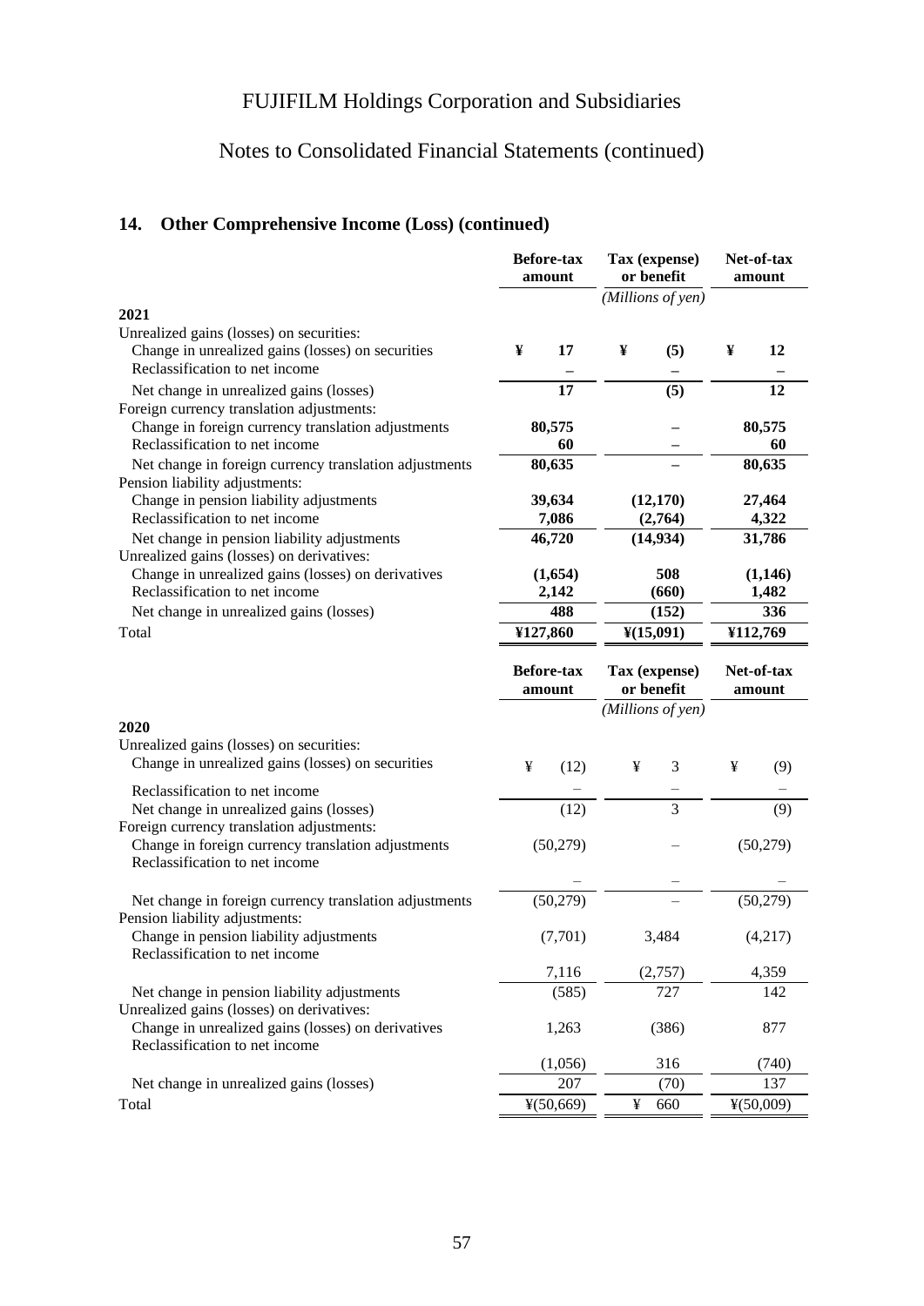# FUJIFILM Holdings Corporation and Subsidiaries

## Notes to Consolidated Financial Statements (continued)

### 14. Other Comprehensive Income (Loss) (continued)

| | Before-tax amount | Tax (expense) or benefit | Net-of-tax amount |
|---|---|---|---|
| | | *(Millions of yen)* | |
| **2021** | | | |
| Unrealized gains (losses) on securities: | | | |
| Change in unrealized gains (losses) on securities | **¥ 17** | **¥ (5)** | **¥ 12** |
| Reclassification to net income | **–** | **–** | **–** |
| Net change in unrealized gains (losses) | **17** | **(5)** | **12** |
| Foreign currency translation adjustments: | | | |
| Change in foreign currency translation adjustments | **80,575** | **–** | **80,575** |
| Reclassification to net income | **60** | **–** | **60** |
| Net change in foreign currency translation adjustments | **80,635** | **–** | **80,635** |
| Pension liability adjustments: | | | |
| Change in pension liability adjustments | **39,634** | **(12,170)** | **27,464** |
| Reclassification to net income | **7,086** | **(2,764)** | **4,322** |
| Net change in pension liability adjustments | **46,720** | **(14,934)** | **31,786** |
| Unrealized gains (losses) on derivatives: | | | |
| Change in unrealized gains (losses) on derivatives | **(1,654)** | **508** | **(1,146)** |
| Reclassification to net income | **2,142** | **(660)** | **1,482** |
| Net change in unrealized gains (losses) | **488** | **(152)** | **336** |
| Total | **¥127,860** | **¥(15,091)** | **¥112,769** |

| | Before-tax amount | Tax (expense) or benefit | Net-of-tax amount |
|---|---|---|---|
| | | *(Millions of yen)* | |
| **2020** | | | |
| Unrealized gains (losses) on securities: | | | |
| Change in unrealized gains (losses) on securities | ¥ (12) | ¥ 3 | ¥ (9) |
| Reclassification to net income | – | – | – |
| Net change in unrealized gains (losses) | (12) | 3 | (9) |
| Foreign currency translation adjustments: | | | |
| Change in foreign currency translation adjustments | (50,279) | – | (50,279) |
| Reclassification to net income | – | – | – |
| Net change in foreign currency translation adjustments | (50,279) | – | (50,279) |
| Pension liability adjustments: | | | |
| Change in pension liability adjustments | (7,701) | 3,484 | (4,217) |
| Reclassification to net income | 7,116 | (2,757) | 4,359 |
| Net change in pension liability adjustments | (585) | 727 | 142 |
| Unrealized gains (losses) on derivatives: | | | |
| Change in unrealized gains (losses) on derivatives | 1,263 | (386) | 877 |
| Reclassification to net income | (1,056) | 316 | (740) |
| Net change in unrealized gains (losses) | 207 | (70) | 137 |
| Total | ¥(50,669) | ¥ 660 | ¥(50,009) |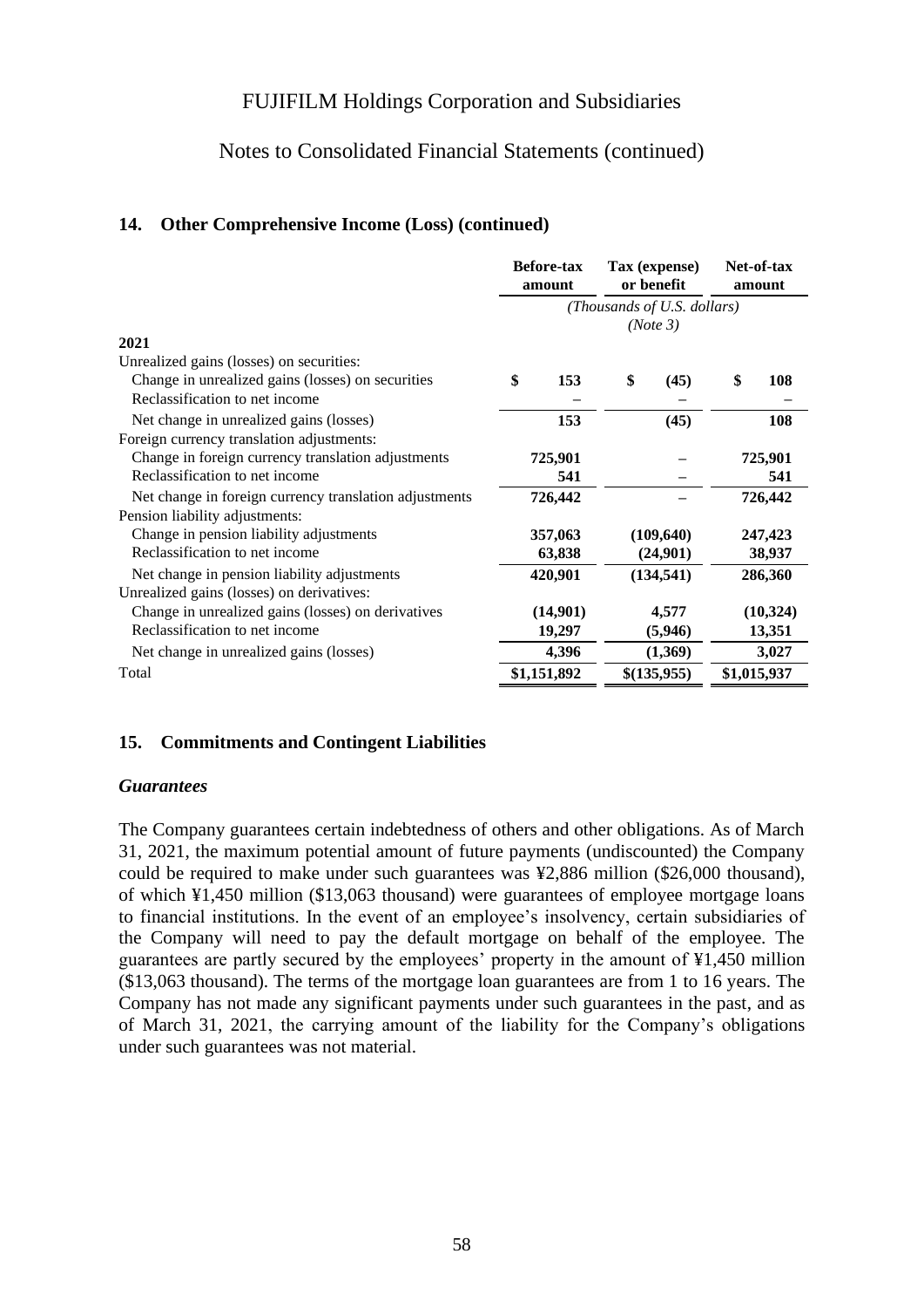## 14. Other Comprehensive Income (Loss) (continued)

| | Before-tax amount | Tax (expense) or benefit | Net-of-tax amount |
|---|---|---|---|
| | *(Thousands of U.S. dollars) (Note 3)* | | |
| **2021** | | | |
| Unrealized gains (losses) on securities: | | | |
| Change in unrealized gains (losses) on securities | **$ 153** | **$ (45)** | **$ 108** |
| Reclassification to net income | **–** | **–** | **–** |
| Net change in unrealized gains (losses) | **153** | **(45)** | **108** |
| Foreign currency translation adjustments: | | | |
| Change in foreign currency translation adjustments | **725,901** | **–** | **725,901** |
| Reclassification to net income | **541** | **–** | **541** |
| Net change in foreign currency translation adjustments | **726,442** | **–** | **726,442** |
| Pension liability adjustments: | | | |
| Change in pension liability adjustments | **357,063** | **(109,640)** | **247,423** |
| Reclassification to net income | **63,838** | **(24,901)** | **38,937** |
| Net change in pension liability adjustments | **420,901** | **(134,541)** | **286,360** |
| Unrealized gains (losses) on derivatives: | | | |
| Change in unrealized gains (losses) on derivatives | **(14,901)** | **4,577** | **(10,324)** |
| Reclassification to net income | **19,297** | **(5,946)** | **13,351** |
| Net change in unrealized gains (losses) | **4,396** | **(1,369)** | **3,027** |
| Total | **$1,151,892** | **$(135,955)** | **$1,015,937** |

## 15. Commitments and Contingent Liabilities

### *Guarantees*

The Company guarantees certain indebtedness of others and other obligations. As of March 31, 2021, the maximum potential amount of future payments (undiscounted) the Company could be required to make under such guarantees was ¥2,886 million ($26,000 thousand), of which ¥1,450 million ($13,063 thousand) were guarantees of employee mortgage loans to financial institutions. In the event of an employee's insolvency, certain subsidiaries of the Company will need to pay the default mortgage on behalf of the employee. The guarantees are partly secured by the employees' property in the amount of ¥1,450 million ($13,063 thousand). The terms of the mortgage loan guarantees are from 1 to 16 years. The Company has not made any significant payments under such guarantees in the past, and as of March 31, 2021, the carrying amount of the liability for the Company's obligations under such guarantees was not material.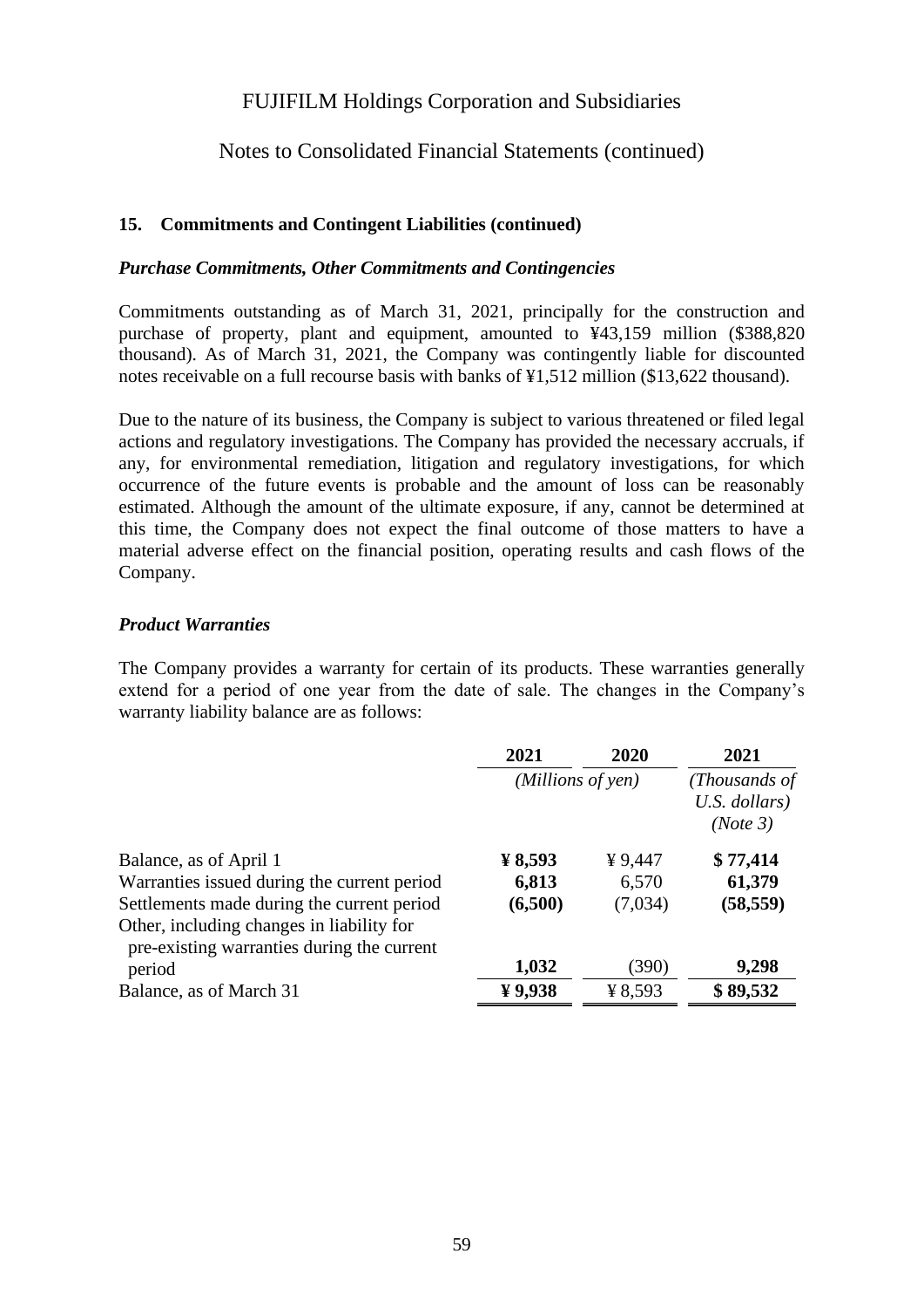## 15. Commitments and Contingent Liabilities (continued)

### *Purchase Commitments, Other Commitments and Contingencies*

Commitments outstanding as of March 31, 2021, principally for the construction and purchase of property, plant and equipment, amounted to ¥43,159 million ($388,820 thousand). As of March 31, 2021, the Company was contingently liable for discounted notes receivable on a full recourse basis with banks of ¥1,512 million ($13,622 thousand).

Due to the nature of its business, the Company is subject to various threatened or filed legal actions and regulatory investigations. The Company has provided the necessary accruals, if any, for environmental remediation, litigation and regulatory investigations, for which occurrence of the future events is probable and the amount of loss can be reasonably estimated. Although the amount of the ultimate exposure, if any, cannot be determined at this time, the Company does not expect the final outcome of those matters to have a material adverse effect on the financial position, operating results and cash flows of the Company.

### *Product Warranties*

The Company provides a warranty for certain of its products. These warranties generally extend for a period of one year from the date of sale. The changes in the Company's warranty liability balance are as follows:

| | **2021** | 2020 | **2021** |
|---|---|---|---|
| | *(Millions of yen)* | | *(Thousands of U.S. dollars) (Note 3)* |
| Balance, as of April 1 | **¥ 8,593** | ¥ 9,447 | **$ 77,414** |
| Warranties issued during the current period | **6,813** | 6,570 | **61,379** |
| Settlements made during the current period | **(6,500)** | (7,034) | **(58,559)** |
| Other, including changes in liability for pre-existing warranties during the current period | **1,032** | (390) | **9,298** |
| Balance, as of March 31 | **¥ 9,938** | ¥ 8,593 | **$ 89,532** |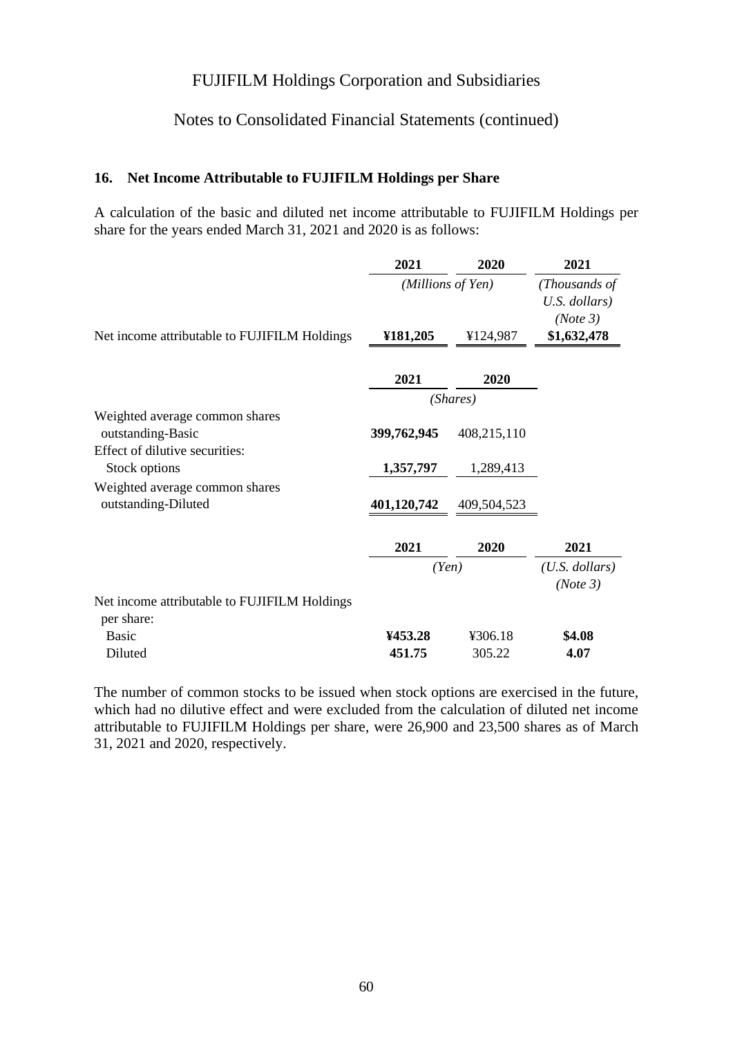FUJIFILM Holdings Corporation and Subsidiaries

Notes to Consolidated Financial Statements (continued)

### 16. Net Income Attributable to FUJIFILM Holdings per Share

A calculation of the basic and diluted net income attributable to FUJIFILM Holdings per share for the years ended March 31, 2021 and 2020 is as follows:

| | 2021 | 2020 | 2021 |
|---|---|---|---|
| | *(Millions of Yen)* | | *(Thousands of U.S. dollars) (Note 3)* |
| Net income attributable to FUJIFILM Holdings | **¥181,205** | ¥124,987 | **$1,632,478** |

| | 2021 | 2020 |
|---|---|---|
| | *(Shares)* | |
| Weighted average common shares outstanding-Basic | **399,762,945** | 408,215,110 |
| Effect of dilutive securities: | | |
| Stock options | **1,357,797** | 1,289,413 |
| Weighted average common shares outstanding-Diluted | **401,120,742** | 409,504,523 |

| | 2021 | 2020 | 2021 |
|---|---|---|---|
| | *(Yen)* | | *(U.S. dollars) (Note 3)* |
| Net income attributable to FUJIFILM Holdings per share: | | | |
| Basic | **¥453.28** | ¥306.18 | **$4.08** |
| Diluted | **451.75** | 305.22 | **4.07** |

The number of common stocks to be issued when stock options are exercised in the future, which had no dilutive effect and were excluded from the calculation of diluted net income attributable to FUJIFILM Holdings per share, were 26,900 and 23,500 shares as of March 31, 2021 and 2020, respectively.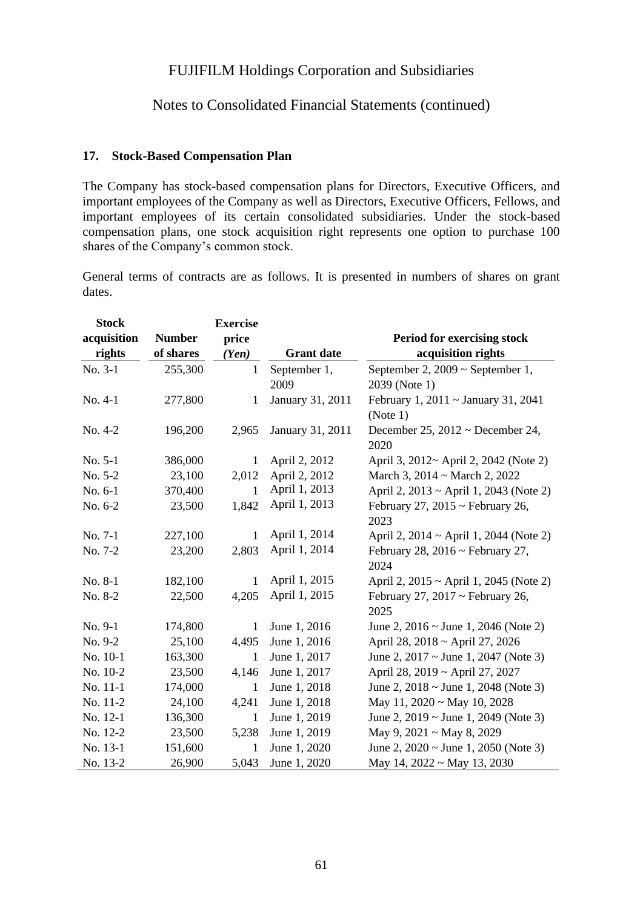### 17. Stock-Based Compensation Plan

The Company has stock-based compensation plans for Directors, Executive Officers, and important employees of the Company as well as Directors, Executive Officers, Fellows, and important employees of its certain consolidated subsidiaries. Under the stock-based compensation plans, one stock acquisition right represents one option to purchase 100 shares of the Company's common stock.

General terms of contracts are as follows. It is presented in numbers of shares on grant dates.

| Stock acquisition rights | Number of shares | Exercise price *(Yen)* | Grant date | Period for exercising stock acquisition rights |
|---|---|---|---|---|
| No. 3-1 | 255,300 | 1 | September 1, 2009 | September 2, 2009 ~ September 1, 2039 (Note 1) |
| No. 4-1 | 277,800 | 1 | January 31, 2011 | February 1, 2011 ~ January 31, 2041 (Note 1) |
| No. 4-2 | 196,200 | 2,965 | January 31, 2011 | December 25, 2012 ~ December 24, 2020 |
| No. 5-1 | 386,000 | 1 | April 2, 2012 | April 3, 2012~ April 2, 2042 (Note 2) |
| No. 5-2 | 23,100 | 2,012 | April 2, 2012 | March 3, 2014 ~ March 2, 2022 |
| No. 6-1 | 370,400 | 1 | April 1, 2013 | April 2, 2013 ~ April 1, 2043 (Note 2) |
| No. 6-2 | 23,500 | 1,842 | April 1, 2013 | February 27, 2015 ~ February 26, 2023 |
| No. 7-1 | 227,100 | 1 | April 1, 2014 | April 2, 2014 ~ April 1, 2044 (Note 2) |
| No. 7-2 | 23,200 | 2,803 | April 1, 2014 | February 28, 2016 ~ February 27, 2024 |
| No. 8-1 | 182,100 | 1 | April 1, 2015 | April 2, 2015 ~ April 1, 2045 (Note 2) |
| No. 8-2 | 22,500 | 4,205 | April 1, 2015 | February 27, 2017 ~ February 26, 2025 |
| No. 9-1 | 174,800 | 1 | June 1, 2016 | June 2, 2016 ~ June 1, 2046 (Note 2) |
| No. 9-2 | 25,100 | 4,495 | June 1, 2016 | April 28, 2018 ~ April 27, 2026 |
| No. 10-1 | 163,300 | 1 | June 1, 2017 | June 2, 2017 ~ June 1, 2047 (Note 3) |
| No. 10-2 | 23,500 | 4,146 | June 1, 2017 | April 28, 2019 ~ April 27, 2027 |
| No. 11-1 | 174,000 | 1 | June 1, 2018 | June 2, 2018 ~ June 1, 2048 (Note 3) |
| No. 11-2 | 24,100 | 4,241 | June 1, 2018 | May 11, 2020 ~ May 10, 2028 |
| No. 12-1 | 136,300 | 1 | June 1, 2019 | June 2, 2019 ~ June 1, 2049 (Note 3) |
| No. 12-2 | 23,500 | 5,238 | June 1, 2019 | May 9, 2021 ~ May 8, 2029 |
| No. 13-1 | 151,600 | 1 | June 1, 2020 | June 2, 2020 ~ June 1, 2050 (Note 3) |
| No. 13-2 | 26,900 | 5,043 | June 1, 2020 | May 14, 2022 ~ May 13, 2030 |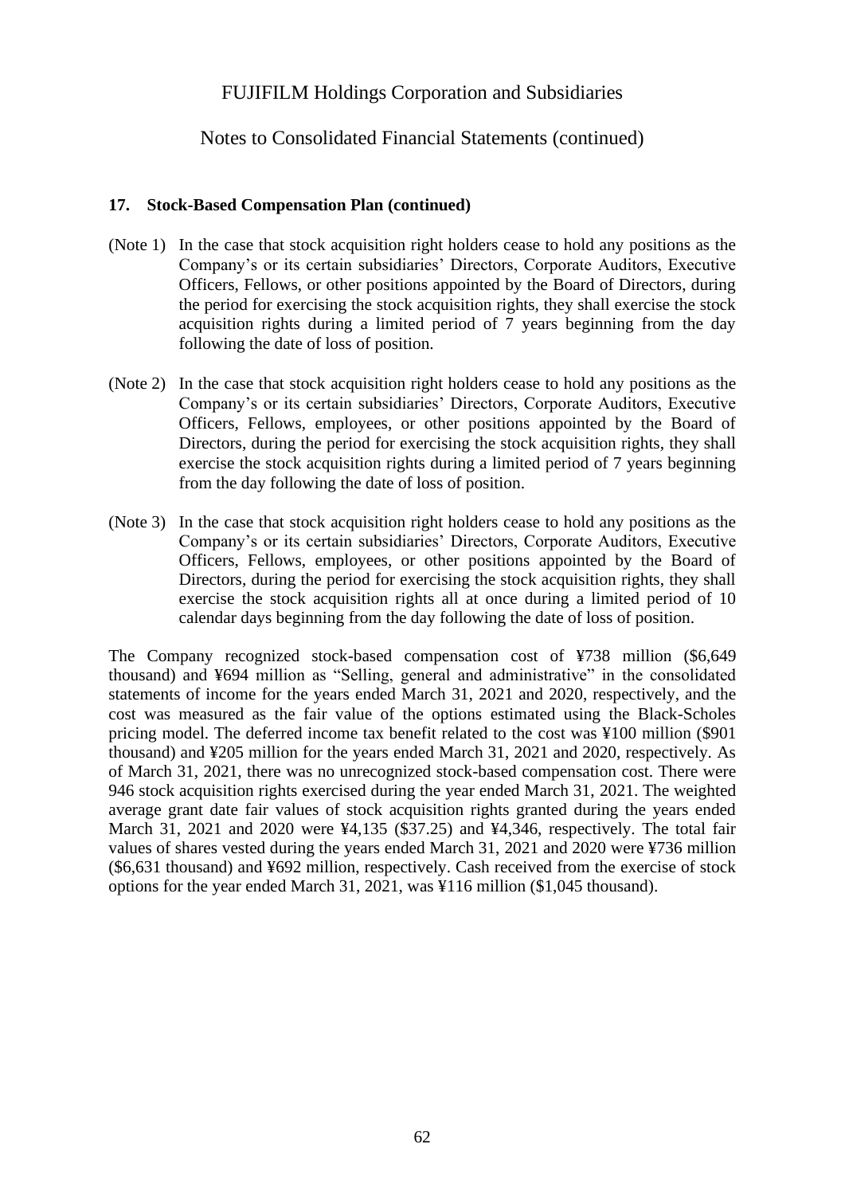### 17. Stock-Based Compensation Plan (continued)

(Note 1) In the case that stock acquisition right holders cease to hold any positions as the Company's or its certain subsidiaries' Directors, Corporate Auditors, Executive Officers, Fellows, or other positions appointed by the Board of Directors, during the period for exercising the stock acquisition rights, they shall exercise the stock acquisition rights during a limited period of 7 years beginning from the day following the date of loss of position.

(Note 2) In the case that stock acquisition right holders cease to hold any positions as the Company's or its certain subsidiaries' Directors, Corporate Auditors, Executive Officers, Fellows, employees, or other positions appointed by the Board of Directors, during the period for exercising the stock acquisition rights, they shall exercise the stock acquisition rights during a limited period of 7 years beginning from the day following the date of loss of position.

(Note 3) In the case that stock acquisition right holders cease to hold any positions as the Company's or its certain subsidiaries' Directors, Corporate Auditors, Executive Officers, Fellows, employees, or other positions appointed by the Board of Directors, during the period for exercising the stock acquisition rights, they shall exercise the stock acquisition rights all at once during a limited period of 10 calendar days beginning from the day following the date of loss of position.

The Company recognized stock-based compensation cost of ¥738 million ($6,649 thousand) and ¥694 million as "Selling, general and administrative" in the consolidated statements of income for the years ended March 31, 2021 and 2020, respectively, and the cost was measured as the fair value of the options estimated using the Black-Scholes pricing model. The deferred income tax benefit related to the cost was ¥100 million ($901 thousand) and ¥205 million for the years ended March 31, 2021 and 2020, respectively. As of March 31, 2021, there was no unrecognized stock-based compensation cost. There were 946 stock acquisition rights exercised during the year ended March 31, 2021. The weighted average grant date fair values of stock acquisition rights granted during the years ended March 31, 2021 and 2020 were ¥4,135 ($37.25) and ¥4,346, respectively. The total fair values of shares vested during the years ended March 31, 2021 and 2020 were ¥736 million ($6,631 thousand) and ¥692 million, respectively. Cash received from the exercise of stock options for the year ended March 31, 2021, was ¥116 million ($1,045 thousand).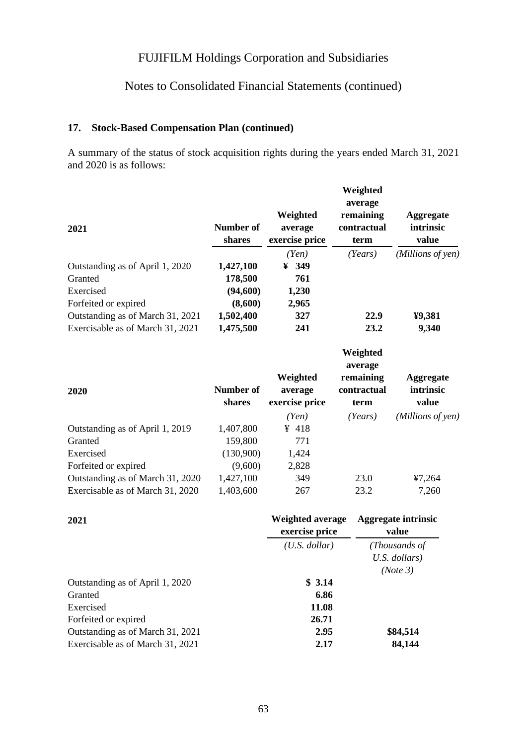# FUJIFILM Holdings Corporation and Subsidiaries

## Notes to Consolidated Financial Statements (continued)

### 17. Stock-Based Compensation Plan (continued)

A summary of the status of stock acquisition rights during the years ended March 31, 2021 and 2020 is as follows:

| 2021 | Number of shares | Weighted average exercise price | Weighted average remaining contractual term | Aggregate intrinsic value |
|---|---|---|---|---|
| | | *(Yen)* | *(Years)* | *(Millions of yen)* |
| Outstanding as of April 1, 2020 | **1,427,100** | **¥ 349** | | |
| Granted | **178,500** | **761** | | |
| Exercised | **(94,600)** | **1,230** | | |
| Forfeited or expired | **(8,600)** | **2,965** | | |
| Outstanding as of March 31, 2021 | **1,502,400** | **327** | **22.9** | **¥9,381** |
| Exercisable as of March 31, 2021 | **1,475,500** | **241** | **23.2** | **9,340** |

| 2020 | Number of shares | Weighted average exercise price | Weighted average remaining contractual term | Aggregate intrinsic value |
|---|---|---|---|---|
| | | *(Yen)* | *(Years)* | *(Millions of yen)* |
| Outstanding as of April 1, 2019 | 1,407,800 | ¥ 418 | | |
| Granted | 159,800 | 771 | | |
| Exercised | (130,900) | 1,424 | | |
| Forfeited or expired | (9,600) | 2,828 | | |
| Outstanding as of March 31, 2020 | 1,427,100 | 349 | 23.0 | ¥7,264 |
| Exercisable as of March 31, 2020 | 1,403,600 | 267 | 23.2 | 7,260 |

| 2021 | Weighted average exercise price | Aggregate intrinsic value |
|---|---|---|
| | *(U.S. dollar)* | *(Thousands of U.S. dollars) (Note 3)* |
| Outstanding as of April 1, 2020 | **$ 3.14** | |
| Granted | **6.86** | |
| Exercised | **11.08** | |
| Forfeited or expired | **26.71** | |
| Outstanding as of March 31, 2021 | **2.95** | **$84,514** |
| Exercisable as of March 31, 2021 | **2.17** | **84,144** |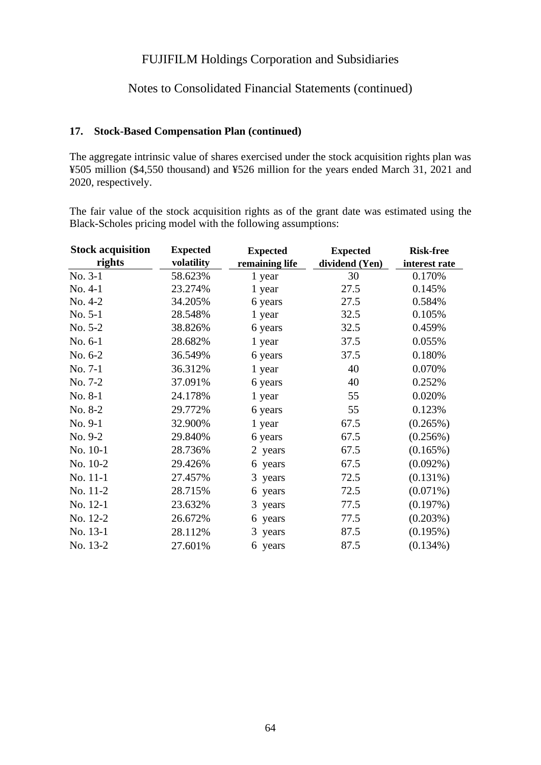### 17. Stock-Based Compensation Plan (continued)

The aggregate intrinsic value of shares exercised under the stock acquisition rights plan was ¥505 million ($4,550 thousand) and ¥526 million for the years ended March 31, 2021 and 2020, respectively.

The fair value of the stock acquisition rights as of the grant date was estimated using the Black-Scholes pricing model with the following assumptions:

| Stock acquisition rights | Expected volatility | Expected remaining life | Expected dividend (Yen) | Risk-free interest rate |
|---|---|---|---|---|
| No. 3-1 | 58.623% | 1 year | 30 | 0.170% |
| No. 4-1 | 23.274% | 1 year | 27.5 | 0.145% |
| No. 4-2 | 34.205% | 6 years | 27.5 | 0.584% |
| No. 5-1 | 28.548% | 1 year | 32.5 | 0.105% |
| No. 5-2 | 38.826% | 6 years | 32.5 | 0.459% |
| No. 6-1 | 28.682% | 1 year | 37.5 | 0.055% |
| No. 6-2 | 36.549% | 6 years | 37.5 | 0.180% |
| No. 7-1 | 36.312% | 1 year | 40 | 0.070% |
| No. 7-2 | 37.091% | 6 years | 40 | 0.252% |
| No. 8-1 | 24.178% | 1 year | 55 | 0.020% |
| No. 8-2 | 29.772% | 6 years | 55 | 0.123% |
| No. 9-1 | 32.900% | 1 year | 67.5 | (0.265%) |
| No. 9-2 | 29.840% | 6 years | 67.5 | (0.256%) |
| No. 10-1 | 28.736% | 2 years | 67.5 | (0.165%) |
| No. 10-2 | 29.426% | 6 years | 67.5 | (0.092%) |
| No. 11-1 | 27.457% | 3 years | 72.5 | (0.131%) |
| No. 11-2 | 28.715% | 6 years | 72.5 | (0.071%) |
| No. 12-1 | 23.632% | 3 years | 77.5 | (0.197%) |
| No. 12-2 | 26.672% | 6 years | 77.5 | (0.203%) |
| No. 13-1 | 28.112% | 3 years | 87.5 | (0.195%) |
| No. 13-2 | 27.601% | 6 years | 87.5 | (0.134%) |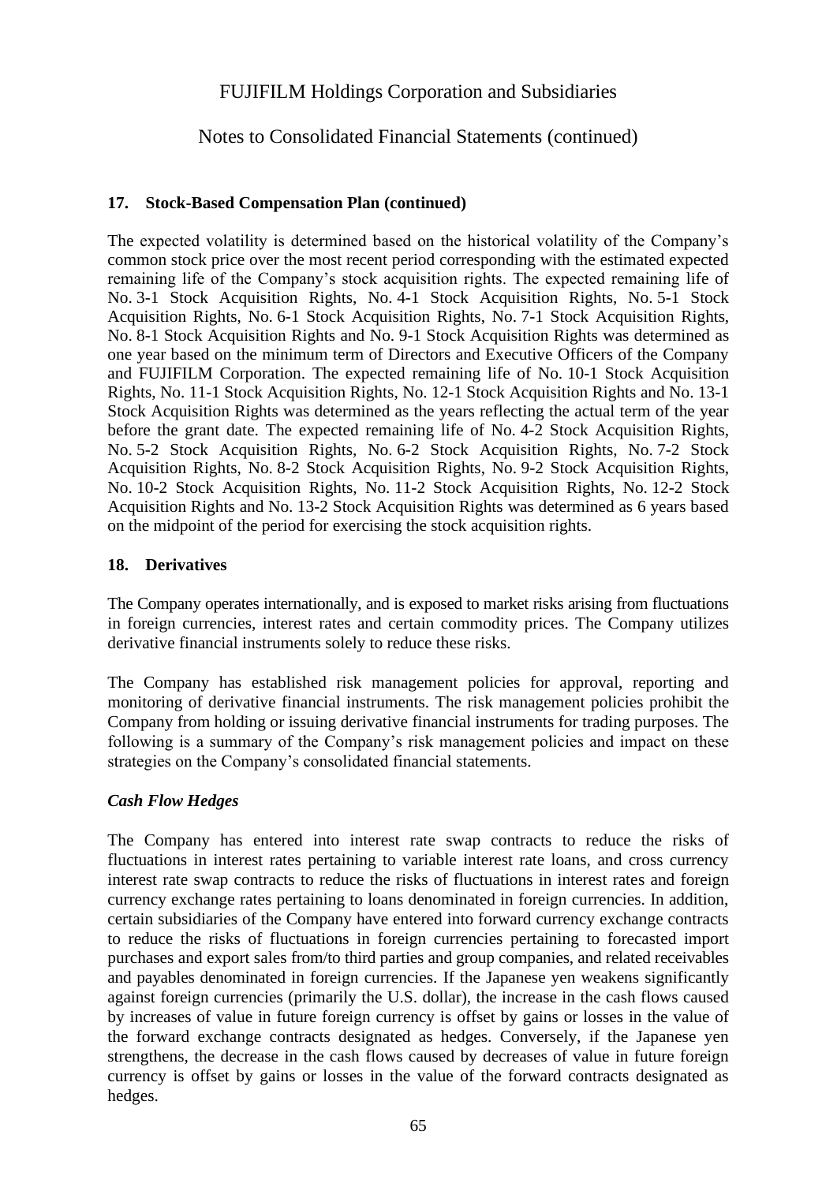### 17. Stock-Based Compensation Plan (continued)

The expected volatility is determined based on the historical volatility of the Company's common stock price over the most recent period corresponding with the estimated expected remaining life of the Company's stock acquisition rights. The expected remaining life of No. 3-1 Stock Acquisition Rights, No. 4-1 Stock Acquisition Rights, No. 5-1 Stock Acquisition Rights, No. 6-1 Stock Acquisition Rights, No. 7-1 Stock Acquisition Rights, No. 8-1 Stock Acquisition Rights and No. 9-1 Stock Acquisition Rights was determined as one year based on the minimum term of Directors and Executive Officers of the Company and FUJIFILM Corporation. The expected remaining life of No. 10-1 Stock Acquisition Rights, No. 11-1 Stock Acquisition Rights, No. 12-1 Stock Acquisition Rights and No. 13-1 Stock Acquisition Rights was determined as the years reflecting the actual term of the year before the grant date. The expected remaining life of No. 4-2 Stock Acquisition Rights, No. 5-2 Stock Acquisition Rights, No. 6-2 Stock Acquisition Rights, No. 7-2 Stock Acquisition Rights, No. 8-2 Stock Acquisition Rights, No. 9-2 Stock Acquisition Rights, No. 10-2 Stock Acquisition Rights, No. 11-2 Stock Acquisition Rights, No. 12-2 Stock Acquisition Rights and No. 13-2 Stock Acquisition Rights was determined as 6 years based on the midpoint of the period for exercising the stock acquisition rights.

### 18. Derivatives

The Company operates internationally, and is exposed to market risks arising from fluctuations in foreign currencies, interest rates and certain commodity prices. The Company utilizes derivative financial instruments solely to reduce these risks.

The Company has established risk management policies for approval, reporting and monitoring of derivative financial instruments. The risk management policies prohibit the Company from holding or issuing derivative financial instruments for trading purposes. The following is a summary of the Company's risk management policies and impact on these strategies on the Company's consolidated financial statements.

#### *Cash Flow Hedges*

The Company has entered into interest rate swap contracts to reduce the risks of fluctuations in interest rates pertaining to variable interest rate loans, and cross currency interest rate swap contracts to reduce the risks of fluctuations in interest rates and foreign currency exchange rates pertaining to loans denominated in foreign currencies. In addition, certain subsidiaries of the Company have entered into forward currency exchange contracts to reduce the risks of fluctuations in foreign currencies pertaining to forecasted import purchases and export sales from/to third parties and group companies, and related receivables and payables denominated in foreign currencies. If the Japanese yen weakens significantly against foreign currencies (primarily the U.S. dollar), the increase in the cash flows caused by increases of value in future foreign currency is offset by gains or losses in the value of the forward exchange contracts designated as hedges. Conversely, if the Japanese yen strengthens, the decrease in the cash flows caused by decreases of value in future foreign currency is offset by gains or losses in the value of the forward contracts designated as hedges.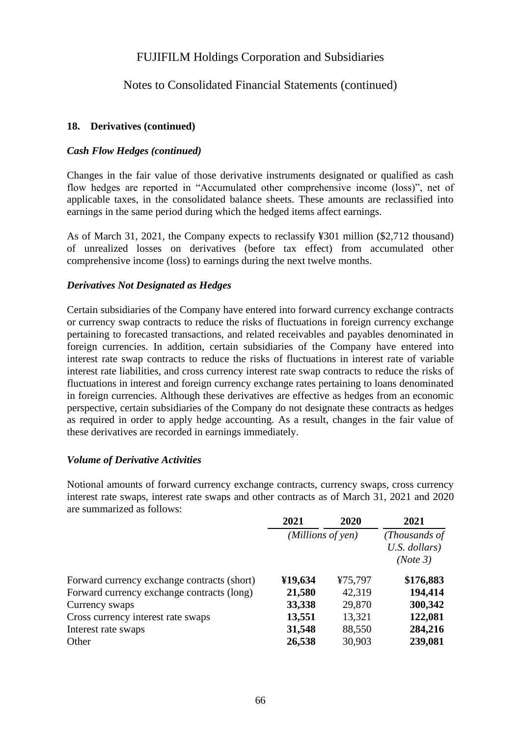### 18. Derivatives (continued)

***Cash Flow Hedges (continued)***

Changes in the fair value of those derivative instruments designated or qualified as cash flow hedges are reported in "Accumulated other comprehensive income (loss)", net of applicable taxes, in the consolidated balance sheets. These amounts are reclassified into earnings in the same period during which the hedged items affect earnings.

As of March 31, 2021, the Company expects to reclassify ¥301 million ($2,712 thousand) of unrealized losses on derivatives (before tax effect) from accumulated other comprehensive income (loss) to earnings during the next twelve months.

***Derivatives Not Designated as Hedges***

Certain subsidiaries of the Company have entered into forward currency exchange contracts or currency swap contracts to reduce the risks of fluctuations in foreign currency exchange pertaining to forecasted transactions, and related receivables and payables denominated in foreign currencies. In addition, certain subsidiaries of the Company have entered into interest rate swap contracts to reduce the risks of fluctuations in interest rate of variable interest rate liabilities, and cross currency interest rate swap contracts to reduce the risks of fluctuations in interest and foreign currency exchange rates pertaining to loans denominated in foreign currencies. Although these derivatives are effective as hedges from an economic perspective, certain subsidiaries of the Company do not designate these contracts as hedges as required in order to apply hedge accounting. As a result, changes in the fair value of these derivatives are recorded in earnings immediately.

***Volume of Derivative Activities***

Notional amounts of forward currency exchange contracts, currency swaps, cross currency interest rate swaps, interest rate swaps and other contracts as of March 31, 2021 and 2020 are summarized as follows:

| | **2021** | **2020** | **2021** |
|---|---|---|---|
| | *(Millions of yen)* | | *(Thousands of U.S. dollars) (Note 3)* |
| Forward currency exchange contracts (short) | **¥19,634** | ¥75,797 | **$176,883** |
| Forward currency exchange contracts (long) | **21,580** | 42,319 | **194,414** |
| Currency swaps | **33,338** | 29,870 | **300,342** |
| Cross currency interest rate swaps | **13,551** | 13,321 | **122,081** |
| Interest rate swaps | **31,548** | 88,550 | **284,216** |
| Other | **26,538** | 30,903 | **239,081** |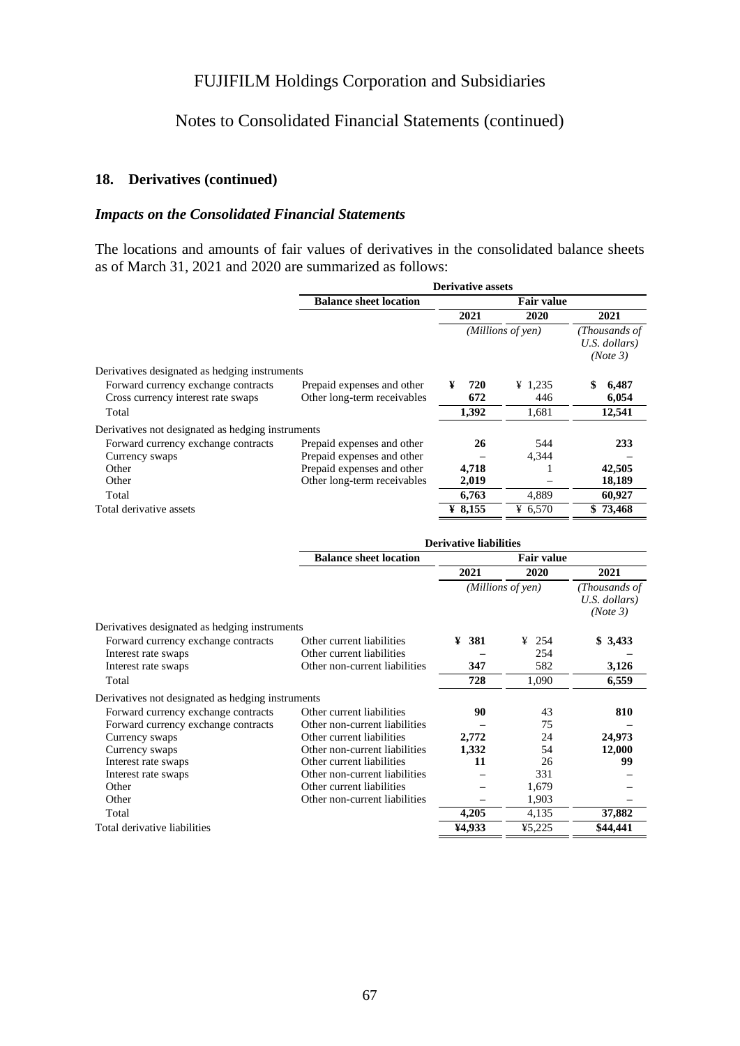## 18. Derivatives (continued)

### *Impacts on the Consolidated Financial Statements*

The locations and amounts of fair values of derivatives in the consolidated balance sheets as of March 31, 2021 and 2020 are summarized as follows:

| | **Derivative assets** | | | |
|---|---|---|---|---|
| | **Balance sheet location** | **Fair value** | | |
| | | **2021** | **2020** | **2021** |
| | | *(Millions of yen)* | | *(Thousands of U.S. dollars) (Note 3)* |
| Derivatives designated as hedging instruments | | | | |
| Forward currency exchange contracts | Prepaid expenses and other | **¥ 720** | ¥ 1,235 | **$ 6,487** |
| Cross currency interest rate swaps | Other long-term receivables | **672** | 446 | **6,054** |
| Total | | **1,392** | 1,681 | **12,541** |
| Derivatives not designated as hedging instruments | | | | |
| Forward currency exchange contracts | Prepaid expenses and other | **26** | 544 | **233** |
| Currency swaps | Prepaid expenses and other | **–** | 4,344 | **–** |
| Other | Prepaid expenses and other | **4,718** | 1 | **42,505** |
| Other | Other long-term receivables | **2,019** | – | **18,189** |
| Total | | **6,763** | 4,889 | **60,927** |
| Total derivative assets | | **¥ 8,155** | ¥ 6,570 | **$ 73,468** |

| | **Derivative liabilities** | | | |
|---|---|---|---|---|
| | **Balance sheet location** | **Fair value** | | |
| | | **2021** | **2020** | **2021** |
| | | *(Millions of yen)* | | *(Thousands of U.S. dollars) (Note 3)* |
| Derivatives designated as hedging instruments | | | | |
| Forward currency exchange contracts | Other current liabilities | **¥ 381** | ¥ 254 | **$ 3,433** |
| Interest rate swaps | Other current liabilities | **–** | 254 | **–** |
| Interest rate swaps | Other non-current liabilities | **347** | 582 | **3,126** |
| Total | | **728** | 1,090 | **6,559** |
| Derivatives not designated as hedging instruments | | | | |
| Forward currency exchange contracts | Other current liabilities | **90** | 43 | **810** |
| Forward currency exchange contracts | Other non-current liabilities | **–** | 75 | **–** |
| Currency swaps | Other current liabilities | **2,772** | 24 | **24,973** |
| Currency swaps | Other non-current liabilities | **1,332** | 54 | **12,000** |
| Interest rate swaps | Other current liabilities | **11** | 26 | **99** |
| Interest rate swaps | Other non-current liabilities | **–** | 331 | **–** |
| Other | Other current liabilities | **–** | 1,679 | **–** |
| Other | Other non-current liabilities | **–** | 1,903 | **–** |
| Total | | **4,205** | 4,135 | **37,882** |
| Total derivative liabilities | | **¥4,933** | ¥5,225 | **$44,441** |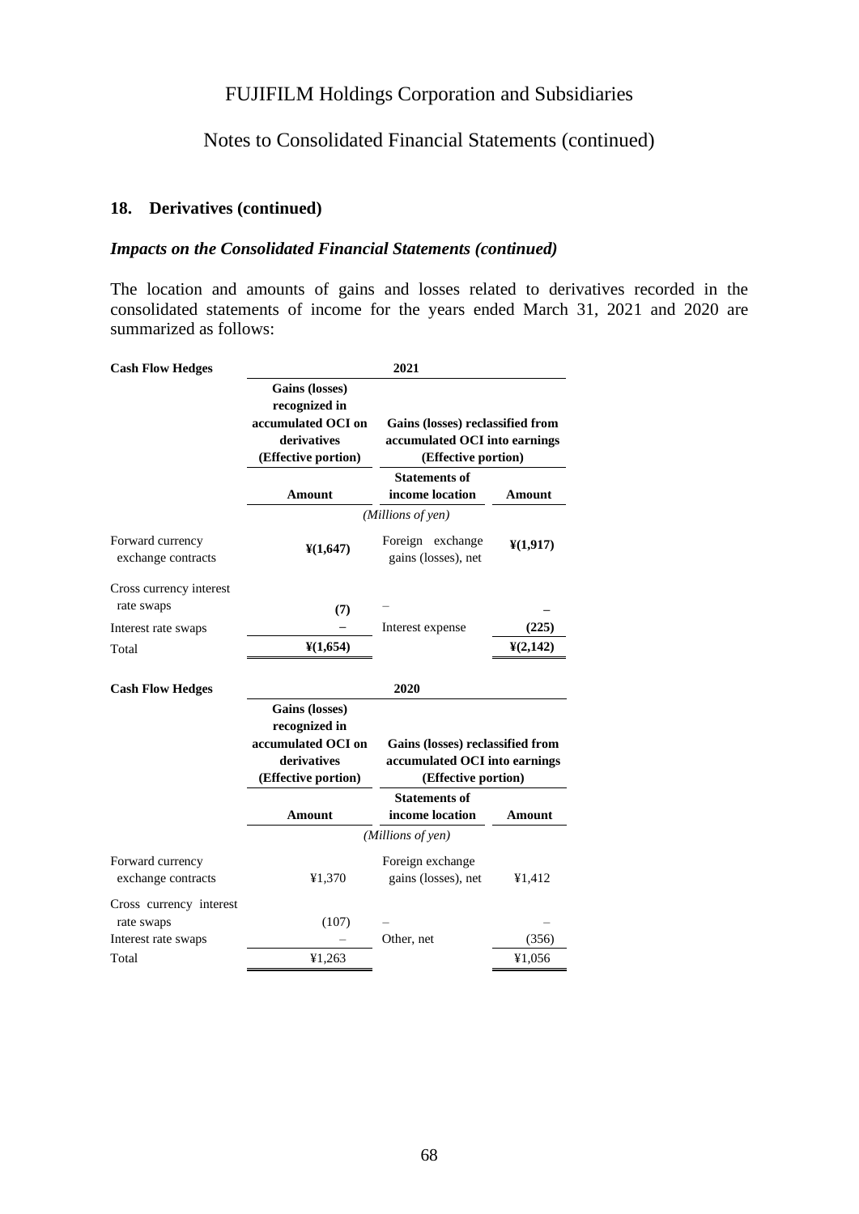# FUJIFILM Holdings Corporation and Subsidiaries

## Notes to Consolidated Financial Statements (continued)

### 18. Derivatives (continued)

#### *Impacts on the Consolidated Financial Statements (continued)*

The location and amounts of gains and losses related to derivatives recorded in the consolidated statements of income for the years ended March 31, 2021 and 2020 are summarized as follows:

| **Cash Flow Hedges** | **2021** | | |
|---|---|---|---|
| | **Gains (losses) recognized in accumulated OCI on derivatives (Effective portion)** | **Gains (losses) reclassified from accumulated OCI into earnings (Effective portion)** | |
| | **Amount** | **Statements of income location** | **Amount** |
| | *(Millions of yen)* | | |
| Forward currency exchange contracts | **¥(1,647)** | Foreign exchange gains (losses), net | **¥(1,917)** |
| Cross currency interest rate swaps | **(7)** | – | **–** |
| Interest rate swaps | **–** | Interest expense | **(225)** |
| Total | **¥(1,654)** | | **¥(2,142)** |

| **Cash Flow Hedges** | **2020** | | |
|---|---|---|---|
| | **Gains (losses) recognized in accumulated OCI on derivatives (Effective portion)** | **Gains (losses) reclassified from accumulated OCI into earnings (Effective portion)** | |
| | **Amount** | **Statements of income location** | **Amount** |
| | *(Millions of yen)* | | |
| Forward currency exchange contracts | ¥1,370 | Foreign exchange gains (losses), net | ¥1,412 |
| Cross currency interest rate swaps | (107) | – | – |
| Interest rate swaps | – | Other, net | (356) |
| Total | ¥1,263 | | ¥1,056 |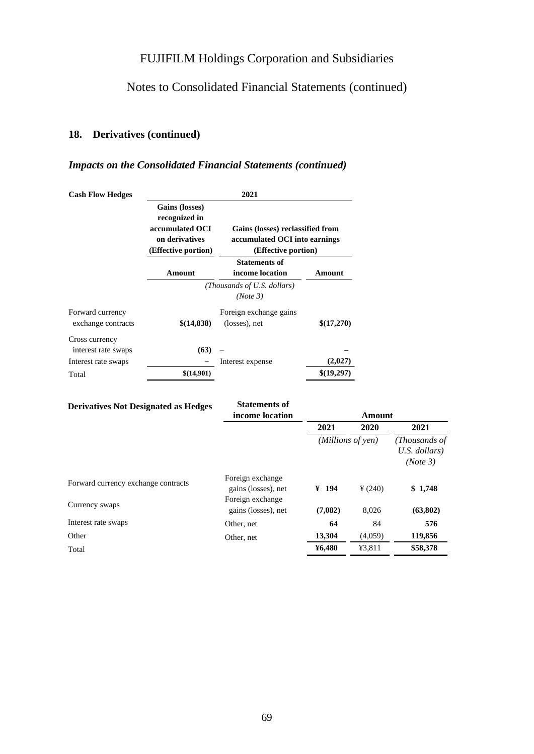## 18. Derivatives (continued)

### *Impacts on the Consolidated Financial Statements (continued)*

| Cash Flow Hedges | 2021 | | |
|---|---|---|---|
| | **Gains (losses) recognized in accumulated OCI on derivatives (Effective portion)** | **Gains (losses) reclassified from accumulated OCI into earnings (Effective portion)** | |
| | **Amount** | **Statements of income location** | **Amount** |
| | *(Thousands of U.S. dollars) (Note 3)* | | |
| Forward currency exchange contracts | **$(14,838)** | Foreign exchange gains (losses), net | **$(17,270)** |
| Cross currency interest rate swaps | **(63)** | – | **–** |
| Interest rate swaps | – | Interest expense | **(2,027)** |
| Total | **$(14,901)** | | **$(19,297)** |

| Derivatives Not Designated as Hedges | Statements of income location | Amount | | |
|---|---|---|---|---|
| | | **2021** | **2020** | **2021** |
| | | *(Millions of yen)* | | *(Thousands of U.S. dollars) (Note 3)* |
| Forward currency exchange contracts | Foreign exchange gains (losses), net | **¥ 194** | ¥ (240) | **$ 1,748** |
| Currency swaps | Foreign exchange gains (losses), net | **(7,082)** | 8,026 | **(63,802)** |
| Interest rate swaps | Other, net | **64** | 84 | **576** |
| Other | Other, net | **13,304** | (4,059) | **119,856** |
| Total | | **¥6,480** | ¥3,811 | **$58,378** |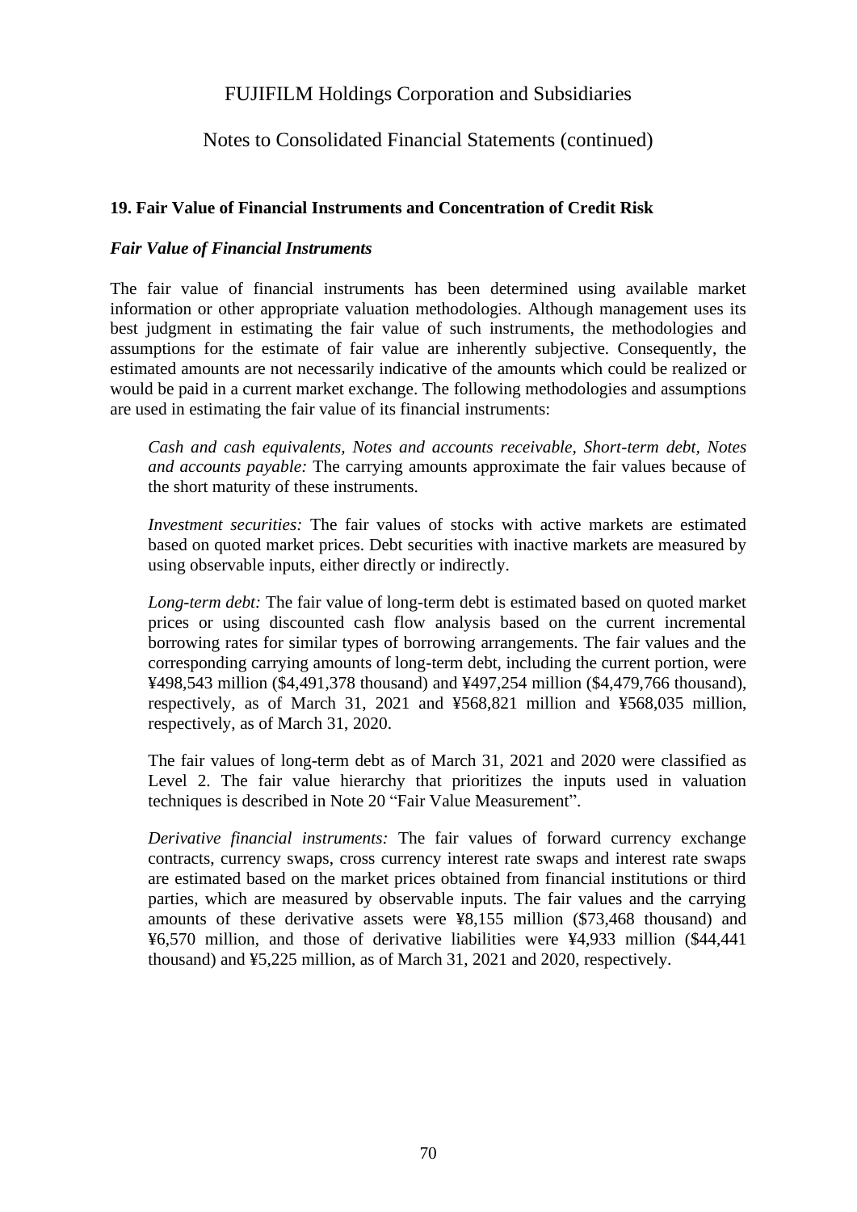## 19. Fair Value of Financial Instruments and Concentration of Credit Risk

### *Fair Value of Financial Instruments*

The fair value of financial instruments has been determined using available market information or other appropriate valuation methodologies. Although management uses its best judgment in estimating the fair value of such instruments, the methodologies and assumptions for the estimate of fair value are inherently subjective. Consequently, the estimated amounts are not necessarily indicative of the amounts which could be realized or would be paid in a current market exchange. The following methodologies and assumptions are used in estimating the fair value of its financial instruments:

*Cash and cash equivalents, Notes and accounts receivable, Short-term debt, Notes and accounts payable:* The carrying amounts approximate the fair values because of the short maturity of these instruments.

*Investment securities:* The fair values of stocks with active markets are estimated based on quoted market prices. Debt securities with inactive markets are measured by using observable inputs, either directly or indirectly.

*Long-term debt:* The fair value of long-term debt is estimated based on quoted market prices or using discounted cash flow analysis based on the current incremental borrowing rates for similar types of borrowing arrangements. The fair values and the corresponding carrying amounts of long-term debt, including the current portion, were ¥498,543 million ($4,491,378 thousand) and ¥497,254 million ($4,479,766 thousand), respectively, as of March 31, 2021 and ¥568,821 million and ¥568,035 million, respectively, as of March 31, 2020.

The fair values of long-term debt as of March 31, 2021 and 2020 were classified as Level 2. The fair value hierarchy that prioritizes the inputs used in valuation techniques is described in Note 20 "Fair Value Measurement".

*Derivative financial instruments:* The fair values of forward currency exchange contracts, currency swaps, cross currency interest rate swaps and interest rate swaps are estimated based on the market prices obtained from financial institutions or third parties, which are measured by observable inputs. The fair values and the carrying amounts of these derivative assets were ¥8,155 million ($73,468 thousand) and ¥6,570 million, and those of derivative liabilities were ¥4,933 million ($44,441 thousand) and ¥5,225 million, as of March 31, 2021 and 2020, respectively.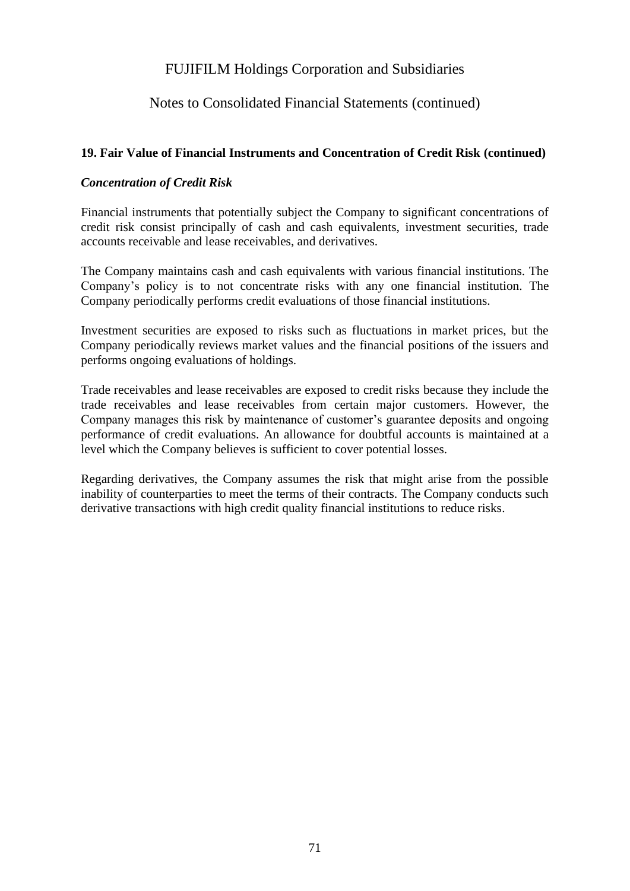## 19. Fair Value of Financial Instruments and Concentration of Credit Risk (continued)

***Concentration of Credit Risk***

Financial instruments that potentially subject the Company to significant concentrations of credit risk consist principally of cash and cash equivalents, investment securities, trade accounts receivable and lease receivables, and derivatives.

The Company maintains cash and cash equivalents with various financial institutions. The Company's policy is to not concentrate risks with any one financial institution. The Company periodically performs credit evaluations of those financial institutions.

Investment securities are exposed to risks such as fluctuations in market prices, but the Company periodically reviews market values and the financial positions of the issuers and performs ongoing evaluations of holdings.

Trade receivables and lease receivables are exposed to credit risks because they include the trade receivables and lease receivables from certain major customers. However, the Company manages this risk by maintenance of customer's guarantee deposits and ongoing performance of credit evaluations. An allowance for doubtful accounts is maintained at a level which the Company believes is sufficient to cover potential losses.

Regarding derivatives, the Company assumes the risk that might arise from the possible inability of counterparties to meet the terms of their contracts. The Company conducts such derivative transactions with high credit quality financial institutions to reduce risks.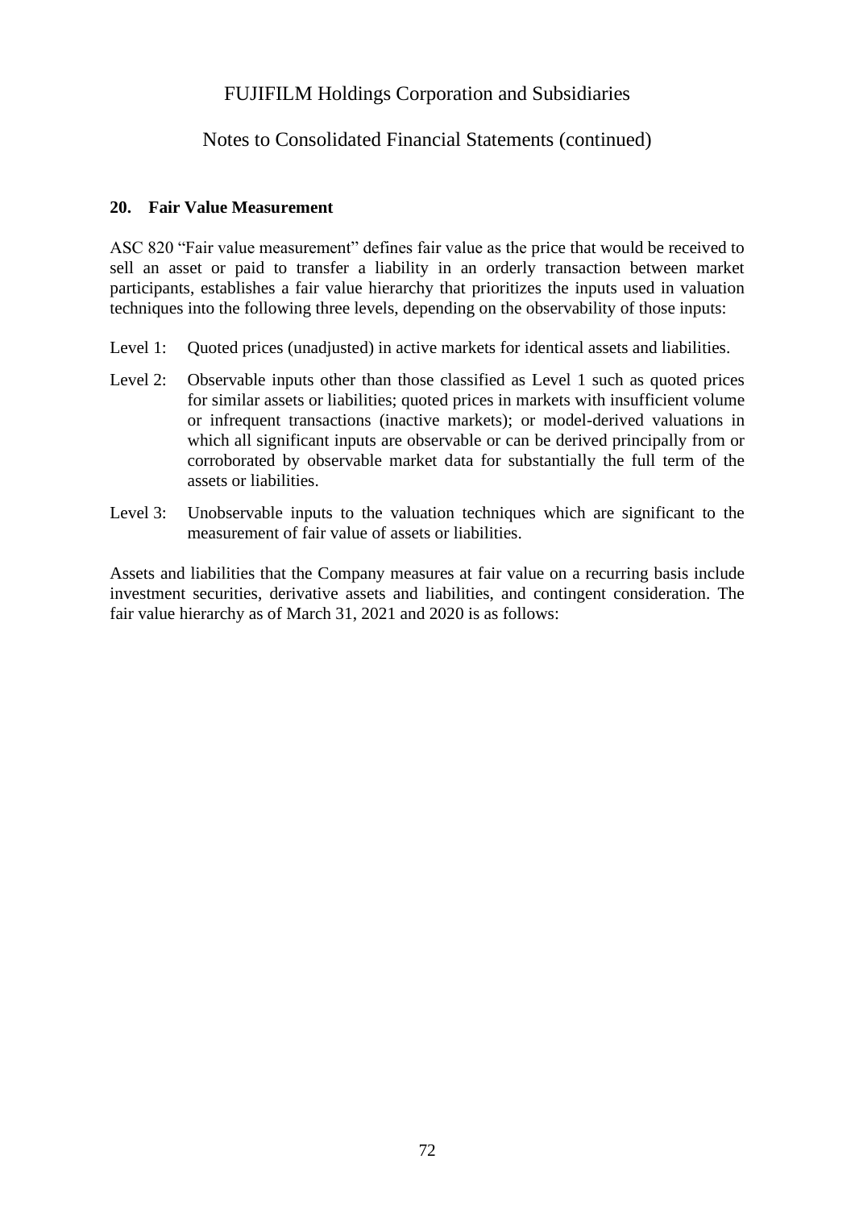## 20. Fair Value Measurement

ASC 820 "Fair value measurement" defines fair value as the price that would be received to sell an asset or paid to transfer a liability in an orderly transaction between market participants, establishes a fair value hierarchy that prioritizes the inputs used in valuation techniques into the following three levels, depending on the observability of those inputs:

Level 1: Quoted prices (unadjusted) in active markets for identical assets and liabilities.

Level 2: Observable inputs other than those classified as Level 1 such as quoted prices for similar assets or liabilities; quoted prices in markets with insufficient volume or infrequent transactions (inactive markets); or model-derived valuations in which all significant inputs are observable or can be derived principally from or corroborated by observable market data for substantially the full term of the assets or liabilities.

Level 3: Unobservable inputs to the valuation techniques which are significant to the measurement of fair value of assets or liabilities.

Assets and liabilities that the Company measures at fair value on a recurring basis include investment securities, derivative assets and liabilities, and contingent consideration. The fair value hierarchy as of March 31, 2021 and 2020 is as follows: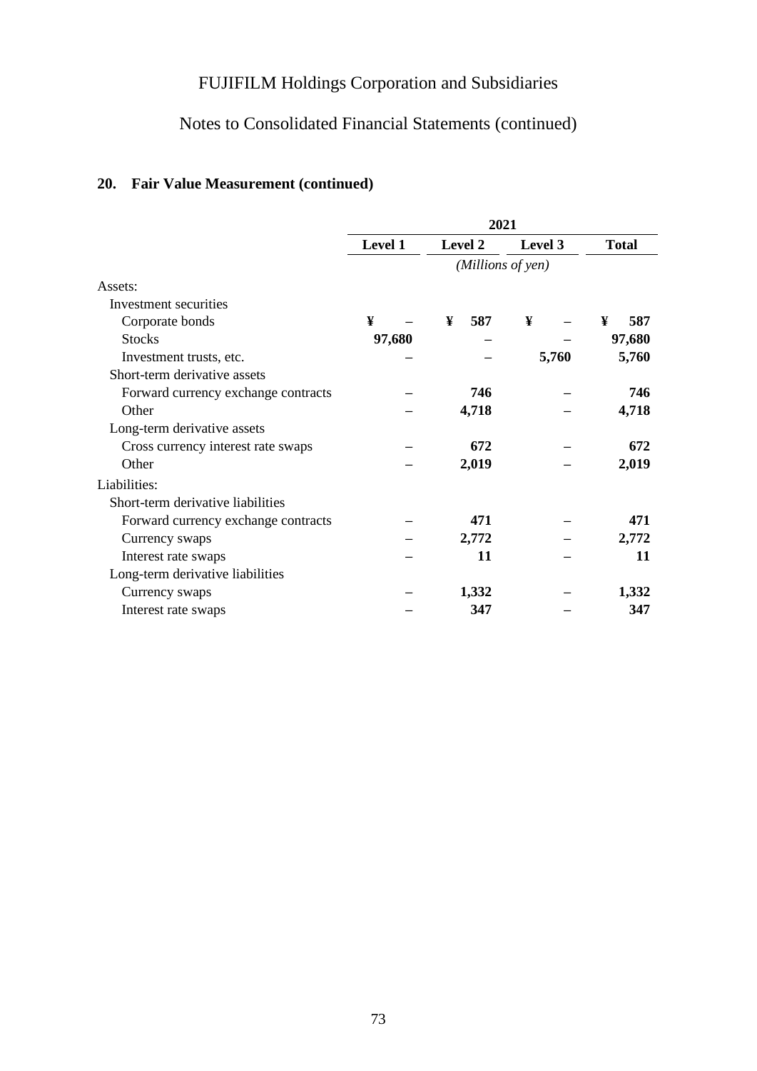FUJIFILM Holdings Corporation and Subsidiaries

Notes to Consolidated Financial Statements (continued)

## 20. Fair Value Measurement (continued)

| | 2021 | | | |
|---|---|---|---|---|
| | **Level 1** | **Level 2** | **Level 3** | **Total** |
| | *(Millions of yen)* | | | |
| Assets: | | | | |
| Investment securities | | | | |
| Corporate bonds | ¥ – | ¥ 587 | ¥ – | ¥ 587 |
| Stocks | 97,680 | – | – | 97,680 |
| Investment trusts, etc. | – | – | 5,760 | 5,760 |
| Short-term derivative assets | | | | |
| Forward currency exchange contracts | – | 746 | – | 746 |
| Other | – | 4,718 | – | 4,718 |
| Long-term derivative assets | | | | |
| Cross currency interest rate swaps | – | 672 | – | 672 |
| Other | – | 2,019 | – | 2,019 |
| Liabilities: | | | | |
| Short-term derivative liabilities | | | | |
| Forward currency exchange contracts | – | 471 | – | 471 |
| Currency swaps | – | 2,772 | – | 2,772 |
| Interest rate swaps | – | 11 | – | 11 |
| Long-term derivative liabilities | | | | |
| Currency swaps | – | 1,332 | – | 1,332 |
| Interest rate swaps | – | 347 | – | 347 |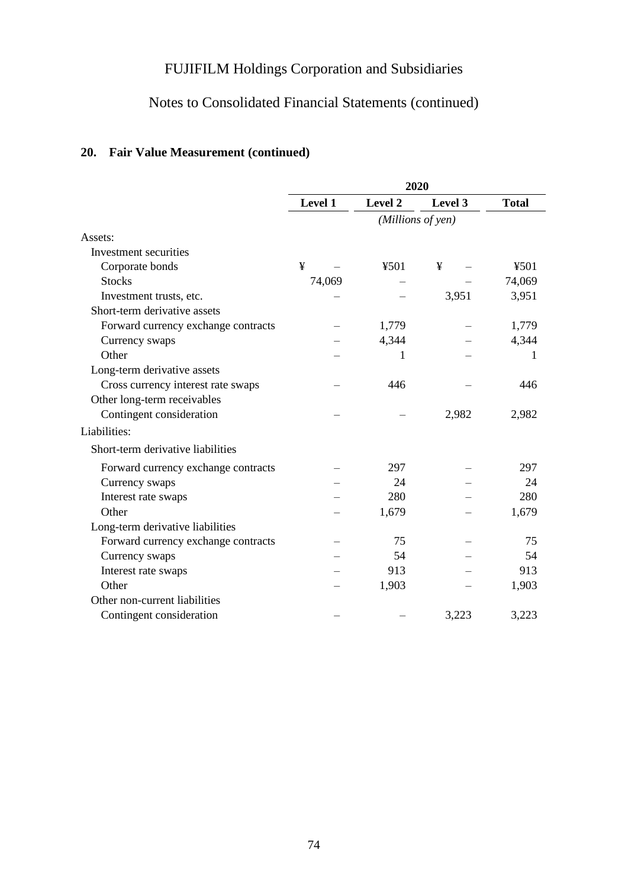FUJIFILM Holdings Corporation and Subsidiaries

Notes to Consolidated Financial Statements (continued)

## 20. Fair Value Measurement (continued)

| | 2020 | | | |
|---|---|---|---|---|
| | **Level 1** | **Level 2** | **Level 3** | **Total** |
| | *(Millions of yen)* | | | |
| Assets: | | | | |
| Investment securities | | | | |
| Corporate bonds | ¥ – | ¥501 | ¥ – | ¥501 |
| Stocks | 74,069 | – | – | 74,069 |
| Investment trusts, etc. | – | – | 3,951 | 3,951 |
| Short-term derivative assets | | | | |
| Forward currency exchange contracts | – | 1,779 | – | 1,779 |
| Currency swaps | – | 4,344 | – | 4,344 |
| Other | – | 1 | – | 1 |
| Long-term derivative assets | | | | |
| Cross currency interest rate swaps | – | 446 | – | 446 |
| Other long-term receivables | | | | |
| Contingent consideration | – | – | 2,982 | 2,982 |
| Liabilities: | | | | |
| Short-term derivative liabilities | | | | |
| Forward currency exchange contracts | – | 297 | – | 297 |
| Currency swaps | – | 24 | – | 24 |
| Interest rate swaps | – | 280 | – | 280 |
| Other | – | 1,679 | – | 1,679 |
| Long-term derivative liabilities | | | | |
| Forward currency exchange contracts | – | 75 | – | 75 |
| Currency swaps | – | 54 | – | 54 |
| Interest rate swaps | – | 913 | – | 913 |
| Other | – | 1,903 | – | 1,903 |
| Other non-current liabilities | | | | |
| Contingent consideration | – | – | 3,223 | 3,223 |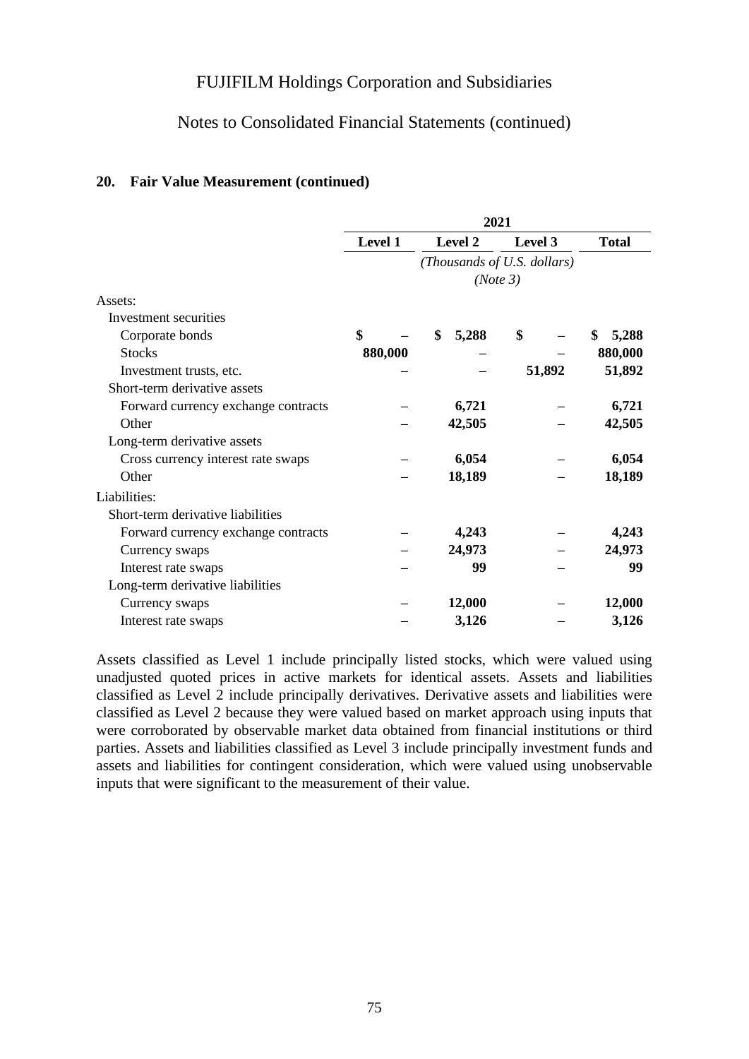FUJIFILM Holdings Corporation and Subsidiaries

Notes to Consolidated Financial Statements (continued)

### 20. Fair Value Measurement (continued)

| | 2021 | | | |
|---|---|---|---|---|
| | **Level 1** | **Level 2** | **Level 3** | **Total** |
| | *(Thousands of U.S. dollars)* *(Note 3)* | | | |
| Assets: | | | | |
| Investment securities | | | | |
| Corporate bonds | $ – | $ 5,288 | $ – | $ 5,288 |
| Stocks | 880,000 | – | – | 880,000 |
| Investment trusts, etc. | – | – | 51,892 | 51,892 |
| Short-term derivative assets | | | | |
| Forward currency exchange contracts | – | 6,721 | – | 6,721 |
| Other | – | 42,505 | – | 42,505 |
| Long-term derivative assets | | | | |
| Cross currency interest rate swaps | – | 6,054 | – | 6,054 |
| Other | – | 18,189 | – | 18,189 |
| Liabilities: | | | | |
| Short-term derivative liabilities | | | | |
| Forward currency exchange contracts | – | 4,243 | – | 4,243 |
| Currency swaps | – | 24,973 | – | 24,973 |
| Interest rate swaps | – | 99 | – | 99 |
| Long-term derivative liabilities | | | | |
| Currency swaps | – | 12,000 | – | 12,000 |
| Interest rate swaps | – | 3,126 | – | 3,126 |

Assets classified as Level 1 include principally listed stocks, which were valued using unadjusted quoted prices in active markets for identical assets. Assets and liabilities classified as Level 2 include principally derivatives. Derivative assets and liabilities were classified as Level 2 because they were valued based on market approach using inputs that were corroborated by observable market data obtained from financial institutions or third parties. Assets and liabilities classified as Level 3 include principally investment funds and assets and liabilities for contingent consideration, which were valued using unobservable inputs that were significant to the measurement of their value.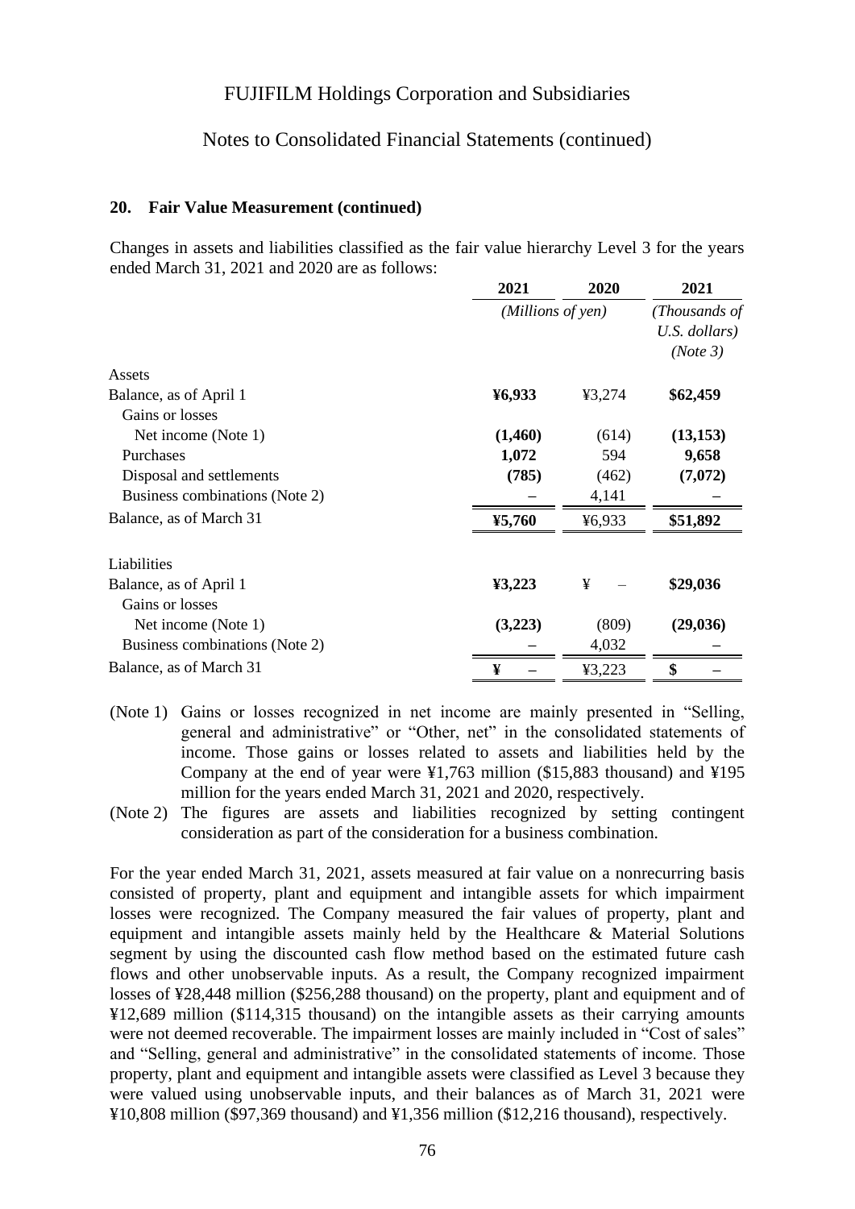### 20. Fair Value Measurement (continued)

Changes in assets and liabilities classified as the fair value hierarchy Level 3 for the years ended March 31, 2021 and 2020 are as follows:

| | 2021 | 2020 | 2021 |
|---|---|---|---|
| | *(Millions of yen)* | | *(Thousands of U.S. dollars) (Note 3)* |
| Assets | | | |
| Balance, as of April 1 | **¥6,933** | ¥3,274 | **$62,459** |
| Gains or losses | | | |
| Net income (Note 1) | **(1,460)** | (614) | **(13,153)** |
| Purchases | **1,072** | 594 | **9,658** |
| Disposal and settlements | **(785)** | (462) | **(7,072)** |
| Business combinations (Note 2) | **–** | 4,141 | **–** |
| Balance, as of March 31 | **¥5,760** | ¥6,933 | **$51,892** |
| Liabilities | | | |
| Balance, as of April 1 | **¥3,223** | ¥ – | **$29,036** |
| Gains or losses | | | |
| Net income (Note 1) | **(3,223)** | (809) | **(29,036)** |
| Business combinations (Note 2) | **–** | 4,032 | **–** |
| Balance, as of March 31 | **¥ –** | ¥3,223 | **$ –** |

(Note 1) Gains or losses recognized in net income are mainly presented in "Selling, general and administrative" or "Other, net" in the consolidated statements of income. Those gains or losses related to assets and liabilities held by the Company at the end of year were ¥1,763 million ($15,883 thousand) and ¥195 million for the years ended March 31, 2021 and 2020, respectively.

(Note 2) The figures are assets and liabilities recognized by setting contingent consideration as part of the consideration for a business combination.

For the year ended March 31, 2021, assets measured at fair value on a nonrecurring basis consisted of property, plant and equipment and intangible assets for which impairment losses were recognized. The Company measured the fair values of property, plant and equipment and intangible assets mainly held by the Healthcare & Material Solutions segment by using the discounted cash flow method based on the estimated future cash flows and other unobservable inputs. As a result, the Company recognized impairment losses of ¥28,448 million ($256,288 thousand) on the property, plant and equipment and of ¥12,689 million ($114,315 thousand) on the intangible assets as their carrying amounts were not deemed recoverable. The impairment losses are mainly included in "Cost of sales" and "Selling, general and administrative" in the consolidated statements of income. Those property, plant and equipment and intangible assets were classified as Level 3 because they were valued using unobservable inputs, and their balances as of March 31, 2021 were ¥10,808 million ($97,369 thousand) and ¥1,356 million ($12,216 thousand), respectively.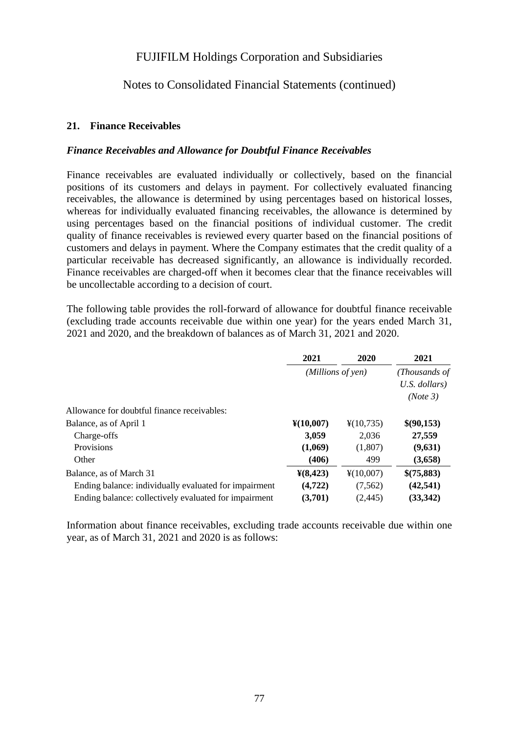## 21. Finance Receivables

### *Finance Receivables and Allowance for Doubtful Finance Receivables*

Finance receivables are evaluated individually or collectively, based on the financial positions of its customers and delays in payment. For collectively evaluated financing receivables, the allowance is determined by using percentages based on historical losses, whereas for individually evaluated financing receivables, the allowance is determined by using percentages based on the financial positions of individual customer. The credit quality of finance receivables is reviewed every quarter based on the financial positions of customers and delays in payment. Where the Company estimates that the credit quality of a particular receivable has decreased significantly, an allowance is individually recorded. Finance receivables are charged-off when it becomes clear that the finance receivables will be uncollectable according to a decision of court.

The following table provides the roll-forward of allowance for doubtful finance receivable (excluding trade accounts receivable due within one year) for the years ended March 31, 2021 and 2020, and the breakdown of balances as of March 31, 2021 and 2020.

| | 2021 | 2020 | 2021 |
|---|---|---|---|
| | *(Millions of yen)* | | *(Thousands of U.S. dollars) (Note 3)* |
| Allowance for doubtful finance receivables: | | | |
| Balance, as of April 1 | **¥(10,007)** | ¥(10,735) | **$(90,153)** |
| Charge-offs | **3,059** | 2,036 | **27,559** |
| Provisions | **(1,069)** | (1,807) | **(9,631)** |
| Other | **(406)** | 499 | **(3,658)** |
| Balance, as of March 31 | **¥(8,423)** | ¥(10,007) | **$(75,883)** |
| Ending balance: individually evaluated for impairment | **(4,722)** | (7,562) | **(42,541)** |
| Ending balance: collectively evaluated for impairment | **(3,701)** | (2,445) | **(33,342)** |

Information about finance receivables, excluding trade accounts receivable due within one year, as of March 31, 2021 and 2020 is as follows: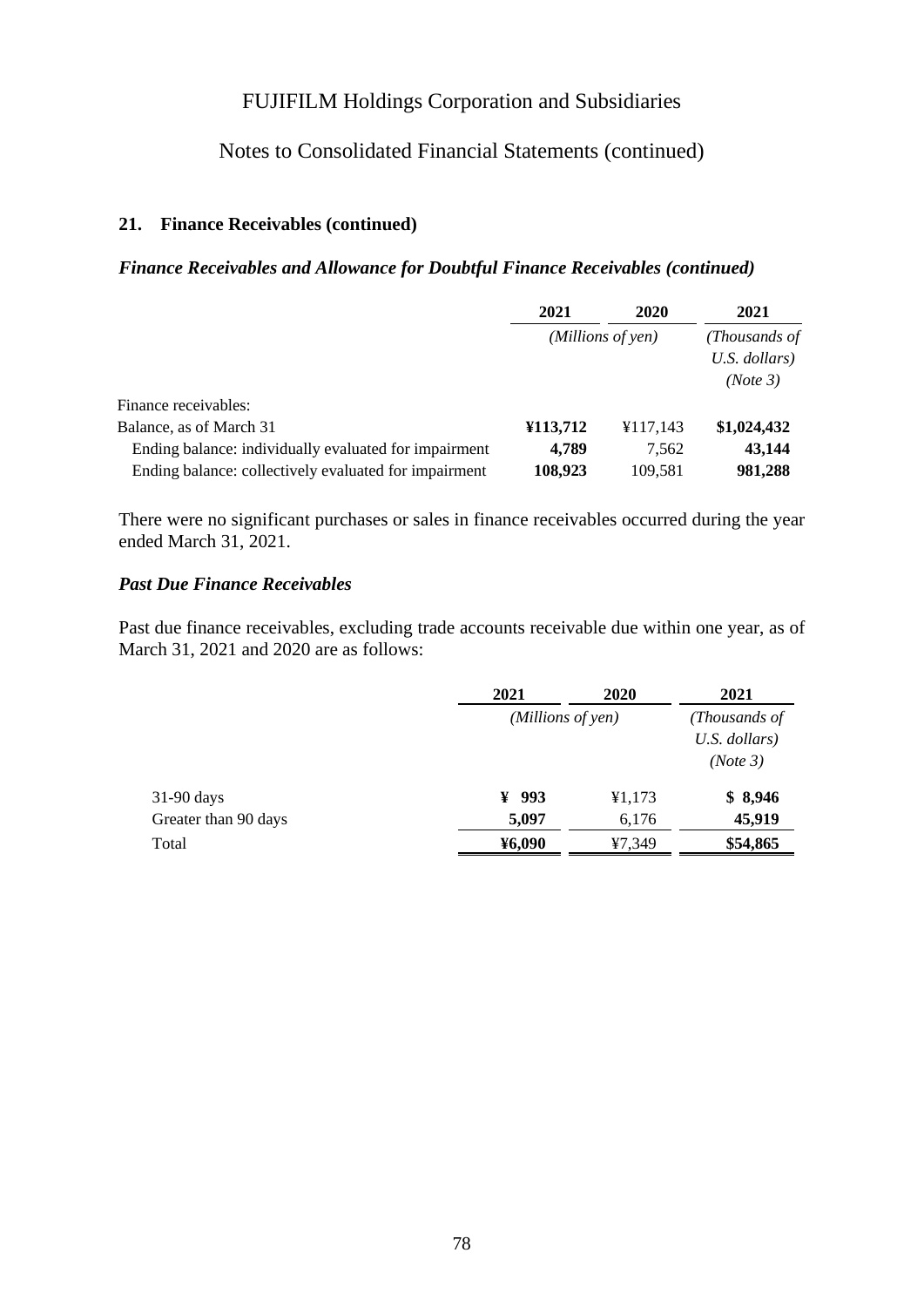FUJIFILM Holdings Corporation and Subsidiaries

Notes to Consolidated Financial Statements (continued)

### 21. Finance Receivables (continued)

#### *Finance Receivables and Allowance for Doubtful Finance Receivables (continued)*

| | 2021 | 2020 | 2021 |
|---|---|---|---|
| | *(Millions of yen)* | | *(Thousands of U.S. dollars) (Note 3)* |
| Finance receivables: | | | |
| Balance, as of March 31 | **¥113,712** | ¥117,143 | **$1,024,432** |
| Ending balance: individually evaluated for impairment | **4,789** | 7,562 | **43,144** |
| Ending balance: collectively evaluated for impairment | **108,923** | 109,581 | **981,288** |

There were no significant purchases or sales in finance receivables occurred during the year ended March 31, 2021.

#### *Past Due Finance Receivables*

Past due finance receivables, excluding trade accounts receivable due within one year, as of March 31, 2021 and 2020 are as follows:

| | 2021 | 2020 | 2021 |
|---|---|---|---|
| | *(Millions of yen)* | | *(Thousands of U.S. dollars) (Note 3)* |
| 31-90 days | **¥ 993** | ¥1,173 | **$ 8,946** |
| Greater than 90 days | **5,097** | 6,176 | **45,919** |
| Total | **¥6,090** | ¥7,349 | **$54,865** |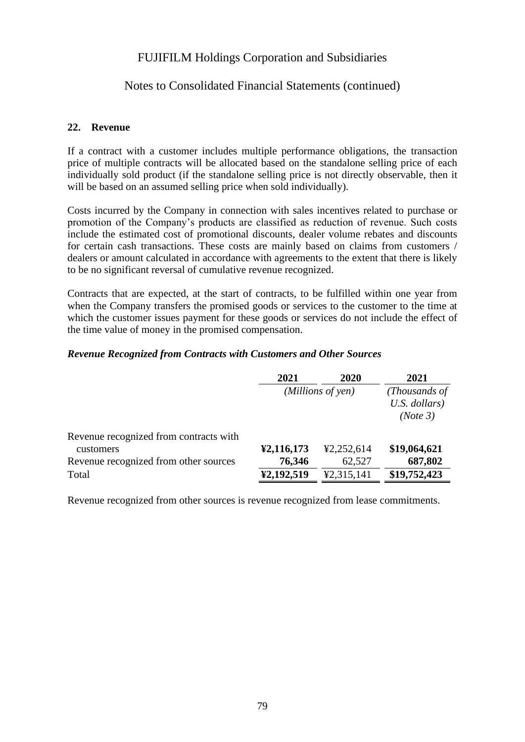## 22. Revenue

If a contract with a customer includes multiple performance obligations, the transaction price of multiple contracts will be allocated based on the standalone selling price of each individually sold product (if the standalone selling price is not directly observable, then it will be based on an assumed selling price when sold individually).

Costs incurred by the Company in connection with sales incentives related to purchase or promotion of the Company's products are classified as reduction of revenue. Such costs include the estimated cost of promotional discounts, dealer volume rebates and discounts for certain cash transactions. These costs are mainly based on claims from customers / dealers or amount calculated in accordance with agreements to the extent that there is likely to be no significant reversal of cumulative revenue recognized.

Contracts that are expected, at the start of contracts, to be fulfilled within one year from when the Company transfers the promised goods or services to the customer to the time at which the customer issues payment for these goods or services do not include the effect of the time value of money in the promised compensation.

### *Revenue Recognized from Contracts with Customers and Other Sources*

| | **2021** | **2020** | **2021** |
|---|---|---|---|
| | *(Millions of yen)* | | *(Thousands of U.S. dollars) (Note 3)* |
| Revenue recognized from contracts with customers | **¥2,116,173** | ¥2,252,614 | **$19,064,621** |
| Revenue recognized from other sources | **76,346** | 62,527 | **687,802** |
| Total | **¥2,192,519** | ¥2,315,141 | **$19,752,423** |

Revenue recognized from other sources is revenue recognized from lease commitments.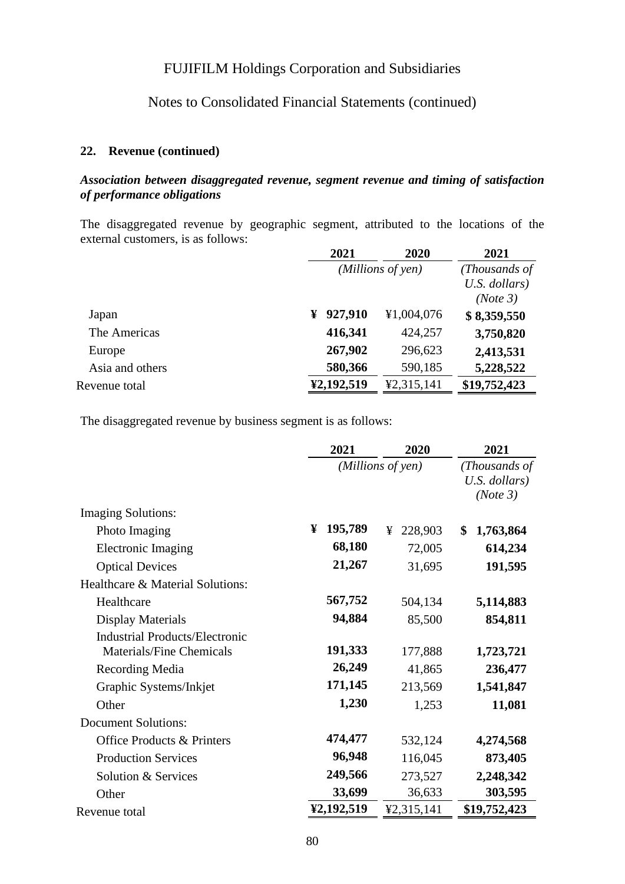FUJIFILM Holdings Corporation and Subsidiaries

Notes to Consolidated Financial Statements (continued)

**22. Revenue (continued)**

***Association between disaggregated revenue, segment revenue and timing of satisfaction of performance obligations***

The disaggregated revenue by geographic segment, attributed to the locations of the external customers, is as follows:

| | 2021 | 2020 | 2021 |
|---|---|---|---|
| | *(Millions of yen)* | | *(Thousands of U.S. dollars) (Note 3)* |
| Japan | **¥ 927,910** | ¥1,004,076 | **$ 8,359,550** |
| The Americas | **416,341** | 424,257 | **3,750,820** |
| Europe | **267,902** | 296,623 | **2,413,531** |
| Asia and others | **580,366** | 590,185 | **5,228,522** |
| Revenue total | **¥2,192,519** | ¥2,315,141 | **$19,752,423** |

The disaggregated revenue by business segment is as follows:

| | 2021 | 2020 | 2021 |
|---|---|---|---|
| | *(Millions of yen)* | | *(Thousands of U.S. dollars) (Note 3)* |
| Imaging Solutions: | | | |
| Photo Imaging | **¥ 195,789** | ¥ 228,903 | **$ 1,763,864** |
| Electronic Imaging | **68,180** | 72,005 | **614,234** |
| Optical Devices | **21,267** | 31,695 | **191,595** |
| Healthcare & Material Solutions: | | | |
| Healthcare | **567,752** | 504,134 | **5,114,883** |
| Display Materials | **94,884** | 85,500 | **854,811** |
| Industrial Products/Electronic Materials/Fine Chemicals | **191,333** | 177,888 | **1,723,721** |
| Recording Media | **26,249** | 41,865 | **236,477** |
| Graphic Systems/Inkjet | **171,145** | 213,569 | **1,541,847** |
| Other | **1,230** | 1,253 | **11,081** |
| Document Solutions: | | | |
| Office Products & Printers | **474,477** | 532,124 | **4,274,568** |
| Production Services | **96,948** | 116,045 | **873,405** |
| Solution & Services | **249,566** | 273,527 | **2,248,342** |
| Other | **33,699** | 36,633 | **303,595** |
| Revenue total | **¥2,192,519** | ¥2,315,141 | **$19,752,423** |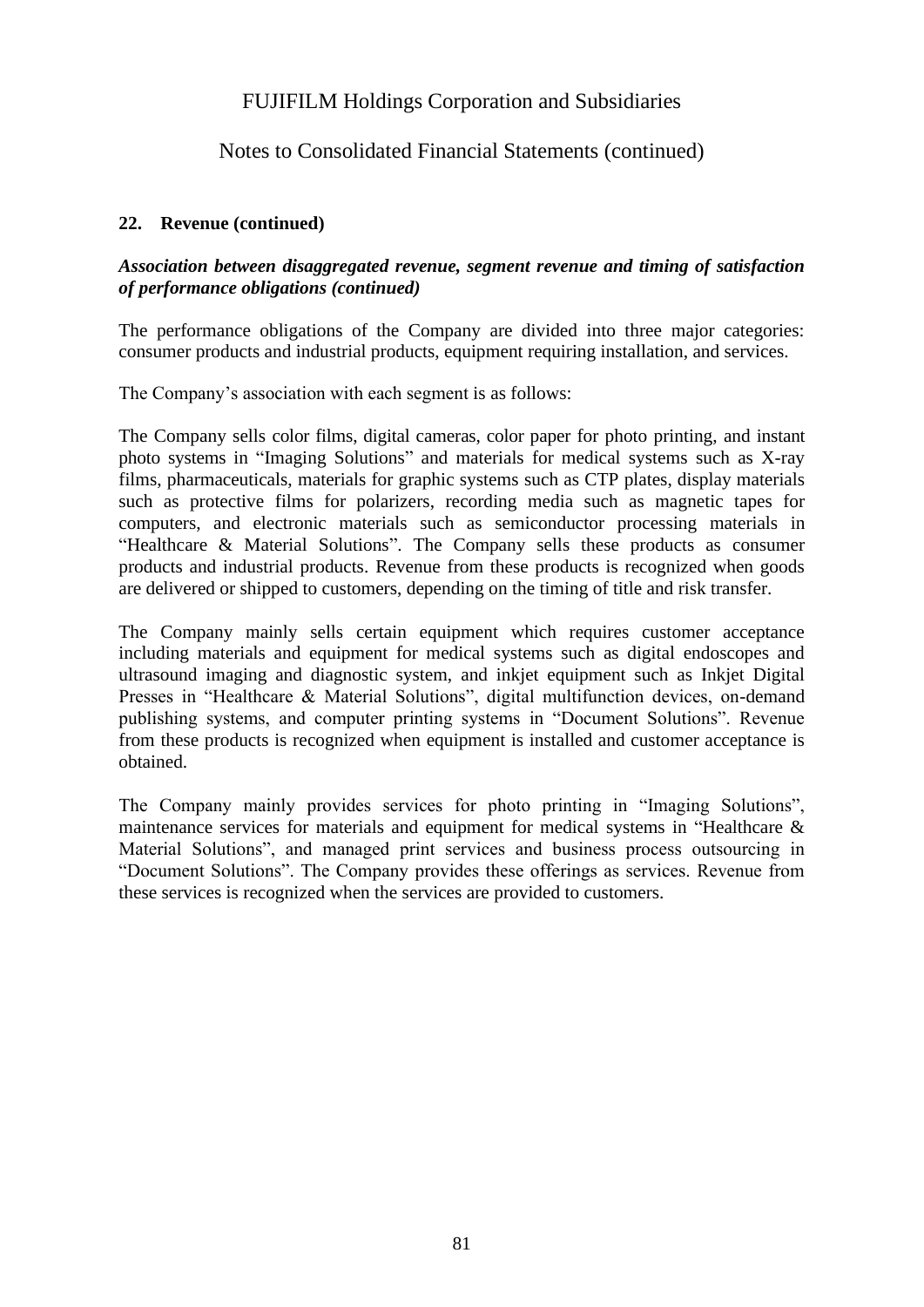## 22. Revenue (continued)

***Association between disaggregated revenue, segment revenue and timing of satisfaction of performance obligations (continued)***

The performance obligations of the Company are divided into three major categories: consumer products and industrial products, equipment requiring installation, and services.

The Company's association with each segment is as follows:

The Company sells color films, digital cameras, color paper for photo printing, and instant photo systems in "Imaging Solutions" and materials for medical systems such as X-ray films, pharmaceuticals, materials for graphic systems such as CTP plates, display materials such as protective films for polarizers, recording media such as magnetic tapes for computers, and electronic materials such as semiconductor processing materials in "Healthcare & Material Solutions". The Company sells these products as consumer products and industrial products. Revenue from these products is recognized when goods are delivered or shipped to customers, depending on the timing of title and risk transfer.

The Company mainly sells certain equipment which requires customer acceptance including materials and equipment for medical systems such as digital endoscopes and ultrasound imaging and diagnostic system, and inkjet equipment such as Inkjet Digital Presses in "Healthcare & Material Solutions", digital multifunction devices, on-demand publishing systems, and computer printing systems in "Document Solutions". Revenue from these products is recognized when equipment is installed and customer acceptance is obtained.

The Company mainly provides services for photo printing in "Imaging Solutions", maintenance services for materials and equipment for medical systems in "Healthcare & Material Solutions", and managed print services and business process outsourcing in "Document Solutions". The Company provides these offerings as services. Revenue from these services is recognized when the services are provided to customers.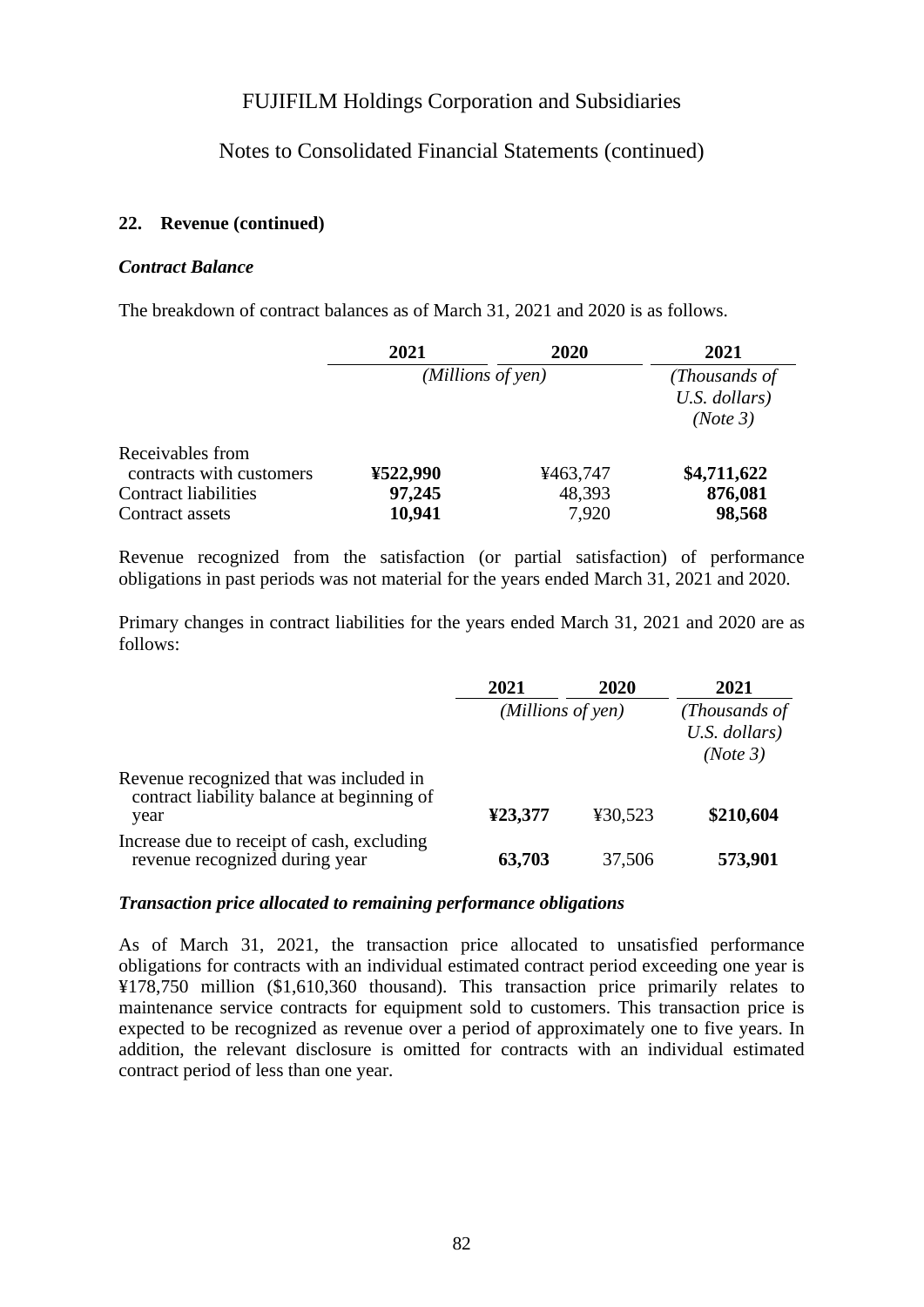FUJIFILM Holdings Corporation and Subsidiaries

Notes to Consolidated Financial Statements (continued)

## 22. Revenue (continued)

### *Contract Balance*

The breakdown of contract balances as of March 31, 2021 and 2020 is as follows.

| | 2021 | 2020 | 2021 |
|---|---|---|---|
| | *(Millions of yen)* | | *(Thousands of U.S. dollars) (Note 3)* |
| Receivables from contracts with customers | **¥522,990** | ¥463,747 | **$4,711,622** |
| Contract liabilities | **97,245** | 48,393 | **876,081** |
| Contract assets | **10,941** | 7,920 | **98,568** |

Revenue recognized from the satisfaction (or partial satisfaction) of performance obligations in past periods was not material for the years ended March 31, 2021 and 2020.

Primary changes in contract liabilities for the years ended March 31, 2021 and 2020 are as follows:

| | 2021 | 2020 | 2021 |
|---|---|---|---|
| | *(Millions of yen)* | | *(Thousands of U.S. dollars) (Note 3)* |
| Revenue recognized that was included in contract liability balance at beginning of year | **¥23,377** | ¥30,523 | **$210,604** |
| Increase due to receipt of cash, excluding revenue recognized during year | **63,703** | 37,506 | **573,901** |

### *Transaction price allocated to remaining performance obligations*

As of March 31, 2021, the transaction price allocated to unsatisfied performance obligations for contracts with an individual estimated contract period exceeding one year is ¥178,750 million ($1,610,360 thousand). This transaction price primarily relates to maintenance service contracts for equipment sold to customers. This transaction price is expected to be recognized as revenue over a period of approximately one to five years. In addition, the relevant disclosure is omitted for contracts with an individual estimated contract period of less than one year.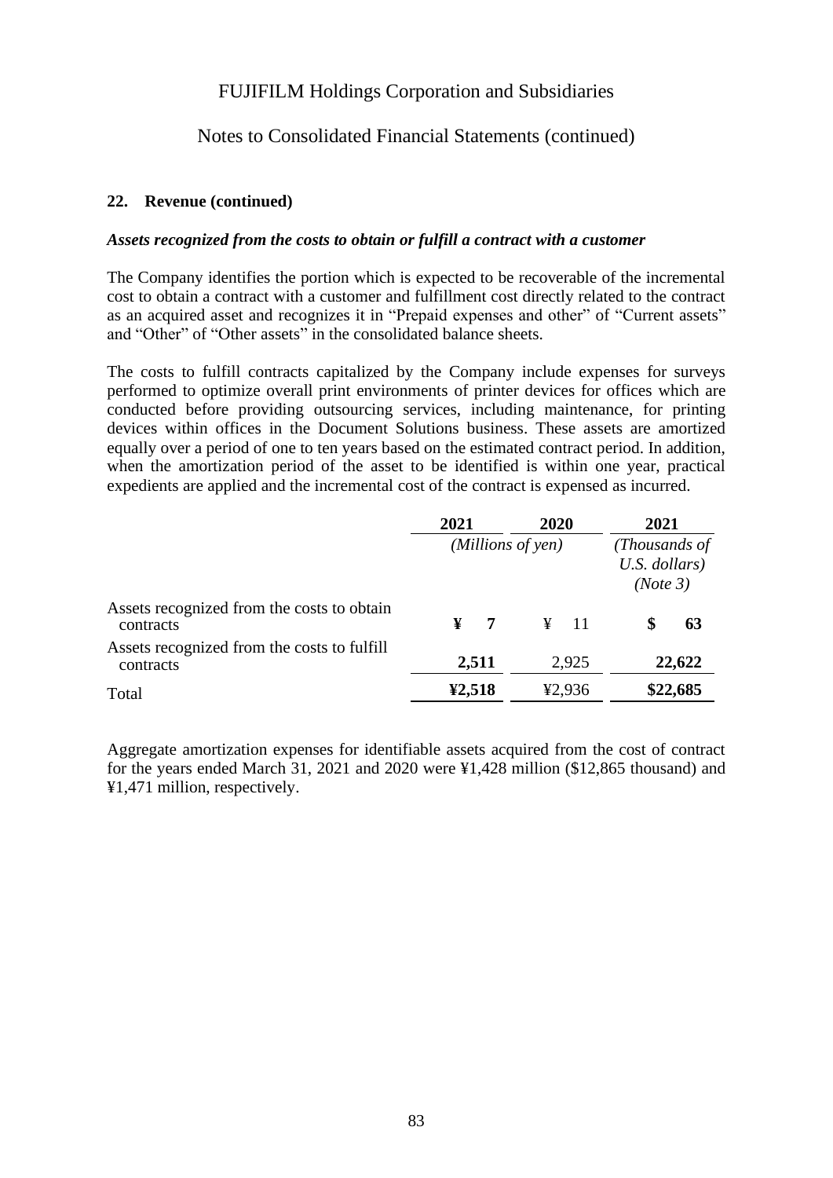FUJIFILM Holdings Corporation and Subsidiaries

Notes to Consolidated Financial Statements (continued)

### 22. Revenue (continued)

***Assets recognized from the costs to obtain or fulfill a contract with a customer***

The Company identifies the portion which is expected to be recoverable of the incremental cost to obtain a contract with a customer and fulfillment cost directly related to the contract as an acquired asset and recognizes it in "Prepaid expenses and other" of "Current assets" and "Other" of "Other assets" in the consolidated balance sheets.

The costs to fulfill contracts capitalized by the Company include expenses for surveys performed to optimize overall print environments of printer devices for offices which are conducted before providing outsourcing services, including maintenance, for printing devices within offices in the Document Solutions business. These assets are amortized equally over a period of one to ten years based on the estimated contract period. In addition, when the amortization period of the asset to be identified is within one year, practical expedients are applied and the incremental cost of the contract is expensed as incurred.

| | **2021** | 2020 | **2021** |
|---|---|---|---|
| | *(Millions of yen)* | | *(Thousands of U.S. dollars) (Note 3)* |
| Assets recognized from the costs to obtain contracts | **¥ 7** | ¥ 11 | **$ 63** |
| Assets recognized from the costs to fulfill contracts | **2,511** | 2,925 | **22,622** |
| Total | **¥2,518** | ¥2,936 | **$22,685** |

Aggregate amortization expenses for identifiable assets acquired from the cost of contract for the years ended March 31, 2021 and 2020 were ¥1,428 million ($12,865 thousand) and ¥1,471 million, respectively.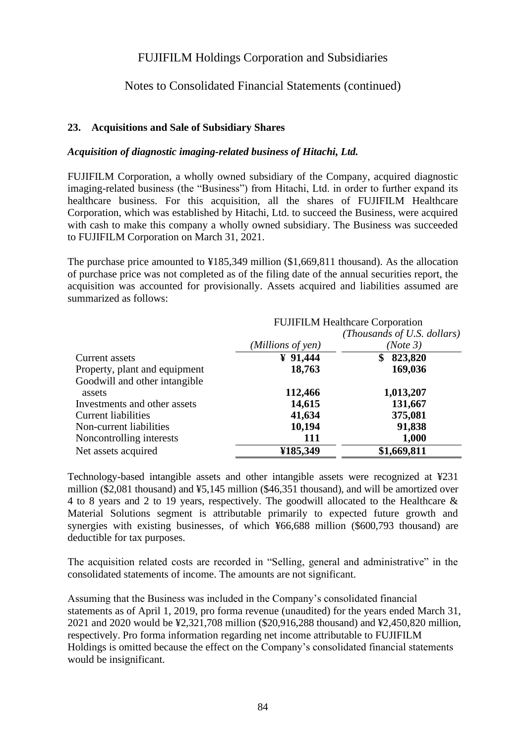## 23. Acquisitions and Sale of Subsidiary Shares

### *Acquisition of diagnostic imaging-related business of Hitachi, Ltd.*

FUJIFILM Corporation, a wholly owned subsidiary of the Company, acquired diagnostic imaging-related business (the "Business") from Hitachi, Ltd. in order to further expand its healthcare business. For this acquisition, all the shares of FUJIFILM Healthcare Corporation, which was established by Hitachi, Ltd. to succeed the Business, were acquired with cash to make this company a wholly owned subsidiary. The Business was succeeded to FUJIFILM Corporation on March 31, 2021.

The purchase price amounted to ¥185,349 million ($1,669,811 thousand). As the allocation of purchase price was not completed as of the filing date of the annual securities report, the acquisition was accounted for provisionally. Assets acquired and liabilities assumed are summarized as follows:

| | FUJIFILM Healthcare Corporation | |
|---|---|---|
| | *(Millions of yen)* | *(Thousands of U.S. dollars) (Note 3)* |
| Current assets | **¥ 91,444** | **$ 823,820** |
| Property, plant and equipment | **18,763** | **169,036** |
| Goodwill and other intangible assets | **112,466** | **1,013,207** |
| Investments and other assets | **14,615** | **131,667** |
| Current liabilities | **41,634** | **375,081** |
| Non-current liabilities | **10,194** | **91,838** |
| Noncontrolling interests | **111** | **1,000** |
| Net assets acquired | **¥185,349** | **$1,669,811** |

Technology-based intangible assets and other intangible assets were recognized at ¥231 million ($2,081 thousand) and ¥5,145 million ($46,351 thousand), and will be amortized over 4 to 8 years and 2 to 19 years, respectively. The goodwill allocated to the Healthcare & Material Solutions segment is attributable primarily to expected future growth and synergies with existing businesses, of which ¥66,688 million ($600,793 thousand) are deductible for tax purposes.

The acquisition related costs are recorded in "Selling, general and administrative" in the consolidated statements of income. The amounts are not significant.

Assuming that the Business was included in the Company's consolidated financial statements as of April 1, 2019, pro forma revenue (unaudited) for the years ended March 31, 2021 and 2020 would be ¥2,321,708 million ($20,916,288 thousand) and ¥2,450,820 million, respectively. Pro forma information regarding net income attributable to FUJIFILM Holdings is omitted because the effect on the Company's consolidated financial statements would be insignificant.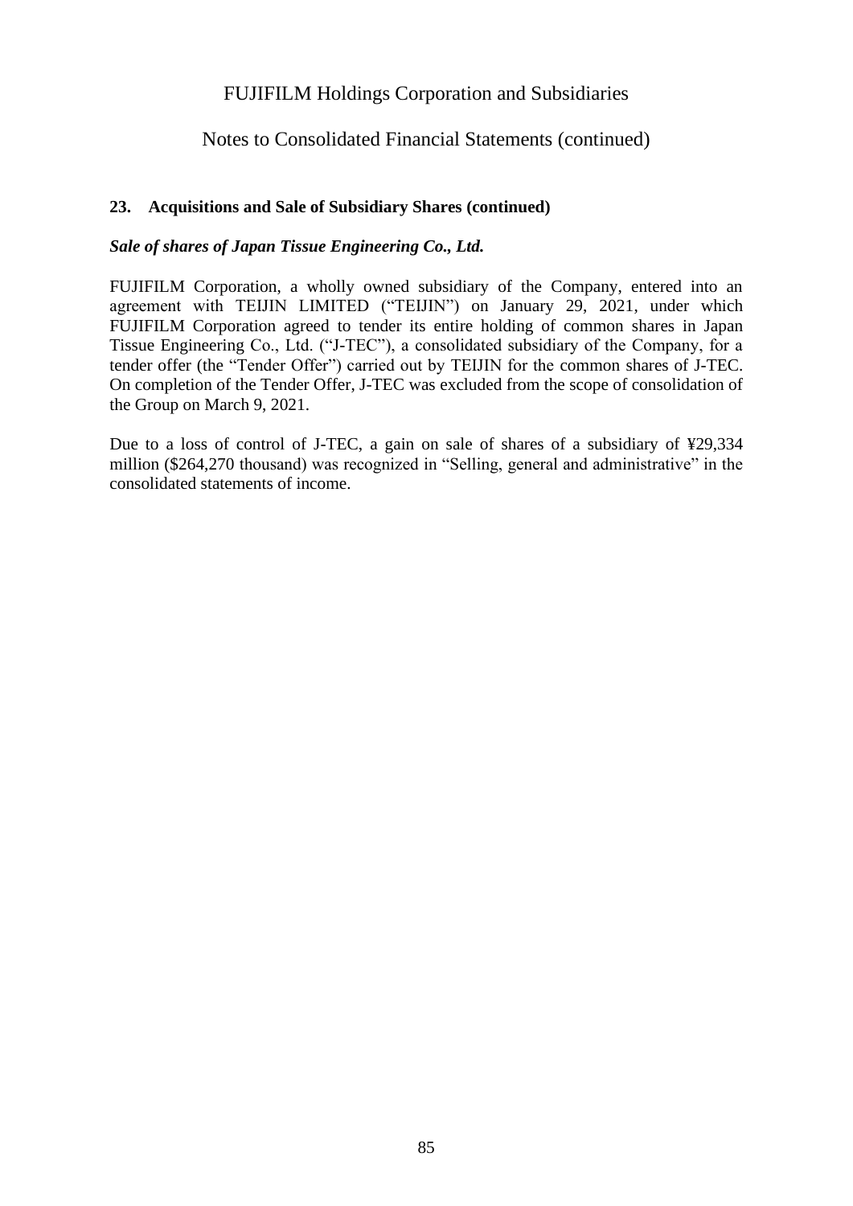## 23. Acquisitions and Sale of Subsidiary Shares (continued)

***Sale of shares of Japan Tissue Engineering Co., Ltd.***

FUJIFILM Corporation, a wholly owned subsidiary of the Company, entered into an agreement with TEIJIN LIMITED ("TEIJIN") on January 29, 2021, under which FUJIFILM Corporation agreed to tender its entire holding of common shares in Japan Tissue Engineering Co., Ltd. ("J-TEC"), a consolidated subsidiary of the Company, for a tender offer (the "Tender Offer") carried out by TEIJIN for the common shares of J-TEC. On completion of the Tender Offer, J-TEC was excluded from the scope of consolidation of the Group on March 9, 2021.

Due to a loss of control of J-TEC, a gain on sale of shares of a subsidiary of ¥29,334 million ($264,270 thousand) was recognized in "Selling, general and administrative" in the consolidated statements of income.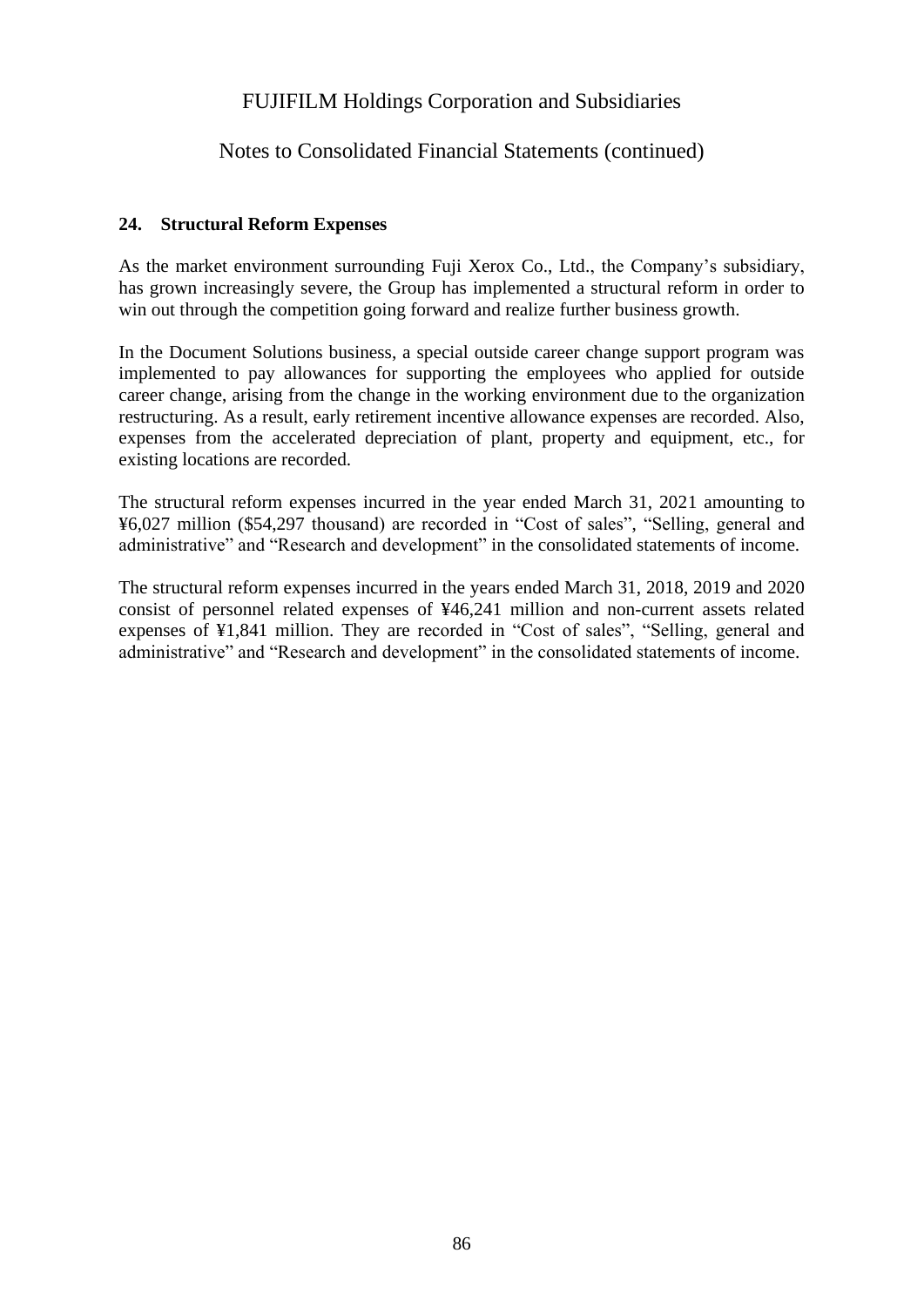## 24. Structural Reform Expenses

As the market environment surrounding Fuji Xerox Co., Ltd., the Company's subsidiary, has grown increasingly severe, the Group has implemented a structural reform in order to win out through the competition going forward and realize further business growth.

In the Document Solutions business, a special outside career change support program was implemented to pay allowances for supporting the employees who applied for outside career change, arising from the change in the working environment due to the organization restructuring. As a result, early retirement incentive allowance expenses are recorded. Also, expenses from the accelerated depreciation of plant, property and equipment, etc., for existing locations are recorded.

The structural reform expenses incurred in the year ended March 31, 2021 amounting to ¥6,027 million ($54,297 thousand) are recorded in "Cost of sales", "Selling, general and administrative" and "Research and development" in the consolidated statements of income.

The structural reform expenses incurred in the years ended March 31, 2018, 2019 and 2020 consist of personnel related expenses of ¥46,241 million and non-current assets related expenses of ¥1,841 million. They are recorded in "Cost of sales", "Selling, general and administrative" and "Research and development" in the consolidated statements of income.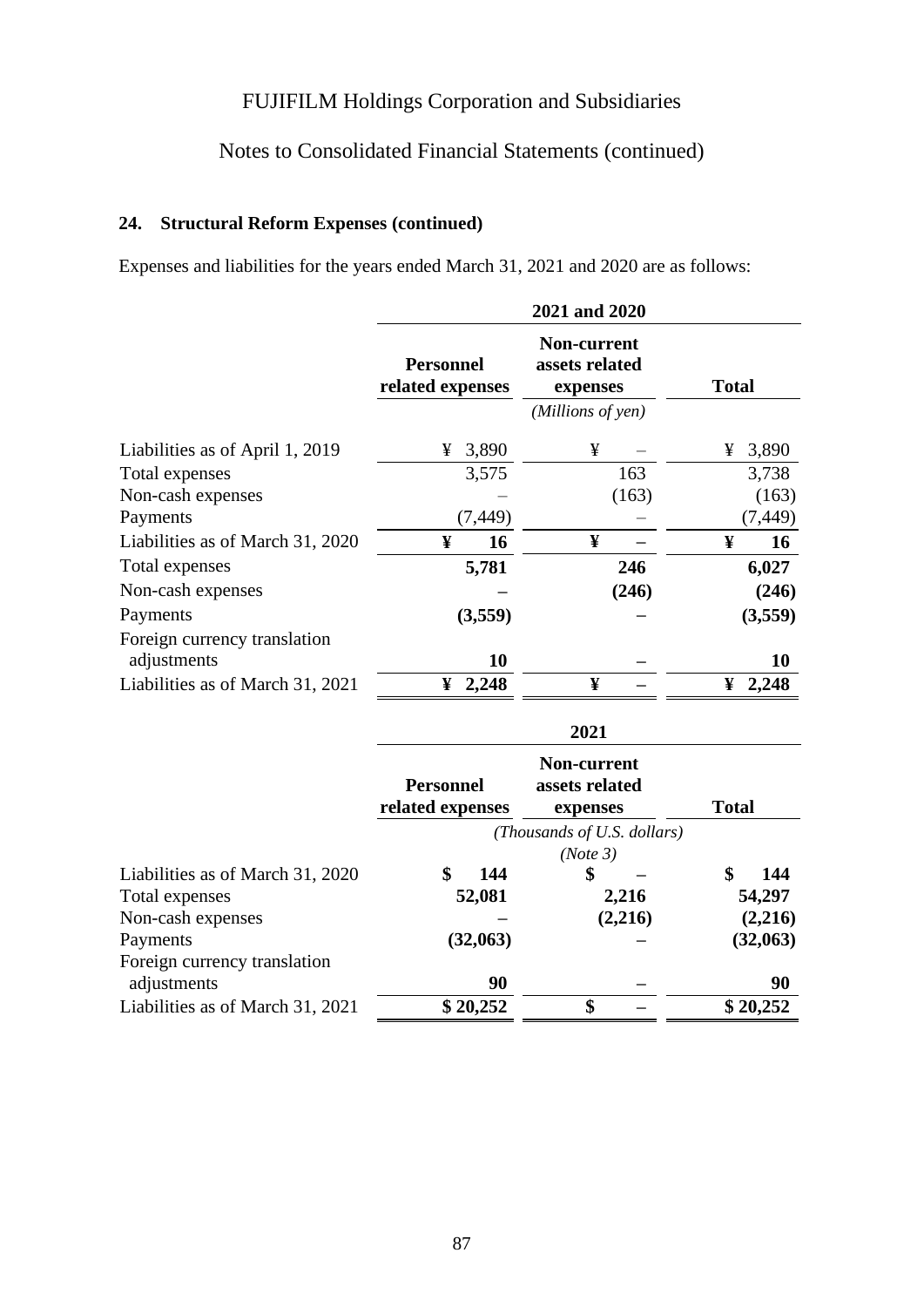FUJIFILM Holdings Corporation and Subsidiaries

Notes to Consolidated Financial Statements (continued)

## 24. Structural Reform Expenses (continued)

Expenses and liabilities for the years ended March 31, 2021 and 2020 are as follows:

| | 2021 and 2020 | | |
|---|---|---|---|
| | Personnel related expenses | Non-current assets related expenses | Total |
| | (Millions of yen) | | |
| Liabilities as of April 1, 2019 | ¥ 3,890 | ¥ – | ¥ 3,890 |
| Total expenses | 3,575 | 163 | 3,738 |
| Non-cash expenses | – | (163) | (163) |
| Payments | (7,449) | – | (7,449) |
| Liabilities as of March 31, 2020 | **¥ 16** | **¥ –** | **¥ 16** |
| Total expenses | **5,781** | **246** | **6,027** |
| Non-cash expenses | **–** | **(246)** | **(246)** |
| Payments | **(3,559)** | **–** | **(3,559)** |
| Foreign currency translation adjustments | **10** | **–** | **10** |
| Liabilities as of March 31, 2021 | **¥ 2,248** | **¥ –** | **¥ 2,248** |

| | 2021 | | |
|---|---|---|---|
| | Personnel related expenses | Non-current assets related expenses | Total |
| | (Thousands of U.S. dollars) (Note 3) | | |
| Liabilities as of March 31, 2020 | **$ 144** | **$ –** | **$ 144** |
| Total expenses | **52,081** | **2,216** | **54,297** |
| Non-cash expenses | **–** | **(2,216)** | **(2,216)** |
| Payments | **(32,063)** | **–** | **(32,063)** |
| Foreign currency translation adjustments | **90** | **–** | **90** |
| Liabilities as of March 31, 2021 | **$ 20,252** | **$ –** | **$ 20,252** |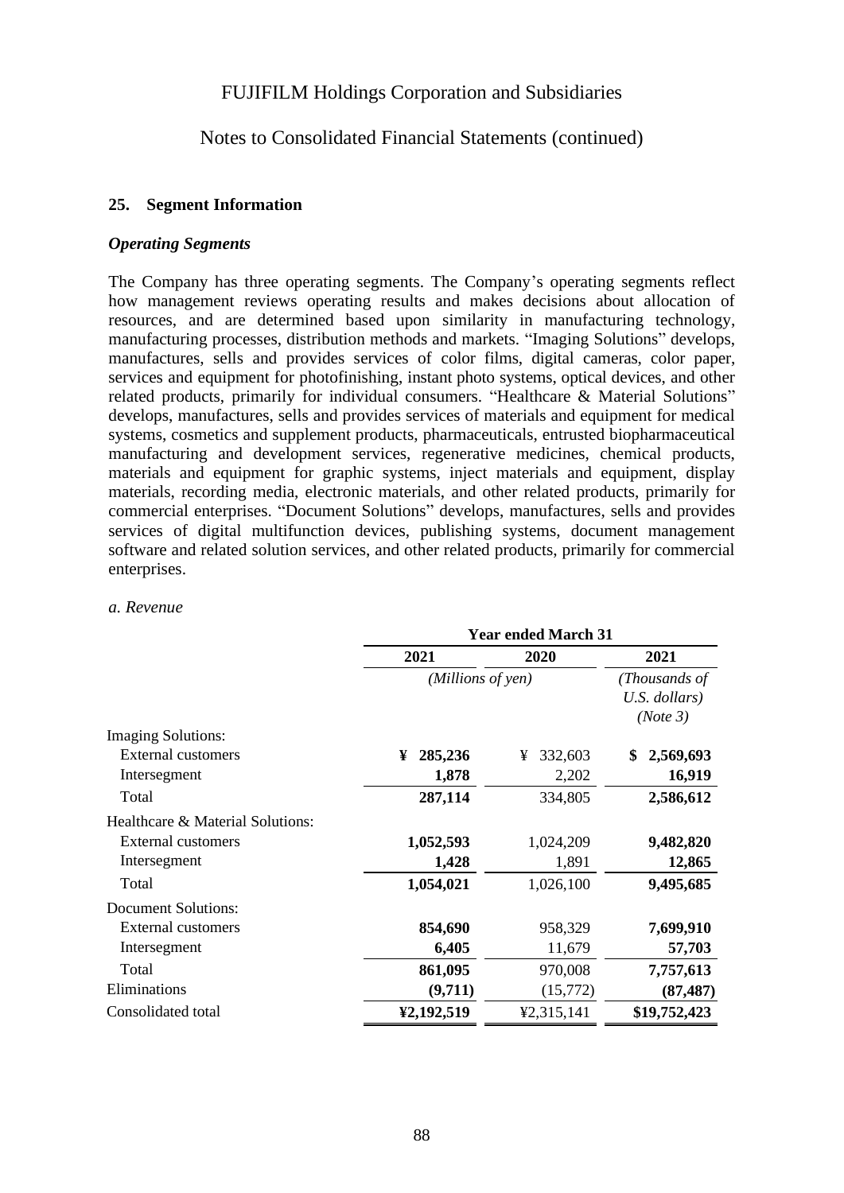## 25. Segment Information

### *Operating Segments*

The Company has three operating segments. The Company's operating segments reflect how management reviews operating results and makes decisions about allocation of resources, and are determined based upon similarity in manufacturing technology, manufacturing processes, distribution methods and markets. "Imaging Solutions" develops, manufactures, sells and provides services of color films, digital cameras, color paper, services and equipment for photofinishing, instant photo systems, optical devices, and other related products, primarily for individual consumers. "Healthcare & Material Solutions" develops, manufactures, sells and provides services of materials and equipment for medical systems, cosmetics and supplement products, pharmaceuticals, entrusted biopharmaceutical manufacturing and development services, regenerative medicines, chemical products, materials and equipment for graphic systems, inject materials and equipment, display materials, recording media, electronic materials, and other related products, primarily for commercial enterprises. "Document Solutions" develops, manufactures, sells and provides services of digital multifunction devices, publishing systems, document management software and related solution services, and other related products, primarily for commercial enterprises.

*a. Revenue*

| | Year ended March 31 | | |
|---|---|---|---|
| | **2021** | **2020** | **2021** |
| | *(Millions of yen)* | | *(Thousands of U.S. dollars) (Note 3)* |
| Imaging Solutions: | | | |
| External customers | **¥ 285,236** | ¥ 332,603 | **$ 2,569,693** |
| Intersegment | **1,878** | 2,202 | **16,919** |
| Total | **287,114** | 334,805 | **2,586,612** |
| Healthcare & Material Solutions: | | | |
| External customers | **1,052,593** | 1,024,209 | **9,482,820** |
| Intersegment | **1,428** | 1,891 | **12,865** |
| Total | **1,054,021** | 1,026,100 | **9,495,685** |
| Document Solutions: | | | |
| External customers | **854,690** | 958,329 | **7,699,910** |
| Intersegment | **6,405** | 11,679 | **57,703** |
| Total | **861,095** | 970,008 | **7,757,613** |
| Eliminations | **(9,711)** | (15,772) | **(87,487)** |
| Consolidated total | **¥2,192,519** | ¥2,315,141 | **$19,752,423** |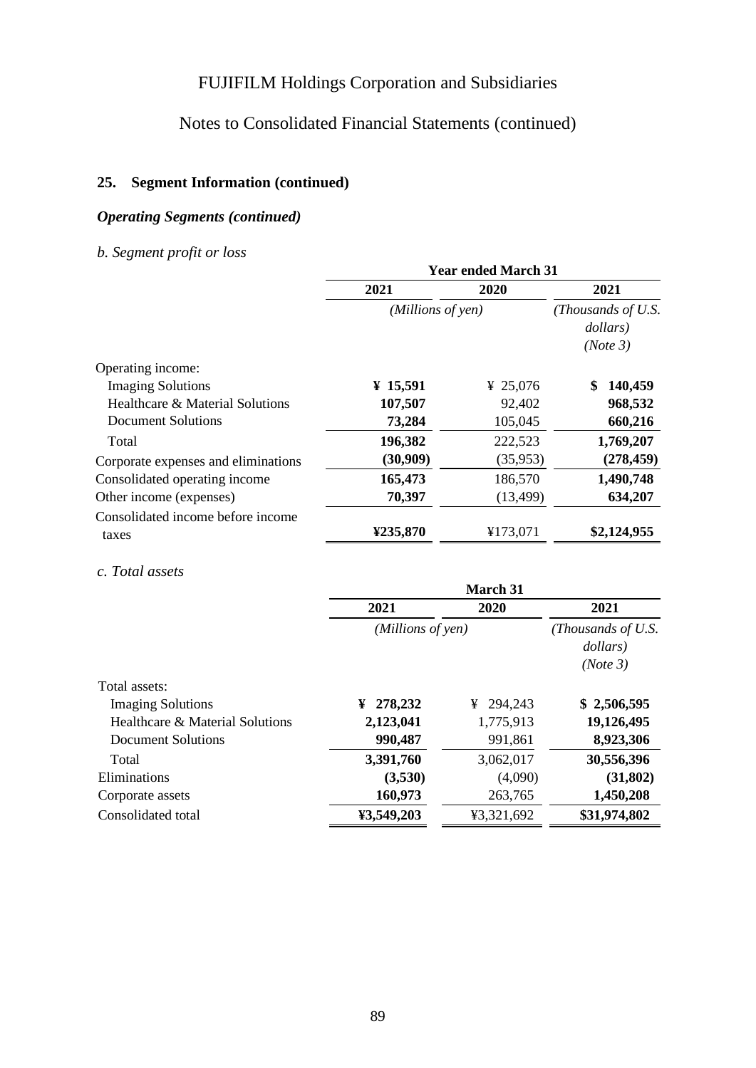FUJIFILM Holdings Corporation and Subsidiaries

Notes to Consolidated Financial Statements (continued)

## 25. Segment Information (continued)

### *Operating Segments (continued)*

*b. Segment profit or loss*

| | Year ended March 31 | | |
|---|---|---|---|
| | **2021** | **2020** | **2021** |
| | *(Millions of yen)* | | *(Thousands of U.S. dollars) (Note 3)* |
| Operating income: | | | |
| Imaging Solutions | **¥ 15,591** | ¥ 25,076 | **$ 140,459** |
| Healthcare & Material Solutions | **107,507** | 92,402 | **968,532** |
| Document Solutions | **73,284** | 105,045 | **660,216** |
| Total | **196,382** | 222,523 | **1,769,207** |
| Corporate expenses and eliminations | **(30,909)** | (35,953) | **(278,459)** |
| Consolidated operating income | **165,473** | 186,570 | **1,490,748** |
| Other income (expenses) | **70,397** | (13,499) | **634,207** |
| Consolidated income before income taxes | **¥235,870** | ¥173,071 | **$2,124,955** |

*c. Total assets*

| | March 31 | | |
|---|---|---|---|
| | **2021** | **2020** | **2021** |
| | *(Millions of yen)* | | *(Thousands of U.S. dollars) (Note 3)* |
| Total assets: | | | |
| Imaging Solutions | **¥ 278,232** | ¥ 294,243 | **$ 2,506,595** |
| Healthcare & Material Solutions | **2,123,041** | 1,775,913 | **19,126,495** |
| Document Solutions | **990,487** | 991,861 | **8,923,306** |
| Total | **3,391,760** | 3,062,017 | **30,556,396** |
| Eliminations | **(3,530)** | (4,090) | **(31,802)** |
| Corporate assets | **160,973** | 263,765 | **1,450,208** |
| Consolidated total | **¥3,549,203** | ¥3,321,692 | **$31,974,802** |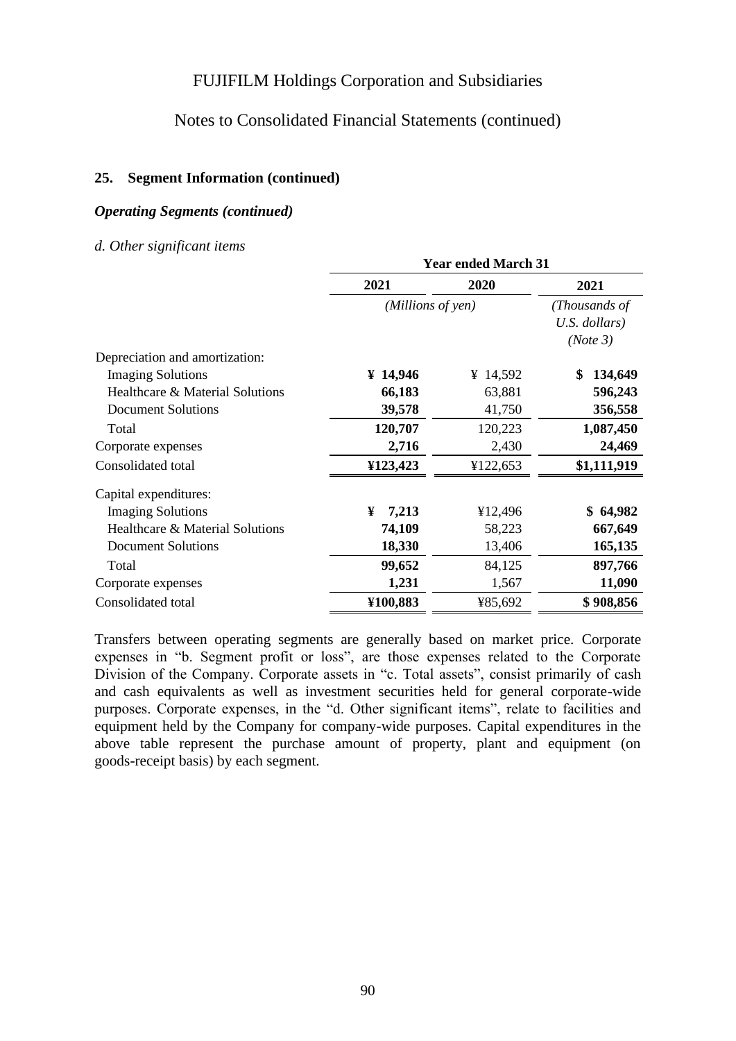## 25. Segment Information (continued)

### *Operating Segments (continued)*

*d. Other significant items*

| | Year ended March 31 | | |
|---|---|---|---|
| | 2021 | 2020 | 2021 |
| | *(Millions of yen)* | | *(Thousands of U.S. dollars) (Note 3)* |
| Depreciation and amortization: | | | |
| Imaging Solutions | **¥ 14,946** | ¥ 14,592 | **$ 134,649** |
| Healthcare & Material Solutions | **66,183** | 63,881 | **596,243** |
| Document Solutions | **39,578** | 41,750 | **356,558** |
| Total | **120,707** | 120,223 | **1,087,450** |
| Corporate expenses | **2,716** | 2,430 | **24,469** |
| Consolidated total | **¥123,423** | ¥122,653 | **$1,111,919** |
| Capital expenditures: | | | |
| Imaging Solutions | **¥ 7,213** | ¥12,496 | **$ 64,982** |
| Healthcare & Material Solutions | **74,109** | 58,223 | **667,649** |
| Document Solutions | **18,330** | 13,406 | **165,135** |
| Total | **99,652** | 84,125 | **897,766** |
| Corporate expenses | **1,231** | 1,567 | **11,090** |
| Consolidated total | **¥100,883** | ¥85,692 | **$ 908,856** |

Transfers between operating segments are generally based on market price. Corporate expenses in "b. Segment profit or loss", are those expenses related to the Corporate Division of the Company. Corporate assets in "c. Total assets", consist primarily of cash and cash equivalents as well as investment securities held for general corporate-wide purposes. Corporate expenses, in the "d. Other significant items", relate to facilities and equipment held by the Company for company-wide purposes. Capital expenditures in the above table represent the purchase amount of property, plant and equipment (on goods-receipt basis) by each segment.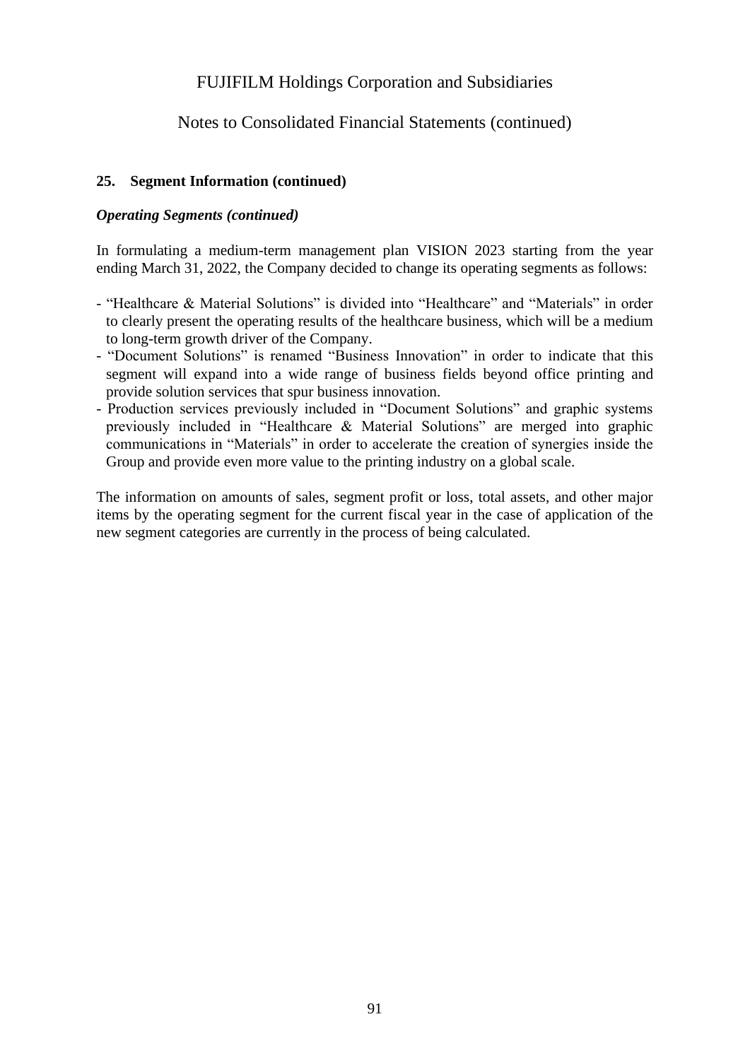## 25. Segment Information (continued)

### *Operating Segments (continued)*

In formulating a medium-term management plan VISION 2023 starting from the year ending March 31, 2022, the Company decided to change its operating segments as follows:

- "Healthcare & Material Solutions" is divided into "Healthcare" and "Materials" in order to clearly present the operating results of the healthcare business, which will be a medium to long-term growth driver of the Company.
- "Document Solutions" is renamed "Business Innovation" in order to indicate that this segment will expand into a wide range of business fields beyond office printing and provide solution services that spur business innovation.
- Production services previously included in "Document Solutions" and graphic systems previously included in "Healthcare & Material Solutions" are merged into graphic communications in "Materials" in order to accelerate the creation of synergies inside the Group and provide even more value to the printing industry on a global scale.

The information on amounts of sales, segment profit or loss, total assets, and other major items by the operating segment for the current fiscal year in the case of application of the new segment categories are currently in the process of being calculated.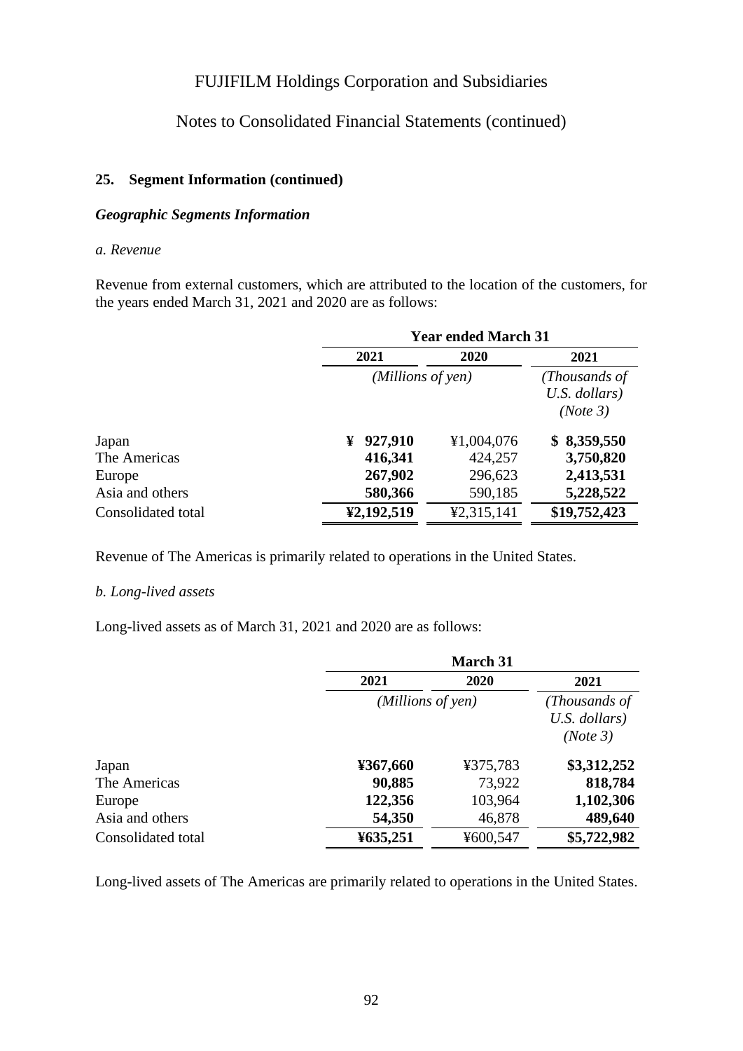# FUJIFILM Holdings Corporation and Subsidiaries

## Notes to Consolidated Financial Statements (continued)

### 25. Segment Information (continued)

***Geographic Segments Information***

*a. Revenue*

Revenue from external customers, which are attributed to the location of the customers, for the years ended March 31, 2021 and 2020 are as follows:

| | Year ended March 31 | | |
|---|---|---|---|
| | **2021** | **2020** | **2021** |
| | *(Millions of yen)* | | *(Thousands of U.S. dollars) (Note 3)* |
| Japan | **¥ 927,910** | ¥1,004,076 | **$ 8,359,550** |
| The Americas | **416,341** | 424,257 | **3,750,820** |
| Europe | **267,902** | 296,623 | **2,413,531** |
| Asia and others | **580,366** | 590,185 | **5,228,522** |
| Consolidated total | **¥2,192,519** | ¥2,315,141 | **$19,752,423** |

Revenue of The Americas is primarily related to operations in the United States.

*b. Long-lived assets*

Long-lived assets as of March 31, 2021 and 2020 are as follows:

| | March 31 | | |
|---|---|---|---|
| | **2021** | **2020** | **2021** |
| | *(Millions of yen)* | | *(Thousands of U.S. dollars) (Note 3)* |
| Japan | **¥367,660** | ¥375,783 | **$3,312,252** |
| The Americas | **90,885** | 73,922 | **818,784** |
| Europe | **122,356** | 103,964 | **1,102,306** |
| Asia and others | **54,350** | 46,878 | **489,640** |
| Consolidated total | **¥635,251** | ¥600,547 | **$5,722,982** |

Long-lived assets of The Americas are primarily related to operations in the United States.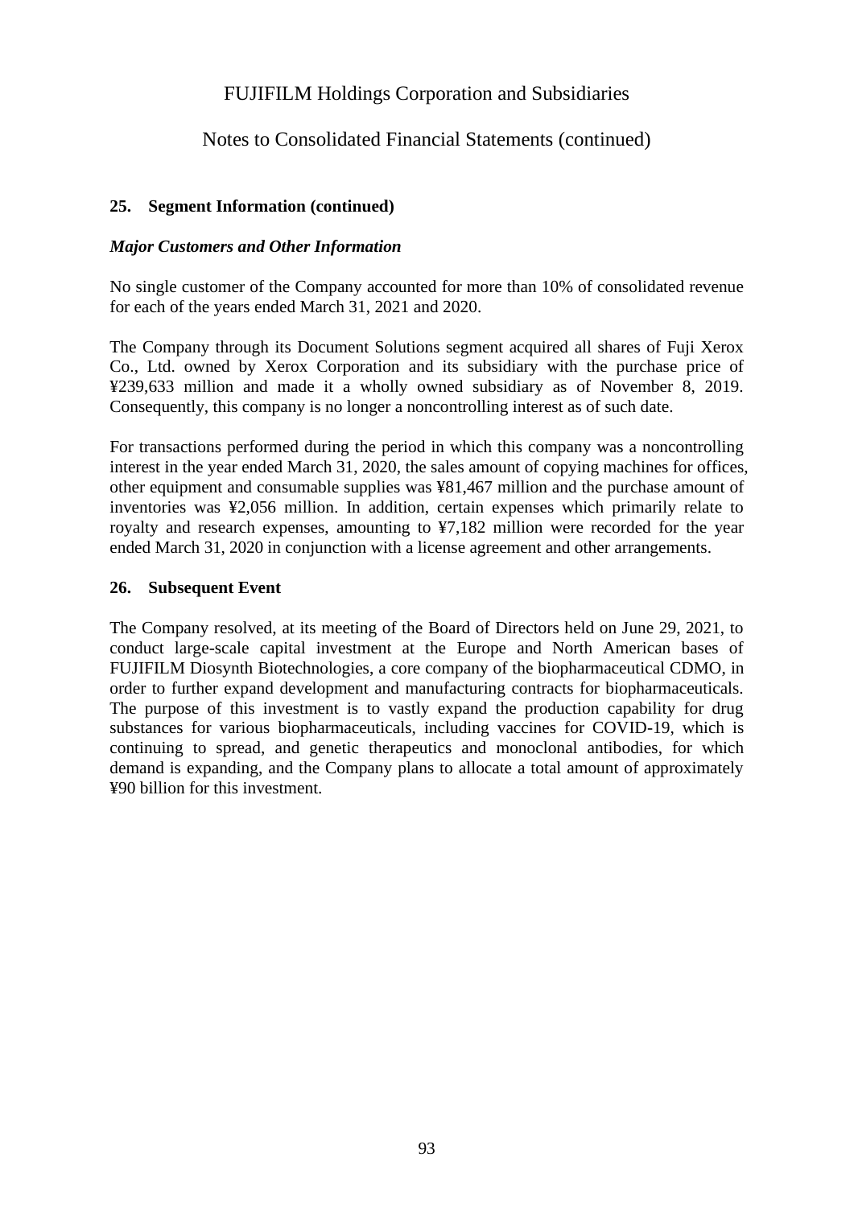## 25. Segment Information (continued)

### *Major Customers and Other Information*

No single customer of the Company accounted for more than 10% of consolidated revenue for each of the years ended March 31, 2021 and 2020.

The Company through its Document Solutions segment acquired all shares of Fuji Xerox Co., Ltd. owned by Xerox Corporation and its subsidiary with the purchase price of ¥239,633 million and made it a wholly owned subsidiary as of November 8, 2019. Consequently, this company is no longer a noncontrolling interest as of such date.

For transactions performed during the period in which this company was a noncontrolling interest in the year ended March 31, 2020, the sales amount of copying machines for offices, other equipment and consumable supplies was ¥81,467 million and the purchase amount of inventories was ¥2,056 million. In addition, certain expenses which primarily relate to royalty and research expenses, amounting to ¥7,182 million were recorded for the year ended March 31, 2020 in conjunction with a license agreement and other arrangements.

## 26. Subsequent Event

The Company resolved, at its meeting of the Board of Directors held on June 29, 2021, to conduct large-scale capital investment at the Europe and North American bases of FUJIFILM Diosynth Biotechnologies, a core company of the biopharmaceutical CDMO, in order to further expand development and manufacturing contracts for biopharmaceuticals. The purpose of this investment is to vastly expand the production capability for drug substances for various biopharmaceuticals, including vaccines for COVID-19, which is continuing to spread, and genetic therapeutics and monoclonal antibodies, for which demand is expanding, and the Company plans to allocate a total amount of approximately ¥90 billion for this investment.